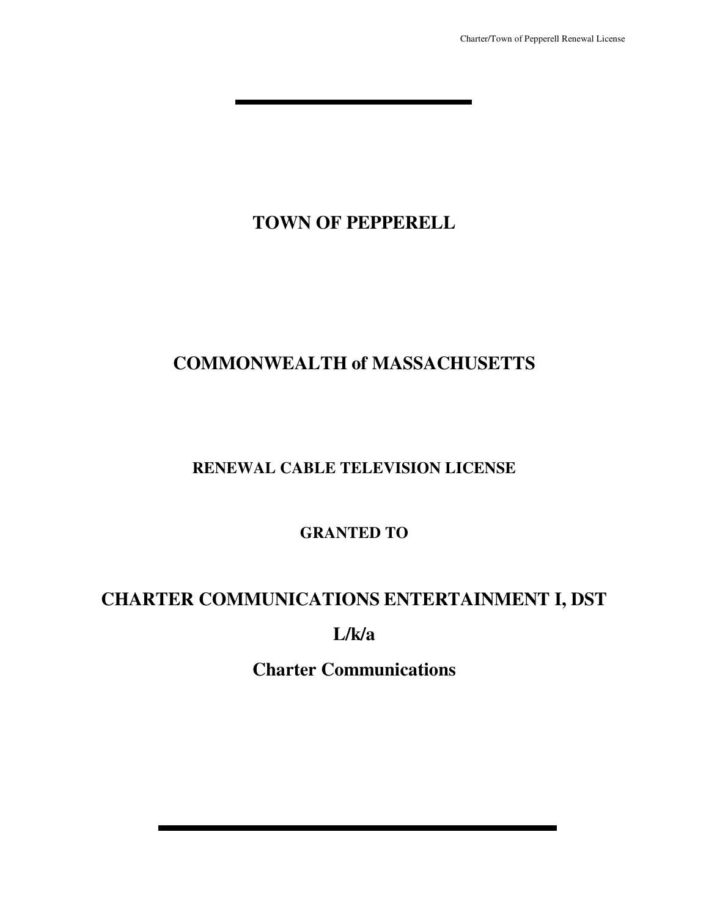# TOWN OF PEPPERELL

# COMMONWEALTH of MASSACHUSETTS

## RENEWAL CABLE TELEVISION LICENSE

## GRANTED TO

# CHARTER COMMUNICATIONS ENTERTAINMENT I, DST

# L/k/a

# Charter Communications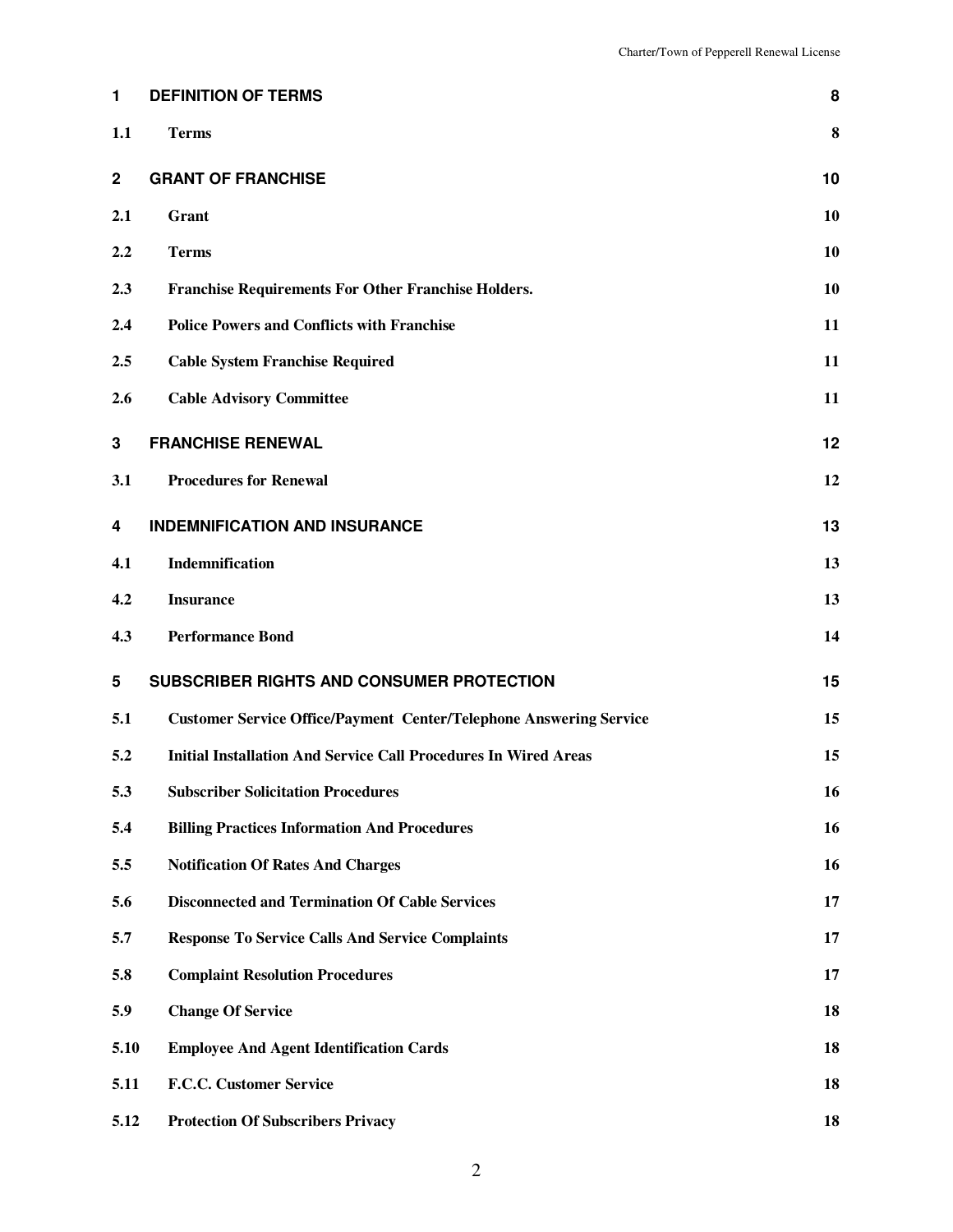| | | |
|---|---|---|
| **1** | **DEFINITION OF TERMS** | **8** |
| **1.1** | **Terms** | **8** |
| **2** | **GRANT OF FRANCHISE** | **10** |
| **2.1** | **Grant** | **10** |
| **2.2** | **Terms** | **10** |
| **2.3** | **Franchise Requirements For Other Franchise Holders.** | **10** |
| **2.4** | **Police Powers and Conflicts with Franchise** | **11** |
| **2.5** | **Cable System Franchise Required** | **11** |
| **2.6** | **Cable Advisory Committee** | **11** |
| **3** | **FRANCHISE RENEWAL** | **12** |
| **3.1** | **Procedures for Renewal** | **12** |
| **4** | **INDEMNIFICATION AND INSURANCE** | **13** |
| **4.1** | **Indemnification** | **13** |
| **4.2** | **Insurance** | **13** |
| **4.3** | **Performance Bond** | **14** |
| **5** | **SUBSCRIBER RIGHTS AND CONSUMER PROTECTION** | **15** |
| **5.1** | **Customer Service Office/Payment Center/Telephone Answering Service** | **15** |
| **5.2** | **Initial Installation And Service Call Procedures In Wired Areas** | **15** |
| **5.3** | **Subscriber Solicitation Procedures** | **16** |
| **5.4** | **Billing Practices Information And Procedures** | **16** |
| **5.5** | **Notification Of Rates And Charges** | **16** |
| **5.6** | **Disconnected and Termination Of Cable Services** | **17** |
| **5.7** | **Response To Service Calls And Service Complaints** | **17** |
| **5.8** | **Complaint Resolution Procedures** | **17** |
| **5.9** | **Change Of Service** | **18** |
| **5.10** | **Employee And Agent Identification Cards** | **18** |
| **5.11** | **F.C.C. Customer Service** | **18** |
| **5.12** | **Protection Of Subscribers Privacy** | **18** |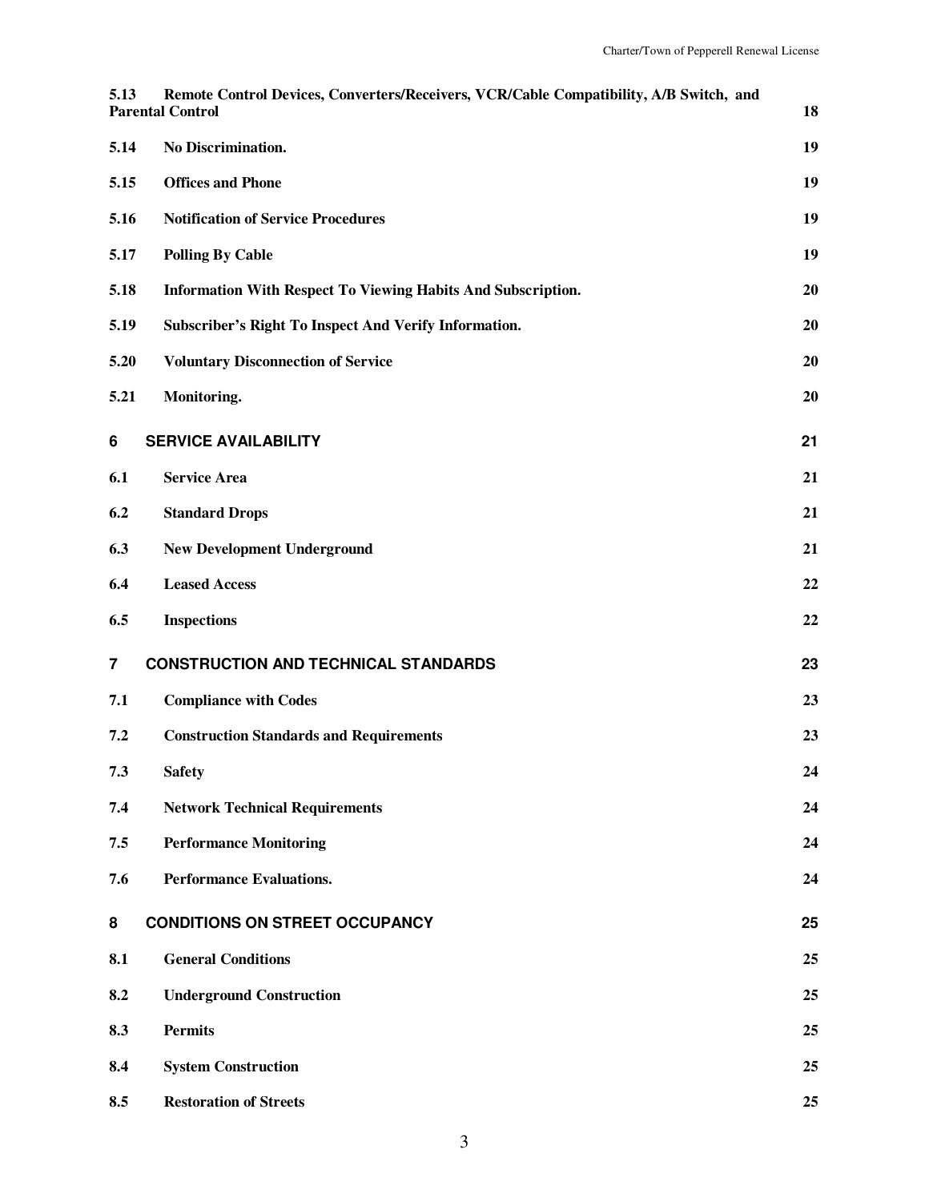| | | |
|---|---|---|
| **5.13** | **Remote Control Devices, Converters/Receivers, VCR/Cable Compatibility, A/B Switch, and Parental Control** | **18** |
| **5.14** | **No Discrimination.** | **19** |
| **5.15** | **Offices and Phone** | **19** |
| **5.16** | **Notification of Service Procedures** | **19** |
| **5.17** | **Polling By Cable** | **19** |
| **5.18** | **Information With Respect To Viewing Habits And Subscription.** | **20** |
| **5.19** | **Subscriber's Right To Inspect And Verify Information.** | **20** |
| **5.20** | **Voluntary Disconnection of Service** | **20** |
| **5.21** | **Monitoring.** | **20** |
| **6** | **SERVICE AVAILABILITY** | **21** |
| **6.1** | **Service Area** | **21** |
| **6.2** | **Standard Drops** | **21** |
| **6.3** | **New Development Underground** | **21** |
| **6.4** | **Leased Access** | **22** |
| **6.5** | **Inspections** | **22** |
| **7** | **CONSTRUCTION AND TECHNICAL STANDARDS** | **23** |
| **7.1** | **Compliance with Codes** | **23** |
| **7.2** | **Construction Standards and Requirements** | **23** |
| **7.3** | **Safety** | **24** |
| **7.4** | **Network Technical Requirements** | **24** |
| **7.5** | **Performance Monitoring** | **24** |
| **7.6** | **Performance Evaluations.** | **24** |
| **8** | **CONDITIONS ON STREET OCCUPANCY** | **25** |
| **8.1** | **General Conditions** | **25** |
| **8.2** | **Underground Construction** | **25** |
| **8.3** | **Permits** | **25** |
| **8.4** | **System Construction** | **25** |
| **8.5** | **Restoration of Streets** | **25** |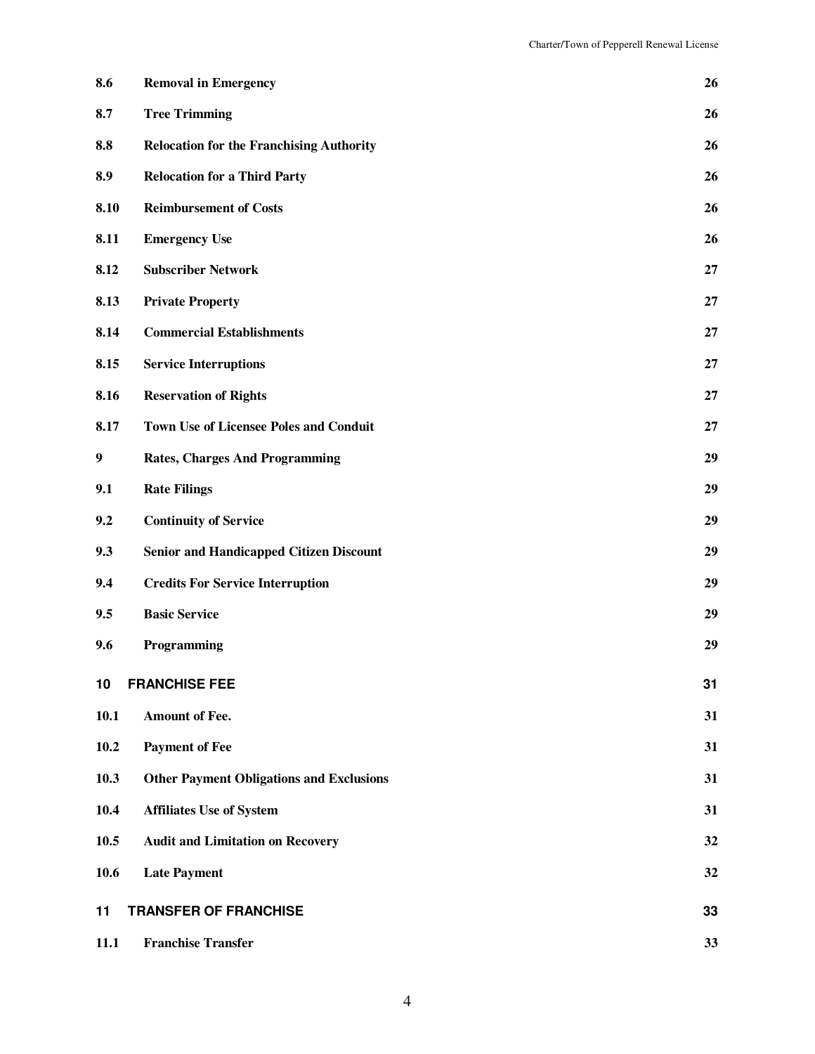| | | |
|---|---|---|
| **8.6** | **Removal in Emergency** | **26** |
| **8.7** | **Tree Trimming** | **26** |
| **8.8** | **Relocation for the Franchising Authority** | **26** |
| **8.9** | **Relocation for a Third Party** | **26** |
| **8.10** | **Reimbursement of Costs** | **26** |
| **8.11** | **Emergency Use** | **26** |
| **8.12** | **Subscriber Network** | **27** |
| **8.13** | **Private Property** | **27** |
| **8.14** | **Commercial Establishments** | **27** |
| **8.15** | **Service Interruptions** | **27** |
| **8.16** | **Reservation of Rights** | **27** |
| **8.17** | **Town Use of Licensee Poles and Conduit** | **27** |
| **9** | **Rates, Charges And Programming** | **29** |
| **9.1** | **Rate Filings** | **29** |
| **9.2** | **Continuity of Service** | **29** |
| **9.3** | **Senior and Handicapped Citizen Discount** | **29** |
| **9.4** | **Credits For Service Interruption** | **29** |
| **9.5** | **Basic Service** | **29** |
| **9.6** | **Programming** | **29** |
| **10** | **FRANCHISE FEE** | **31** |
| **10.1** | **Amount of Fee.** | **31** |
| **10.2** | **Payment of Fee** | **31** |
| **10.3** | **Other Payment Obligations and Exclusions** | **31** |
| **10.4** | **Affiliates Use of System** | **31** |
| **10.5** | **Audit and Limitation on Recovery** | **32** |
| **10.6** | **Late Payment** | **32** |
| **11** | **TRANSFER OF FRANCHISE** | **33** |
| **11.1** | **Franchise Transfer** | **33** |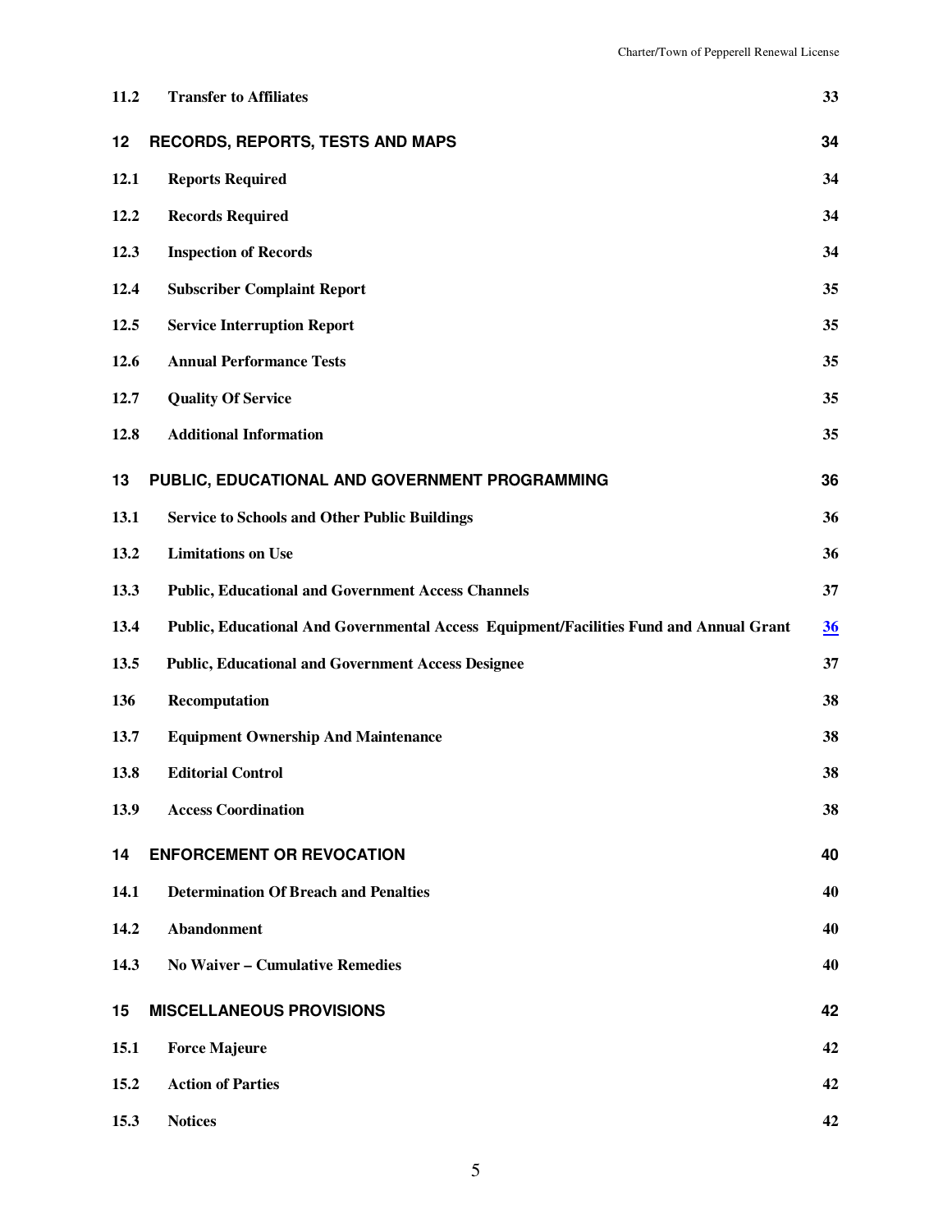| | | |
|---|---|---|
| **11.2** | **Transfer to Affiliates** | **33** |
| **12** | **RECORDS, REPORTS, TESTS AND MAPS** | **34** |
| **12.1** | **Reports Required** | **34** |
| **12.2** | **Records Required** | **34** |
| **12.3** | **Inspection of Records** | **34** |
| **12.4** | **Subscriber Complaint Report** | **35** |
| **12.5** | **Service Interruption Report** | **35** |
| **12.6** | **Annual Performance Tests** | **35** |
| **12.7** | **Quality Of Service** | **35** |
| **12.8** | **Additional Information** | **35** |
| **13** | **PUBLIC, EDUCATIONAL AND GOVERNMENT PROGRAMMING** | **36** |
| **13.1** | **Service to Schools and Other Public Buildings** | **36** |
| **13.2** | **Limitations on Use** | **36** |
| **13.3** | **Public, Educational and Government Access Channels** | **37** |
| **13.4** | **Public, Educational And Governmental Access Equipment/Facilities Fund and Annual Grant** | **36** |
| **13.5** | **Public, Educational and Government Access Designee** | **37** |
| **136** | **Recomputation** | **38** |
| **13.7** | **Equipment Ownership And Maintenance** | **38** |
| **13.8** | **Editorial Control** | **38** |
| **13.9** | **Access Coordination** | **38** |
| **14** | **ENFORCEMENT OR REVOCATION** | **40** |
| **14.1** | **Determination Of Breach and Penalties** | **40** |
| **14.2** | **Abandonment** | **40** |
| **14.3** | **No Waiver – Cumulative Remedies** | **40** |
| **15** | **MISCELLANEOUS PROVISIONS** | **42** |
| **15.1** | **Force Majeure** | **42** |
| **15.2** | **Action of Parties** | **42** |
| **15.3** | **Notices** | **42** |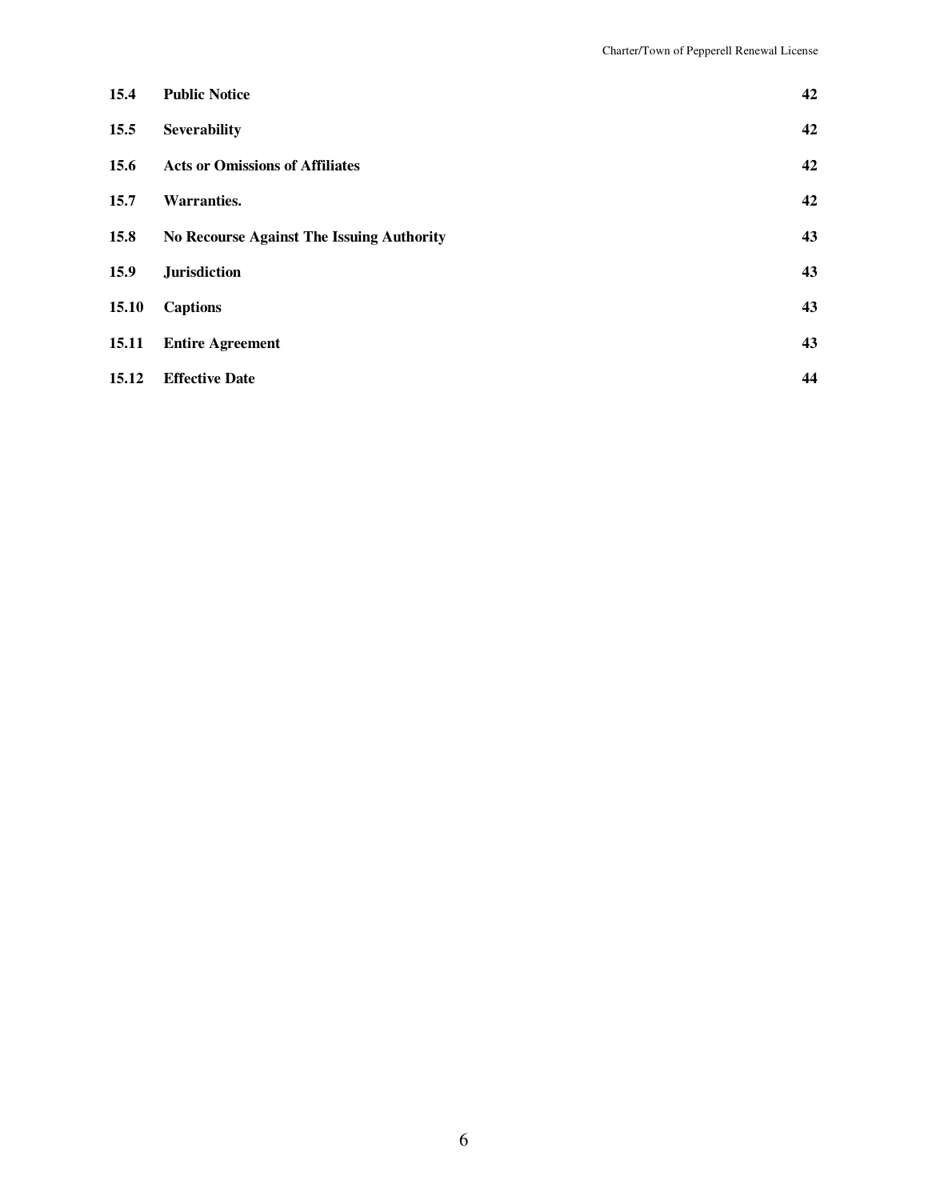| | | |
|---|---|---|
| **15.4** | **Public Notice** | **42** |
| **15.5** | **Severability** | **42** |
| **15.6** | **Acts or Omissions of Affiliates** | **42** |
| **15.7** | **Warranties.** | **42** |
| **15.8** | **No Recourse Against The Issuing Authority** | **43** |
| **15.9** | **Jurisdiction** | **43** |
| **15.10** | **Captions** | **43** |
| **15.11** | **Entire Agreement** | **43** |
| **15.12** | **Effective Date** | **44** |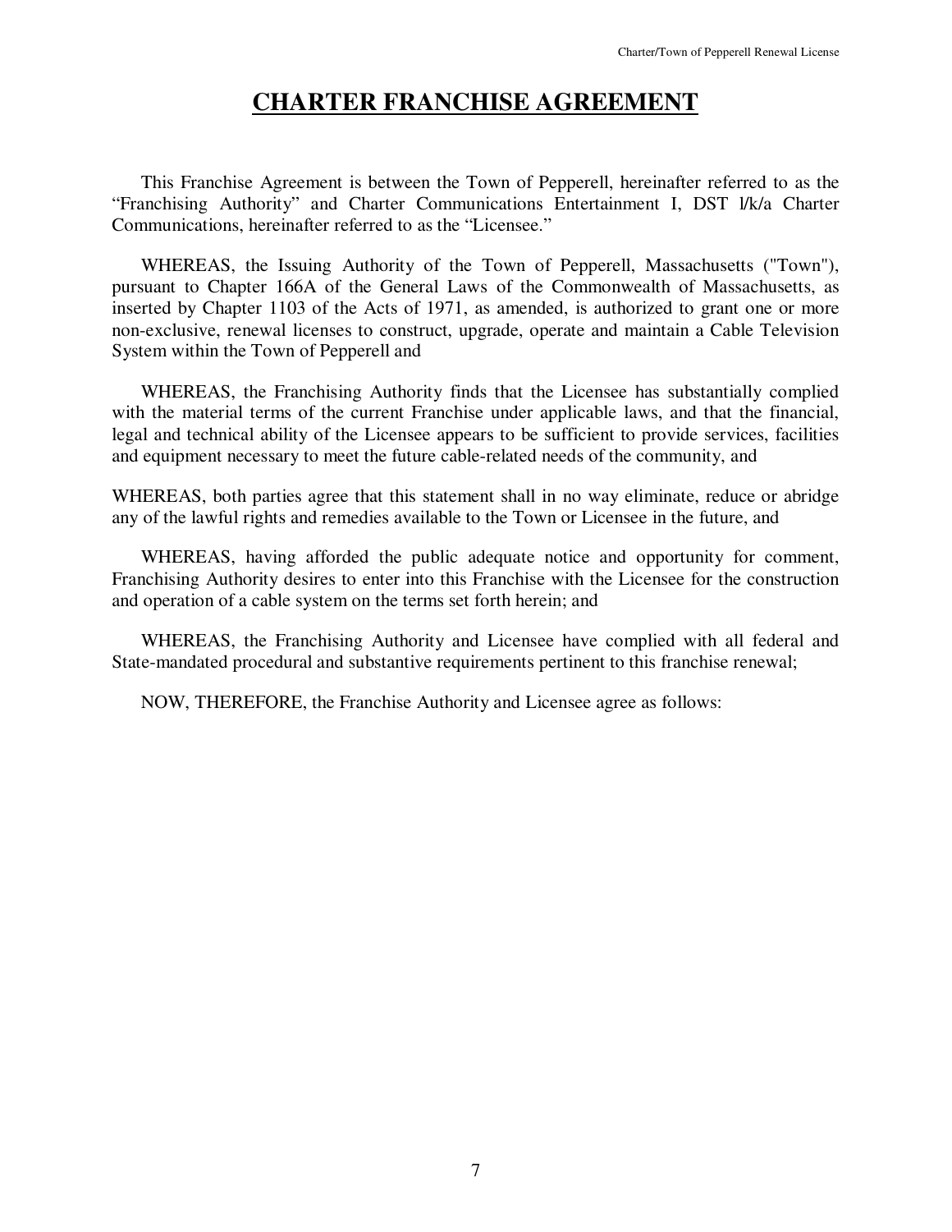# CHARTER FRANCHISE AGREEMENT

This Franchise Agreement is between the Town of Pepperell, hereinafter referred to as the "Franchising Authority" and Charter Communications Entertainment I, DST l/k/a Charter Communications, hereinafter referred to as the "Licensee."

WHEREAS, the Issuing Authority of the Town of Pepperell, Massachusetts ("Town"), pursuant to Chapter 166A of the General Laws of the Commonwealth of Massachusetts, as inserted by Chapter 1103 of the Acts of 1971, as amended, is authorized to grant one or more non-exclusive, renewal licenses to construct, upgrade, operate and maintain a Cable Television System within the Town of Pepperell and

WHEREAS, the Franchising Authority finds that the Licensee has substantially complied with the material terms of the current Franchise under applicable laws, and that the financial, legal and technical ability of the Licensee appears to be sufficient to provide services, facilities and equipment necessary to meet the future cable-related needs of the community, and

WHEREAS, both parties agree that this statement shall in no way eliminate, reduce or abridge any of the lawful rights and remedies available to the Town or Licensee in the future, and

WHEREAS, having afforded the public adequate notice and opportunity for comment, Franchising Authority desires to enter into this Franchise with the Licensee for the construction and operation of a cable system on the terms set forth herein; and

WHEREAS, the Franchising Authority and Licensee have complied with all federal and State-mandated procedural and substantive requirements pertinent to this franchise renewal;

NOW, THEREFORE, the Franchise Authority and Licensee agree as follows: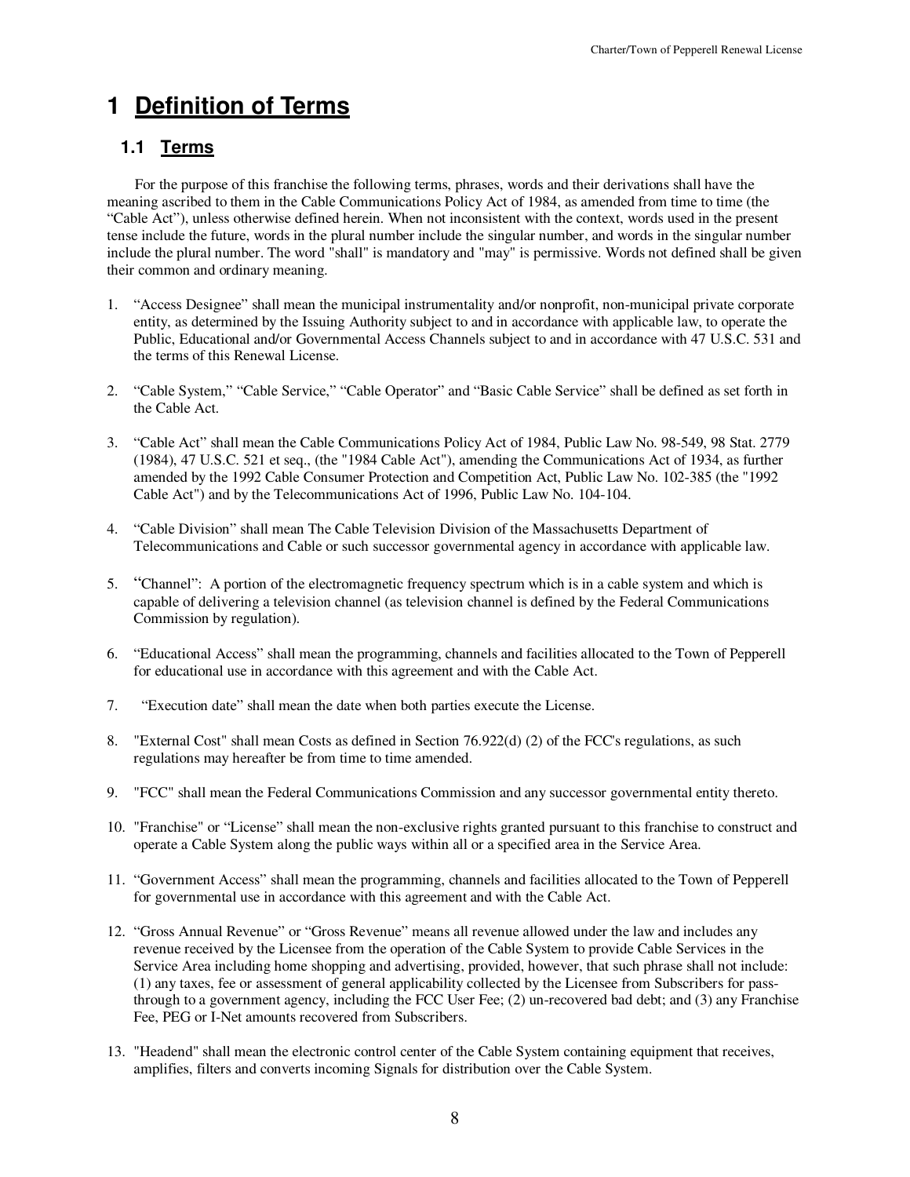# 1 Definition of Terms

## 1.1 Terms

For the purpose of this franchise the following terms, phrases, words and their derivations shall have the meaning ascribed to them in the Cable Communications Policy Act of 1984, as amended from time to time (the "Cable Act"), unless otherwise defined herein. When not inconsistent with the context, words used in the present tense include the future, words in the plural number include the singular number, and words in the singular number include the plural number. The word "shall" is mandatory and "may" is permissive. Words not defined shall be given their common and ordinary meaning.

1. "Access Designee" shall mean the municipal instrumentality and/or nonprofit, non-municipal private corporate entity, as determined by the Issuing Authority subject to and in accordance with applicable law, to operate the Public, Educational and/or Governmental Access Channels subject to and in accordance with 47 U.S.C. 531 and the terms of this Renewal License.

2. "Cable System," "Cable Service," "Cable Operator" and "Basic Cable Service" shall be defined as set forth in the Cable Act.

3. "Cable Act" shall mean the Cable Communications Policy Act of 1984, Public Law No. 98-549, 98 Stat. 2779 (1984), 47 U.S.C. 521 et seq., (the "1984 Cable Act"), amending the Communications Act of 1934, as further amended by the 1992 Cable Consumer Protection and Competition Act, Public Law No. 102-385 (the "1992 Cable Act") and by the Telecommunications Act of 1996, Public Law No. 104-104.

4. "Cable Division" shall mean The Cable Television Division of the Massachusetts Department of Telecommunications and Cable or such successor governmental agency in accordance with applicable law.

5. "Channel": A portion of the electromagnetic frequency spectrum which is in a cable system and which is capable of delivering a television channel (as television channel is defined by the Federal Communications Commission by regulation).

6. "Educational Access" shall mean the programming, channels and facilities allocated to the Town of Pepperell for educational use in accordance with this agreement and with the Cable Act.

7. "Execution date" shall mean the date when both parties execute the License.

8. "External Cost" shall mean Costs as defined in Section 76.922(d) (2) of the FCC's regulations, as such regulations may hereafter be from time to time amended.

9. "FCC" shall mean the Federal Communications Commission and any successor governmental entity thereto.

10. "Franchise" or "License" shall mean the non-exclusive rights granted pursuant to this franchise to construct and operate a Cable System along the public ways within all or a specified area in the Service Area.

11. "Government Access" shall mean the programming, channels and facilities allocated to the Town of Pepperell for governmental use in accordance with this agreement and with the Cable Act.

12. "Gross Annual Revenue" or "Gross Revenue" means all revenue allowed under the law and includes any revenue received by the Licensee from the operation of the Cable System to provide Cable Services in the Service Area including home shopping and advertising, provided, however, that such phrase shall not include: (1) any taxes, fee or assessment of general applicability collected by the Licensee from Subscribers for pass-through to a government agency, including the FCC User Fee; (2) un-recovered bad debt; and (3) any Franchise Fee, PEG or I-Net amounts recovered from Subscribers.

13. "Headend" shall mean the electronic control center of the Cable System containing equipment that receives, amplifies, filters and converts incoming Signals for distribution over the Cable System.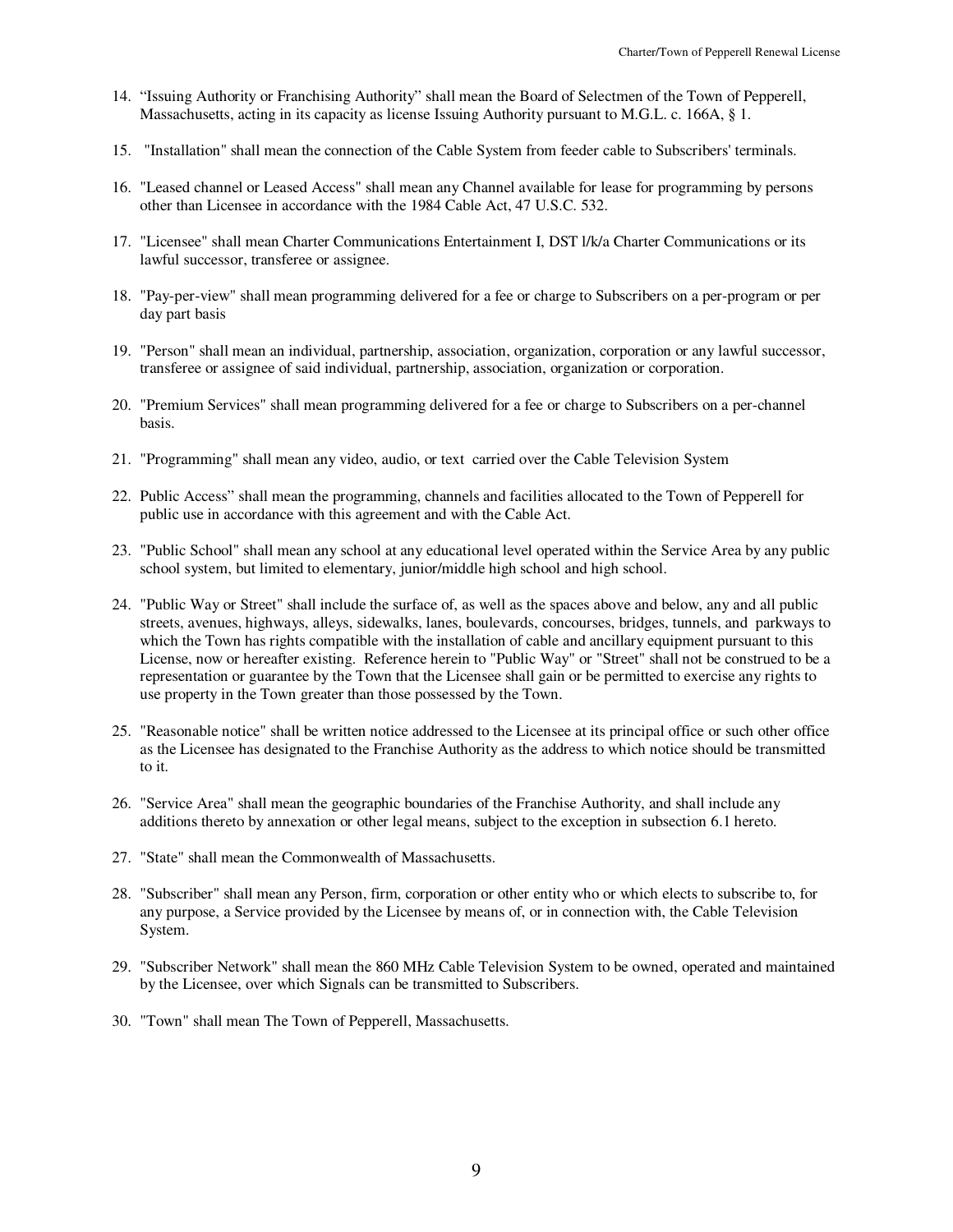14. “Issuing Authority or Franchising Authority” shall mean the Board of Selectmen of the Town of Pepperell, Massachusetts, acting in its capacity as license Issuing Authority pursuant to M.G.L. c. 166A, § 1.

15. "Installation" shall mean the connection of the Cable System from feeder cable to Subscribers' terminals.

16. "Leased channel or Leased Access" shall mean any Channel available for lease for programming by persons other than Licensee in accordance with the 1984 Cable Act, 47 U.S.C. 532.

17. "Licensee" shall mean Charter Communications Entertainment I, DST l/k/a Charter Communications or its lawful successor, transferee or assignee.

18. "Pay-per-view" shall mean programming delivered for a fee or charge to Subscribers on a per-program or per day part basis

19. "Person" shall mean an individual, partnership, association, organization, corporation or any lawful successor, transferee or assignee of said individual, partnership, association, organization or corporation.

20. "Premium Services" shall mean programming delivered for a fee or charge to Subscribers on a per-channel basis.

21. "Programming" shall mean any video, audio, or text carried over the Cable Television System

22. Public Access” shall mean the programming, channels and facilities allocated to the Town of Pepperell for public use in accordance with this agreement and with the Cable Act.

23. "Public School" shall mean any school at any educational level operated within the Service Area by any public school system, but limited to elementary, junior/middle high school and high school.

24. "Public Way or Street" shall include the surface of, as well as the spaces above and below, any and all public streets, avenues, highways, alleys, sidewalks, lanes, boulevards, concourses, bridges, tunnels, and parkways to which the Town has rights compatible with the installation of cable and ancillary equipment pursuant to this License, now or hereafter existing. Reference herein to "Public Way" or "Street" shall not be construed to be a representation or guarantee by the Town that the Licensee shall gain or be permitted to exercise any rights to use property in the Town greater than those possessed by the Town.

25. "Reasonable notice" shall be written notice addressed to the Licensee at its principal office or such other office as the Licensee has designated to the Franchise Authority as the address to which notice should be transmitted to it.

26. "Service Area" shall mean the geographic boundaries of the Franchise Authority, and shall include any additions thereto by annexation or other legal means, subject to the exception in subsection 6.1 hereto.

27. "State" shall mean the Commonwealth of Massachusetts.

28. "Subscriber" shall mean any Person, firm, corporation or other entity who or which elects to subscribe to, for any purpose, a Service provided by the Licensee by means of, or in connection with, the Cable Television System.

29. "Subscriber Network" shall mean the 860 MHz Cable Television System to be owned, operated and maintained by the Licensee, over which Signals can be transmitted to Subscribers.

30. "Town" shall mean The Town of Pepperell, Massachusetts.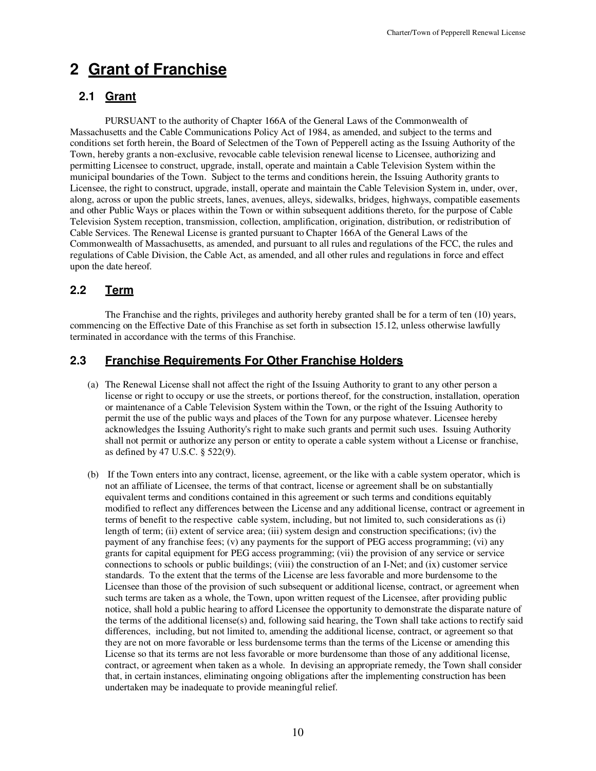# 2 Grant of Franchise

## 2.1 Grant

PURSUANT to the authority of Chapter 166A of the General Laws of the Commonwealth of Massachusetts and the Cable Communications Policy Act of 1984, as amended, and subject to the terms and conditions set forth herein, the Board of Selectmen of the Town of Pepperell acting as the Issuing Authority of the Town, hereby grants a non-exclusive, revocable cable television renewal license to Licensee, authorizing and permitting Licensee to construct, upgrade, install, operate and maintain a Cable Television System within the municipal boundaries of the Town. Subject to the terms and conditions herein, the Issuing Authority grants to Licensee, the right to construct, upgrade, install, operate and maintain the Cable Television System in, under, over, along, across or upon the public streets, lanes, avenues, alleys, sidewalks, bridges, highways, compatible easements and other Public Ways or places within the Town or within subsequent additions thereto, for the purpose of Cable Television System reception, transmission, collection, amplification, origination, distribution, or redistribution of Cable Services. The Renewal License is granted pursuant to Chapter 166A of the General Laws of the Commonwealth of Massachusetts, as amended, and pursuant to all rules and regulations of the FCC, the rules and regulations of Cable Division, the Cable Act, as amended, and all other rules and regulations in force and effect upon the date hereof.

## 2.2 Term

The Franchise and the rights, privileges and authority hereby granted shall be for a term of ten (10) years, commencing on the Effective Date of this Franchise as set forth in subsection 15.12, unless otherwise lawfully terminated in accordance with the terms of this Franchise.

## 2.3 Franchise Requirements For Other Franchise Holders

(a) The Renewal License shall not affect the right of the Issuing Authority to grant to any other person a license or right to occupy or use the streets, or portions thereof, for the construction, installation, operation or maintenance of a Cable Television System within the Town, or the right of the Issuing Authority to permit the use of the public ways and places of the Town for any purpose whatever. Licensee hereby acknowledges the Issuing Authority's right to make such grants and permit such uses. Issuing Authority shall not permit or authorize any person or entity to operate a cable system without a License or franchise, as defined by 47 U.S.C. § 522(9).

(b) If the Town enters into any contract, license, agreement, or the like with a cable system operator, which is not an affiliate of Licensee, the terms of that contract, license or agreement shall be on substantially equivalent terms and conditions contained in this agreement or such terms and conditions equitably modified to reflect any differences between the License and any additional license, contract or agreement in terms of benefit to the respective cable system, including, but not limited to, such considerations as (i) length of term; (ii) extent of service area; (iii) system design and construction specifications; (iv) the payment of any franchise fees; (v) any payments for the support of PEG access programming; (vi) any grants for capital equipment for PEG access programming; (vii) the provision of any service or service connections to schools or public buildings; (viii) the construction of an I-Net; and (ix) customer service standards. To the extent that the terms of the License are less favorable and more burdensome to the Licensee than those of the provision of such subsequent or additional license, contract, or agreement when such terms are taken as a whole, the Town, upon written request of the Licensee, after providing public notice, shall hold a public hearing to afford Licensee the opportunity to demonstrate the disparate nature of the terms of the additional license(s) and, following said hearing, the Town shall take actions to rectify said differences, including, but not limited to, amending the additional license, contract, or agreement so that they are not on more favorable or less burdensome terms than the terms of the License or amending this License so that its terms are not less favorable or more burdensome than those of any additional license, contract, or agreement when taken as a whole. In devising an appropriate remedy, the Town shall consider that, in certain instances, eliminating ongoing obligations after the implementing construction has been undertaken may be inadequate to provide meaningful relief.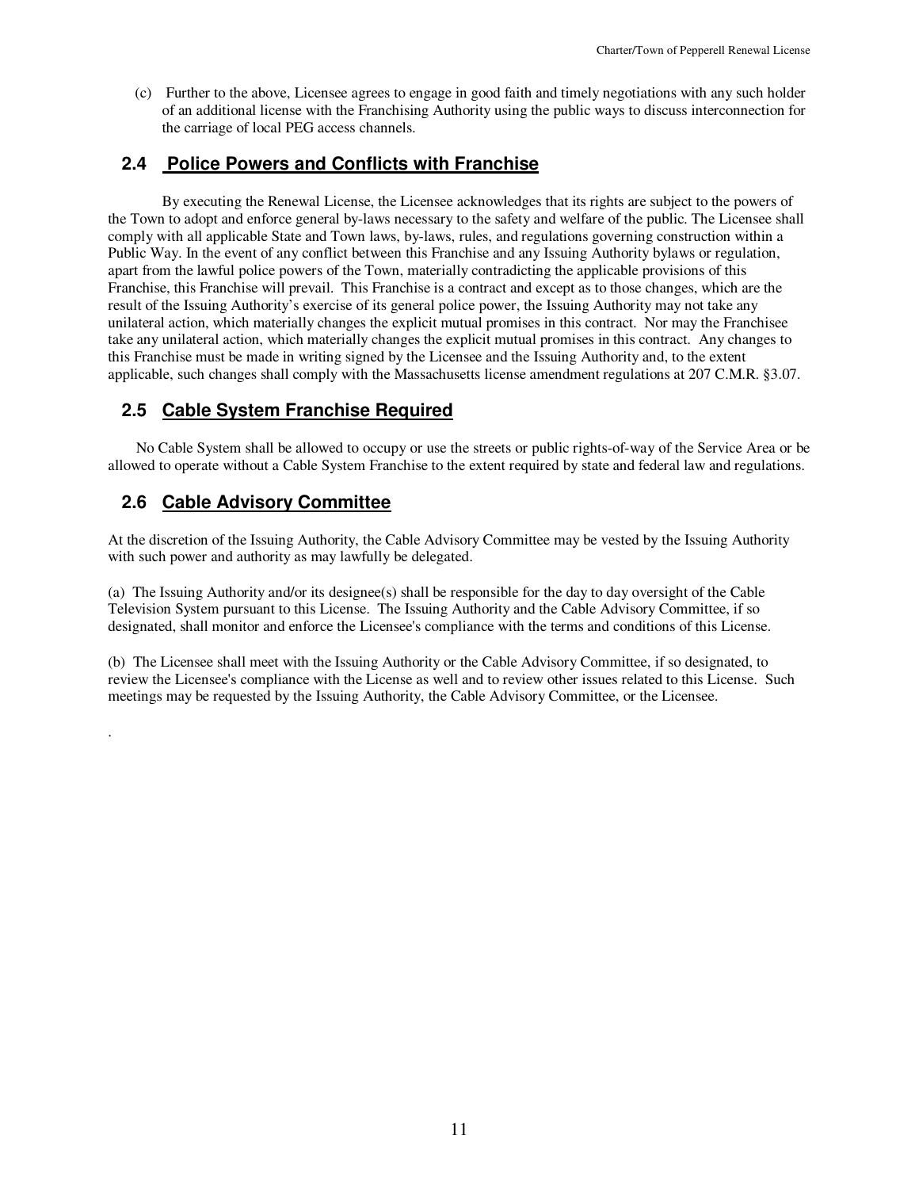(c) Further to the above, Licensee agrees to engage in good faith and timely negotiations with any such holder of an additional license with the Franchising Authority using the public ways to discuss interconnection for the carriage of local PEG access channels.

## 2.4 Police Powers and Conflicts with Franchise

By executing the Renewal License, the Licensee acknowledges that its rights are subject to the powers of the Town to adopt and enforce general by-laws necessary to the safety and welfare of the public. The Licensee shall comply with all applicable State and Town laws, by-laws, rules, and regulations governing construction within a Public Way. In the event of any conflict between this Franchise and any Issuing Authority bylaws or regulation, apart from the lawful police powers of the Town, materially contradicting the applicable provisions of this Franchise, this Franchise will prevail. This Franchise is a contract and except as to those changes, which are the result of the Issuing Authority's exercise of its general police power, the Issuing Authority may not take any unilateral action, which materially changes the explicit mutual promises in this contract. Nor may the Franchisee take any unilateral action, which materially changes the explicit mutual promises in this contract. Any changes to this Franchise must be made in writing signed by the Licensee and the Issuing Authority and, to the extent applicable, such changes shall comply with the Massachusetts license amendment regulations at 207 C.M.R. §3.07.

## 2.5 Cable System Franchise Required

No Cable System shall be allowed to occupy or use the streets or public rights-of-way of the Service Area or be allowed to operate without a Cable System Franchise to the extent required by state and federal law and regulations.

## 2.6 Cable Advisory Committee

At the discretion of the Issuing Authority, the Cable Advisory Committee may be vested by the Issuing Authority with such power and authority as may lawfully be delegated.

(a) The Issuing Authority and/or its designee(s) shall be responsible for the day to day oversight of the Cable Television System pursuant to this License. The Issuing Authority and the Cable Advisory Committee, if so designated, shall monitor and enforce the Licensee's compliance with the terms and conditions of this License.

(b) The Licensee shall meet with the Issuing Authority or the Cable Advisory Committee, if so designated, to review the Licensee's compliance with the License as well and to review other issues related to this License. Such meetings may be requested by the Issuing Authority, the Cable Advisory Committee, or the Licensee.

.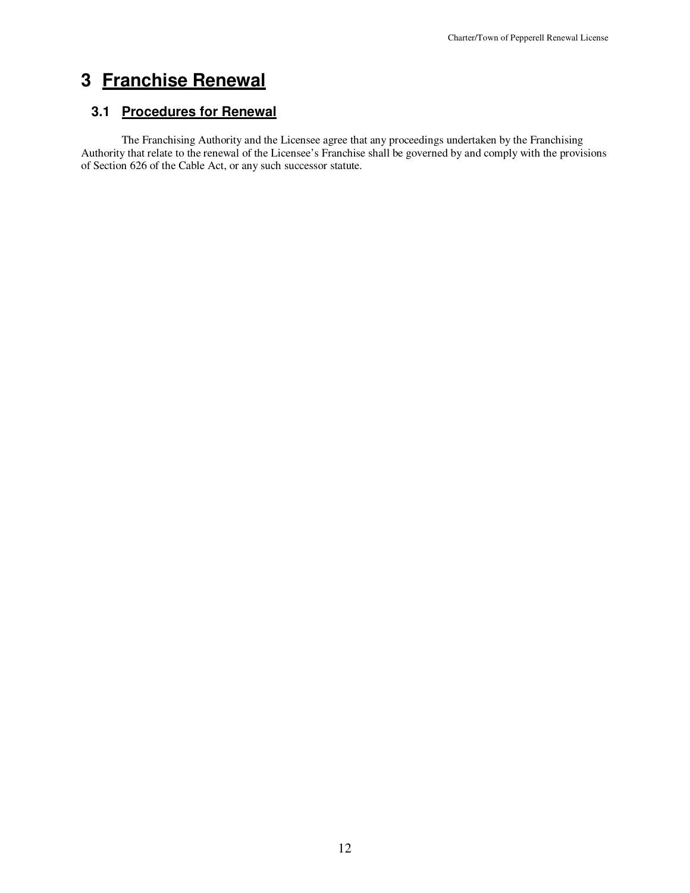# 3 Franchise Renewal

## 3.1 Procedures for Renewal

The Franchising Authority and the Licensee agree that any proceedings undertaken by the Franchising Authority that relate to the renewal of the Licensee's Franchise shall be governed by and comply with the provisions of Section 626 of the Cable Act, or any such successor statute.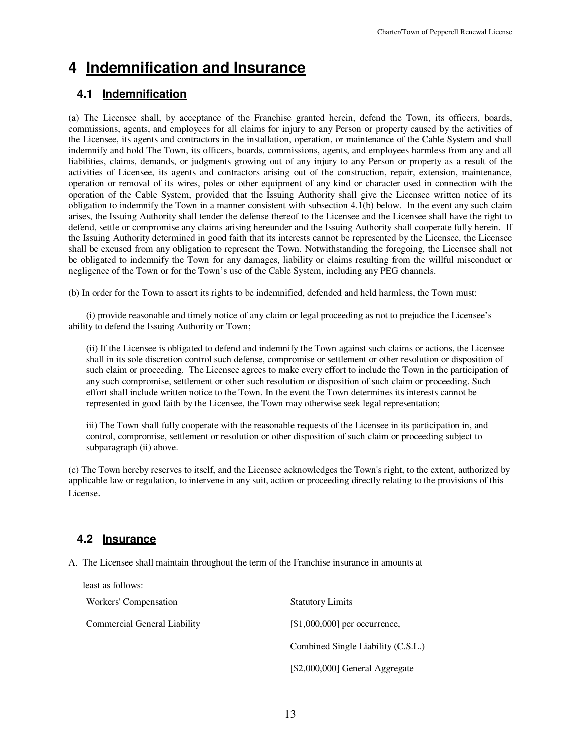# 4 Indemnification and Insurance

## 4.1 Indemnification

(a) The Licensee shall, by acceptance of the Franchise granted herein, defend the Town, its officers, boards, commissions, agents, and employees for all claims for injury to any Person or property caused by the activities of the Licensee, its agents and contractors in the installation, operation, or maintenance of the Cable System and shall indemnify and hold The Town, its officers, boards, commissions, agents, and employees harmless from any and all liabilities, claims, demands, or judgments growing out of any injury to any Person or property as a result of the activities of Licensee, its agents and contractors arising out of the construction, repair, extension, maintenance, operation or removal of its wires, poles or other equipment of any kind or character used in connection with the operation of the Cable System, provided that the Issuing Authority shall give the Licensee written notice of its obligation to indemnify the Town in a manner consistent with subsection 4.1(b) below. In the event any such claim arises, the Issuing Authority shall tender the defense thereof to the Licensee and the Licensee shall have the right to defend, settle or compromise any claims arising hereunder and the Issuing Authority shall cooperate fully herein. If the Issuing Authority determined in good faith that its interests cannot be represented by the Licensee, the Licensee shall be excused from any obligation to represent the Town. Notwithstanding the foregoing, the Licensee shall not be obligated to indemnify the Town for any damages, liability or claims resulting from the willful misconduct or negligence of the Town or for the Town's use of the Cable System, including any PEG channels.

(b) In order for the Town to assert its rights to be indemnified, defended and held harmless, the Town must:

(i) provide reasonable and timely notice of any claim or legal proceeding as not to prejudice the Licensee's ability to defend the Issuing Authority or Town;

(ii) If the Licensee is obligated to defend and indemnify the Town against such claims or actions, the Licensee shall in its sole discretion control such defense, compromise or settlement or other resolution or disposition of such claim or proceeding. The Licensee agrees to make every effort to include the Town in the participation of any such compromise, settlement or other such resolution or disposition of such claim or proceeding. Such effort shall include written notice to the Town. In the event the Town determines its interests cannot be represented in good faith by the Licensee, the Town may otherwise seek legal representation;

iii) The Town shall fully cooperate with the reasonable requests of the Licensee in its participation in, and control, compromise, settlement or resolution or other disposition of such claim or proceeding subject to subparagraph (ii) above.

(c) The Town hereby reserves to itself, and the Licensee acknowledges the Town's right, to the extent, authorized by applicable law or regulation, to intervene in any suit, action or proceeding directly relating to the provisions of this License.

## 4.2 Insurance

A. The Licensee shall maintain throughout the term of the Franchise insurance in amounts at least as follows:

| | |
|---|---|
| Workers' Compensation | Statutory Limits |
| Commercial General Liability | [$1,000,000] per occurrence, |
| | Combined Single Liability (C.S.L.) |
| | [$2,000,000] General Aggregate |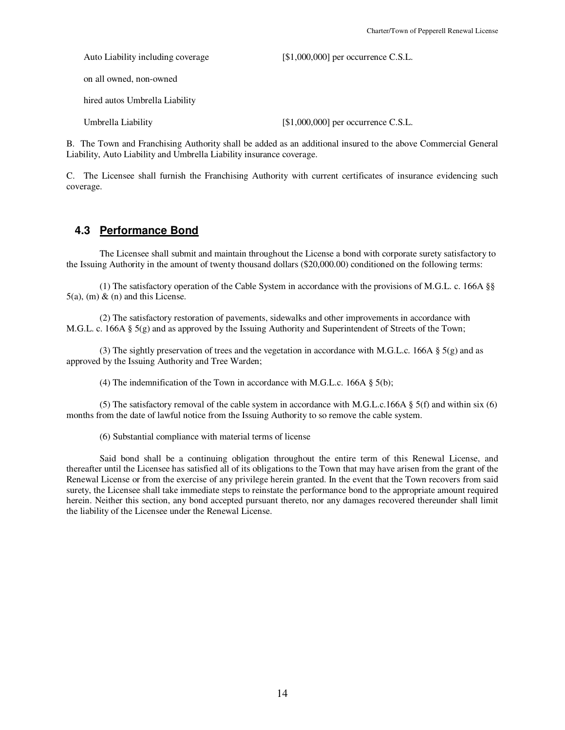| | |
|---|---|
| Auto Liability including coverage | [$1,000,000] per occurrence C.S.L. |
| on all owned, non-owned | |
| hired autos Umbrella Liability | |
| Umbrella Liability | [$1,000,000] per occurrence C.S.L. |

B. The Town and Franchising Authority shall be added as an additional insured to the above Commercial General Liability, Auto Liability and Umbrella Liability insurance coverage.

C. The Licensee shall furnish the Franchising Authority with current certificates of insurance evidencing such coverage.

## 4.3 Performance Bond

The Licensee shall submit and maintain throughout the License a bond with corporate surety satisfactory to the Issuing Authority in the amount of twenty thousand dollars ($20,000.00) conditioned on the following terms:

(1) The satisfactory operation of the Cable System in accordance with the provisions of M.G.L. c. 166A §§ 5(a), (m) & (n) and this License.

(2) The satisfactory restoration of pavements, sidewalks and other improvements in accordance with M.G.L. c. 166A § 5(g) and as approved by the Issuing Authority and Superintendent of Streets of the Town;

(3) The sightly preservation of trees and the vegetation in accordance with M.G.L.c. 166A § 5(g) and as approved by the Issuing Authority and Tree Warden;

(4) The indemnification of the Town in accordance with M.G.L.c. 166A § 5(b);

(5) The satisfactory removal of the cable system in accordance with M.G.L.c.166A § 5(f) and within six (6) months from the date of lawful notice from the Issuing Authority to so remove the cable system.

(6) Substantial compliance with material terms of license

Said bond shall be a continuing obligation throughout the entire term of this Renewal License, and thereafter until the Licensee has satisfied all of its obligations to the Town that may have arisen from the grant of the Renewal License or from the exercise of any privilege herein granted. In the event that the Town recovers from said surety, the Licensee shall take immediate steps to reinstate the performance bond to the appropriate amount required herein. Neither this section, any bond accepted pursuant thereto, nor any damages recovered thereunder shall limit the liability of the Licensee under the Renewal License.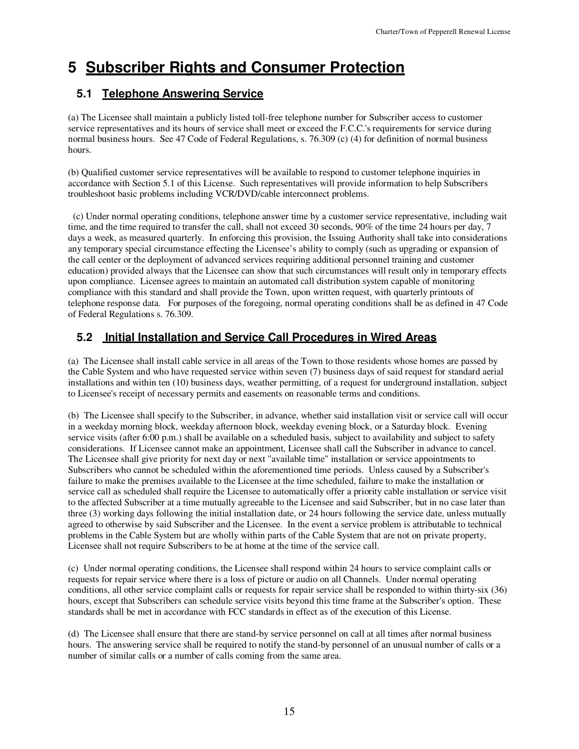# 5 Subscriber Rights and Consumer Protection

## 5.1 Telephone Answering Service

(a) The Licensee shall maintain a publicly listed toll-free telephone number for Subscriber access to customer service representatives and its hours of service shall meet or exceed the F.C.C.'s requirements for service during normal business hours. See 47 Code of Federal Regulations, s. 76.309 (c) (4) for definition of normal business hours.

(b) Qualified customer service representatives will be available to respond to customer telephone inquiries in accordance with Section 5.1 of this License. Such representatives will provide information to help Subscribers troubleshoot basic problems including VCR/DVD/cable interconnect problems.

(c) Under normal operating conditions, telephone answer time by a customer service representative, including wait time, and the time required to transfer the call, shall not exceed 30 seconds, 90% of the time 24 hours per day, 7 days a week, as measured quarterly. In enforcing this provision, the Issuing Authority shall take into considerations any temporary special circumstance effecting the Licensee's ability to comply (such as upgrading or expansion of the call center or the deployment of advanced services requiring additional personnel training and customer education) provided always that the Licensee can show that such circumstances will result only in temporary effects upon compliance. Licensee agrees to maintain an automated call distribution system capable of monitoring compliance with this standard and shall provide the Town, upon written request, with quarterly printouts of telephone response data. For purposes of the foregoing, normal operating conditions shall be as defined in 47 Code of Federal Regulations s. 76.309.

## 5.2 Initial Installation and Service Call Procedures in Wired Areas

(a) The Licensee shall install cable service in all areas of the Town to those residents whose homes are passed by the Cable System and who have requested service within seven (7) business days of said request for standard aerial installations and within ten (10) business days, weather permitting, of a request for underground installation, subject to Licensee's receipt of necessary permits and easements on reasonable terms and conditions.

(b) The Licensee shall specify to the Subscriber, in advance, whether said installation visit or service call will occur in a weekday morning block, weekday afternoon block, weekday evening block, or a Saturday block. Evening service visits (after 6:00 p.m.) shall be available on a scheduled basis, subject to availability and subject to safety considerations. If Licensee cannot make an appointment, Licensee shall call the Subscriber in advance to cancel. The Licensee shall give priority for next day or next "available time" installation or service appointments to Subscribers who cannot be scheduled within the aforementioned time periods. Unless caused by a Subscriber's failure to make the premises available to the Licensee at the time scheduled, failure to make the installation or service call as scheduled shall require the Licensee to automatically offer a priority cable installation or service visit to the affected Subscriber at a time mutually agreeable to the Licensee and said Subscriber, but in no case later than three (3) working days following the initial installation date, or 24 hours following the service date, unless mutually agreed to otherwise by said Subscriber and the Licensee. In the event a service problem is attributable to technical problems in the Cable System but are wholly within parts of the Cable System that are not on private property, Licensee shall not require Subscribers to be at home at the time of the service call.

(c) Under normal operating conditions, the Licensee shall respond within 24 hours to service complaint calls or requests for repair service where there is a loss of picture or audio on all Channels. Under normal operating conditions, all other service complaint calls or requests for repair service shall be responded to within thirty-six (36) hours, except that Subscribers can schedule service visits beyond this time frame at the Subscriber's option. These standards shall be met in accordance with FCC standards in effect as of the execution of this License.

(d) The Licensee shall ensure that there are stand-by service personnel on call at all times after normal business hours. The answering service shall be required to notify the stand-by personnel of an unusual number of calls or a number of similar calls or a number of calls coming from the same area.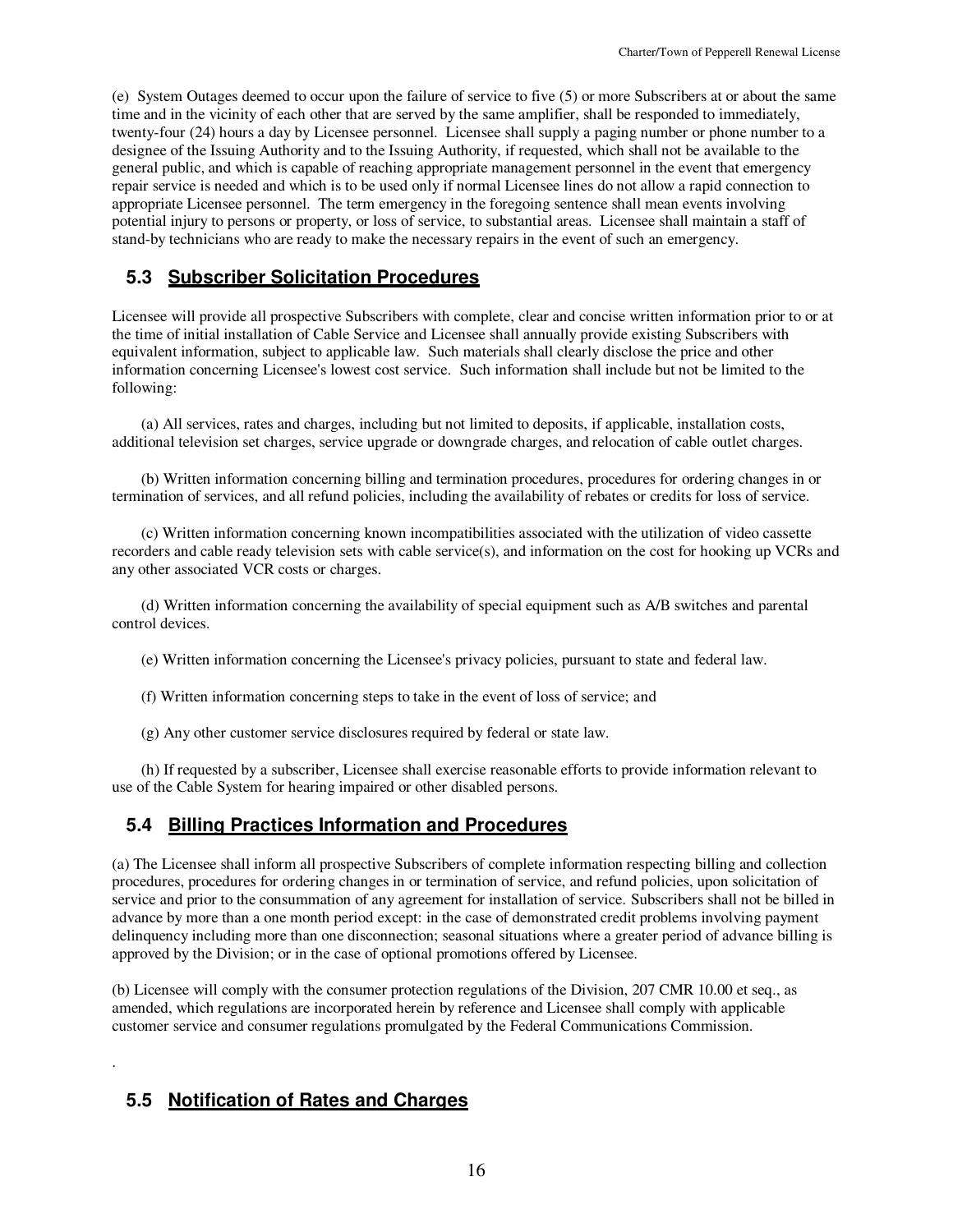(e) System Outages deemed to occur upon the failure of service to five (5) or more Subscribers at or about the same time and in the vicinity of each other that are served by the same amplifier, shall be responded to immediately, twenty-four (24) hours a day by Licensee personnel. Licensee shall supply a paging number or phone number to a designee of the Issuing Authority and to the Issuing Authority, if requested, which shall not be available to the general public, and which is capable of reaching appropriate management personnel in the event that emergency repair service is needed and which is to be used only if normal Licensee lines do not allow a rapid connection to appropriate Licensee personnel. The term emergency in the foregoing sentence shall mean events involving potential injury to persons or property, or loss of service, to substantial areas. Licensee shall maintain a staff of stand-by technicians who are ready to make the necessary repairs in the event of such an emergency.

## 5.3 Subscriber Solicitation Procedures

Licensee will provide all prospective Subscribers with complete, clear and concise written information prior to or at the time of initial installation of Cable Service and Licensee shall annually provide existing Subscribers with equivalent information, subject to applicable law. Such materials shall clearly disclose the price and other information concerning Licensee's lowest cost service. Such information shall include but not be limited to the following:

(a) All services, rates and charges, including but not limited to deposits, if applicable, installation costs, additional television set charges, service upgrade or downgrade charges, and relocation of cable outlet charges.

(b) Written information concerning billing and termination procedures, procedures for ordering changes in or termination of services, and all refund policies, including the availability of rebates or credits for loss of service.

(c) Written information concerning known incompatibilities associated with the utilization of video cassette recorders and cable ready television sets with cable service(s), and information on the cost for hooking up VCRs and any other associated VCR costs or charges.

(d) Written information concerning the availability of special equipment such as A/B switches and parental control devices.

(e) Written information concerning the Licensee's privacy policies, pursuant to state and federal law.

(f) Written information concerning steps to take in the event of loss of service; and

(g) Any other customer service disclosures required by federal or state law.

(h) If requested by a subscriber, Licensee shall exercise reasonable efforts to provide information relevant to use of the Cable System for hearing impaired or other disabled persons.

## 5.4 Billing Practices Information and Procedures

(a) The Licensee shall inform all prospective Subscribers of complete information respecting billing and collection procedures, procedures for ordering changes in or termination of service, and refund policies, upon solicitation of service and prior to the consummation of any agreement for installation of service. Subscribers shall not be billed in advance by more than a one month period except: in the case of demonstrated credit problems involving payment delinquency including more than one disconnection; seasonal situations where a greater period of advance billing is approved by the Division; or in the case of optional promotions offered by Licensee.

(b) Licensee will comply with the consumer protection regulations of the Division, 207 CMR 10.00 et seq., as amended, which regulations are incorporated herein by reference and Licensee shall comply with applicable customer service and consumer regulations promulgated by the Federal Communications Commission.

.

## 5.5 Notification of Rates and Charges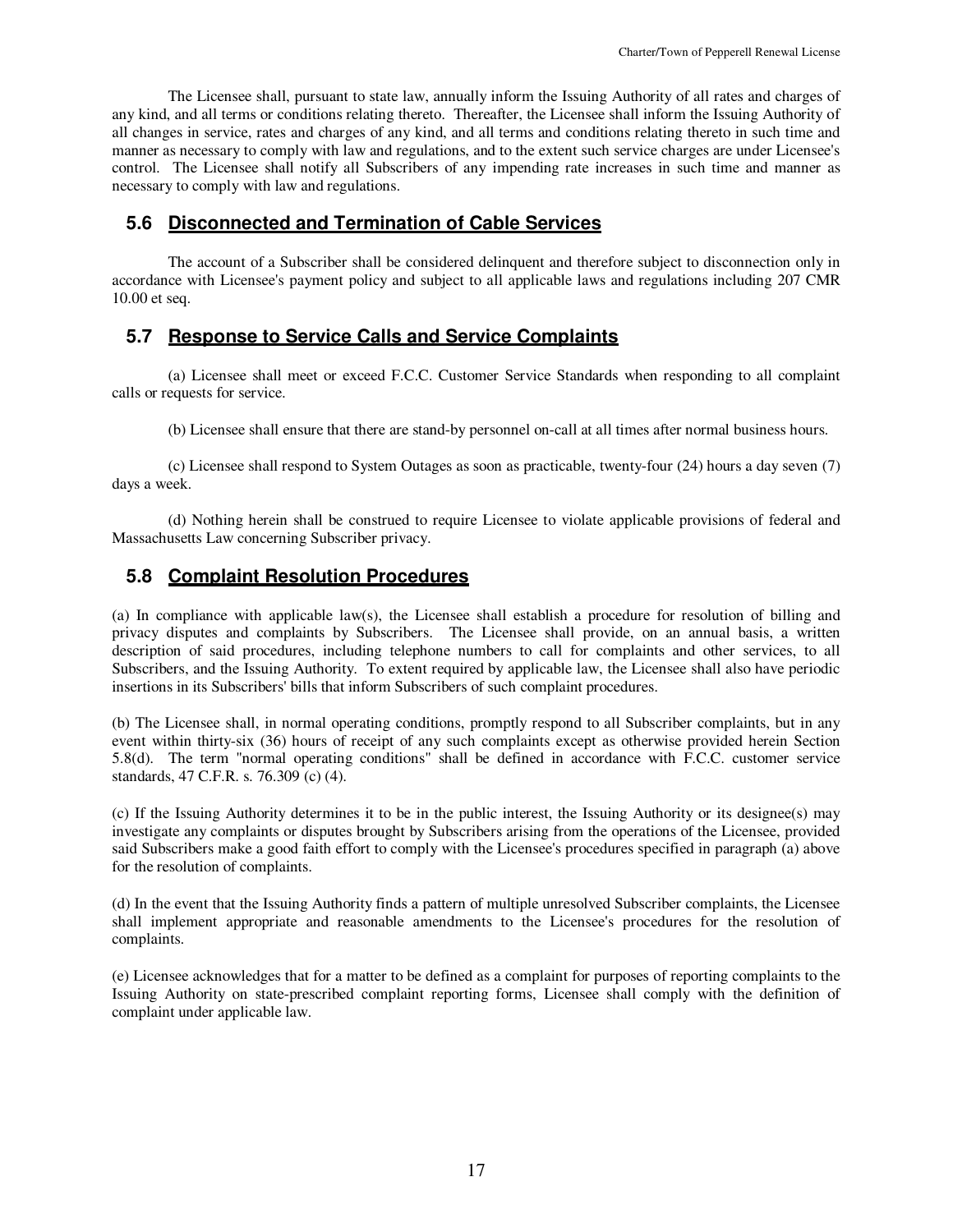The Licensee shall, pursuant to state law, annually inform the Issuing Authority of all rates and charges of any kind, and all terms or conditions relating thereto. Thereafter, the Licensee shall inform the Issuing Authority of all changes in service, rates and charges of any kind, and all terms and conditions relating thereto in such time and manner as necessary to comply with law and regulations, and to the extent such service charges are under Licensee's control. The Licensee shall notify all Subscribers of any impending rate increases in such time and manner as necessary to comply with law and regulations.

## 5.6 Disconnected and Termination of Cable Services

The account of a Subscriber shall be considered delinquent and therefore subject to disconnection only in accordance with Licensee's payment policy and subject to all applicable laws and regulations including 207 CMR 10.00 et seq.

## 5.7 Response to Service Calls and Service Complaints

(a) Licensee shall meet or exceed F.C.C. Customer Service Standards when responding to all complaint calls or requests for service.

(b) Licensee shall ensure that there are stand-by personnel on-call at all times after normal business hours.

(c) Licensee shall respond to System Outages as soon as practicable, twenty-four (24) hours a day seven (7) days a week.

(d) Nothing herein shall be construed to require Licensee to violate applicable provisions of federal and Massachusetts Law concerning Subscriber privacy.

## 5.8 Complaint Resolution Procedures

(a) In compliance with applicable law(s), the Licensee shall establish a procedure for resolution of billing and privacy disputes and complaints by Subscribers. The Licensee shall provide, on an annual basis, a written description of said procedures, including telephone numbers to call for complaints and other services, to all Subscribers, and the Issuing Authority. To extent required by applicable law, the Licensee shall also have periodic insertions in its Subscribers' bills that inform Subscribers of such complaint procedures.

(b) The Licensee shall, in normal operating conditions, promptly respond to all Subscriber complaints, but in any event within thirty-six (36) hours of receipt of any such complaints except as otherwise provided herein Section 5.8(d). The term "normal operating conditions" shall be defined in accordance with F.C.C. customer service standards, 47 C.F.R. s. 76.309 (c) (4).

(c) If the Issuing Authority determines it to be in the public interest, the Issuing Authority or its designee(s) may investigate any complaints or disputes brought by Subscribers arising from the operations of the Licensee, provided said Subscribers make a good faith effort to comply with the Licensee's procedures specified in paragraph (a) above for the resolution of complaints.

(d) In the event that the Issuing Authority finds a pattern of multiple unresolved Subscriber complaints, the Licensee shall implement appropriate and reasonable amendments to the Licensee's procedures for the resolution of complaints.

(e) Licensee acknowledges that for a matter to be defined as a complaint for purposes of reporting complaints to the Issuing Authority on state-prescribed complaint reporting forms, Licensee shall comply with the definition of complaint under applicable law.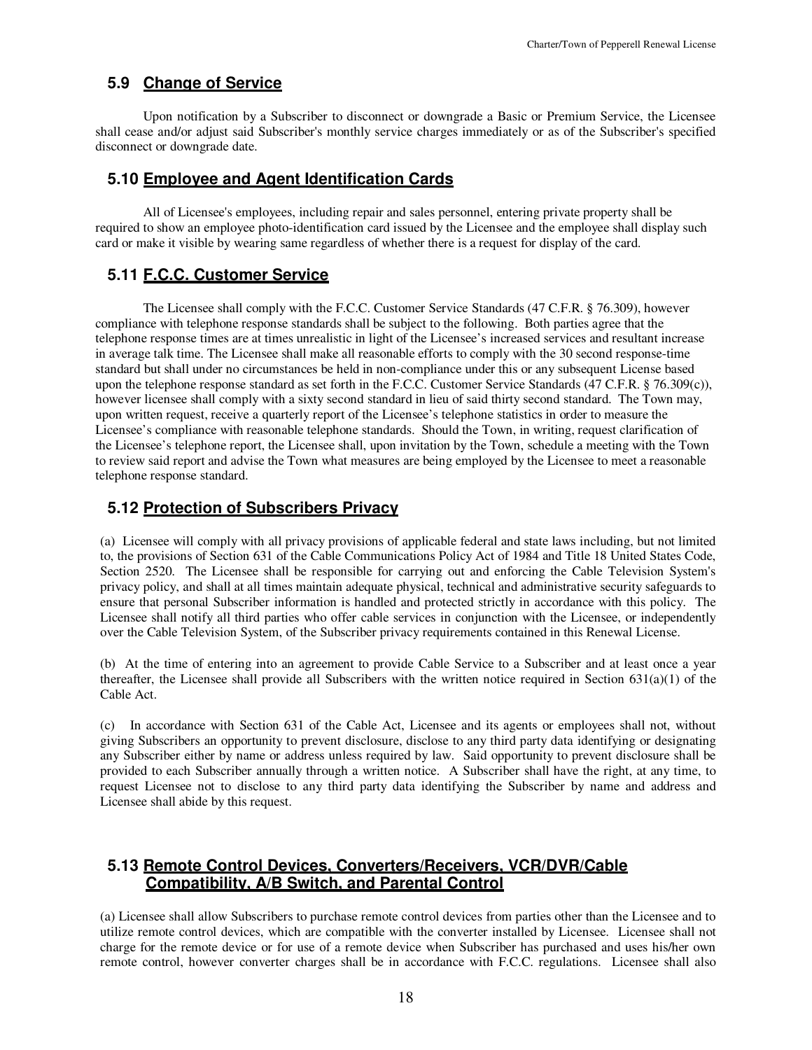## 5.9 Change of Service

Upon notification by a Subscriber to disconnect or downgrade a Basic or Premium Service, the Licensee shall cease and/or adjust said Subscriber's monthly service charges immediately or as of the Subscriber's specified disconnect or downgrade date.

## 5.10 Employee and Agent Identification Cards

All of Licensee's employees, including repair and sales personnel, entering private property shall be required to show an employee photo-identification card issued by the Licensee and the employee shall display such card or make it visible by wearing same regardless of whether there is a request for display of the card.

## 5.11 F.C.C. Customer Service

The Licensee shall comply with the F.C.C. Customer Service Standards (47 C.F.R. § 76.309), however compliance with telephone response standards shall be subject to the following. Both parties agree that the telephone response times are at times unrealistic in light of the Licensee's increased services and resultant increase in average talk time. The Licensee shall make all reasonable efforts to comply with the 30 second response-time standard but shall under no circumstances be held in non-compliance under this or any subsequent License based upon the telephone response standard as set forth in the F.C.C. Customer Service Standards (47 C.F.R. § 76.309(c)), however licensee shall comply with a sixty second standard in lieu of said thirty second standard. The Town may, upon written request, receive a quarterly report of the Licensee's telephone statistics in order to measure the Licensee's compliance with reasonable telephone standards. Should the Town, in writing, request clarification of the Licensee's telephone report, the Licensee shall, upon invitation by the Town, schedule a meeting with the Town to review said report and advise the Town what measures are being employed by the Licensee to meet a reasonable telephone response standard.

## 5.12 Protection of Subscribers Privacy

(a) Licensee will comply with all privacy provisions of applicable federal and state laws including, but not limited to, the provisions of Section 631 of the Cable Communications Policy Act of 1984 and Title 18 United States Code, Section 2520. The Licensee shall be responsible for carrying out and enforcing the Cable Television System's privacy policy, and shall at all times maintain adequate physical, technical and administrative security safeguards to ensure that personal Subscriber information is handled and protected strictly in accordance with this policy. The Licensee shall notify all third parties who offer cable services in conjunction with the Licensee, or independently over the Cable Television System, of the Subscriber privacy requirements contained in this Renewal License.

(b) At the time of entering into an agreement to provide Cable Service to a Subscriber and at least once a year thereafter, the Licensee shall provide all Subscribers with the written notice required in Section 631(a)(1) of the Cable Act.

(c) In accordance with Section 631 of the Cable Act, Licensee and its agents or employees shall not, without giving Subscribers an opportunity to prevent disclosure, disclose to any third party data identifying or designating any Subscriber either by name or address unless required by law. Said opportunity to prevent disclosure shall be provided to each Subscriber annually through a written notice. A Subscriber shall have the right, at any time, to request Licensee not to disclose to any third party data identifying the Subscriber by name and address and Licensee shall abide by this request.

## 5.13 Remote Control Devices, Converters/Receivers, VCR/DVR/Cable Compatibility, A/B Switch, and Parental Control

(a) Licensee shall allow Subscribers to purchase remote control devices from parties other than the Licensee and to utilize remote control devices, which are compatible with the converter installed by Licensee. Licensee shall not charge for the remote device or for use of a remote device when Subscriber has purchased and uses his/her own remote control, however converter charges shall be in accordance with F.C.C. regulations. Licensee shall also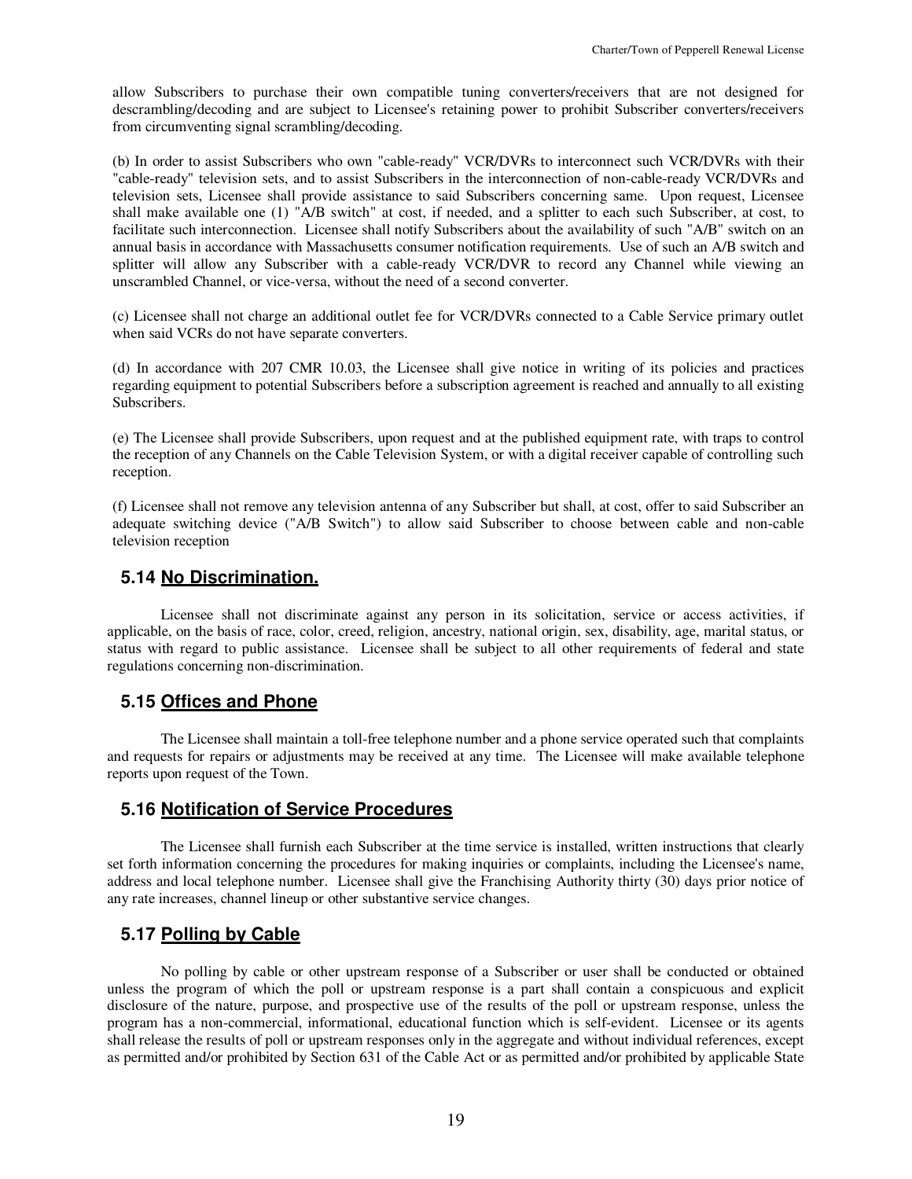allow Subscribers to purchase their own compatible tuning converters/receivers that are not designed for descrambling/decoding and are subject to Licensee's retaining power to prohibit Subscriber converters/receivers from circumventing signal scrambling/decoding.

(b) In order to assist Subscribers who own "cable-ready" VCR/DVRs to interconnect such VCR/DVRs with their "cable-ready" television sets, and to assist Subscribers in the interconnection of non-cable-ready VCR/DVRs and television sets, Licensee shall provide assistance to said Subscribers concerning same. Upon request, Licensee shall make available one (1) "A/B switch" at cost, if needed, and a splitter to each such Subscriber, at cost, to facilitate such interconnection. Licensee shall notify Subscribers about the availability of such "A/B" switch on an annual basis in accordance with Massachusetts consumer notification requirements. Use of such an A/B switch and splitter will allow any Subscriber with a cable-ready VCR/DVR to record any Channel while viewing an unscrambled Channel, or vice-versa, without the need of a second converter.

(c) Licensee shall not charge an additional outlet fee for VCR/DVRs connected to a Cable Service primary outlet when said VCRs do not have separate converters.

(d) In accordance with 207 CMR 10.03, the Licensee shall give notice in writing of its policies and practices regarding equipment to potential Subscribers before a subscription agreement is reached and annually to all existing Subscribers.

(e) The Licensee shall provide Subscribers, upon request and at the published equipment rate, with traps to control the reception of any Channels on the Cable Television System, or with a digital receiver capable of controlling such reception.

(f) Licensee shall not remove any television antenna of any Subscriber but shall, at cost, offer to said Subscriber an adequate switching device ("A/B Switch") to allow said Subscriber to choose between cable and non-cable television reception

## 5.14 No Discrimination.

Licensee shall not discriminate against any person in its solicitation, service or access activities, if applicable, on the basis of race, color, creed, religion, ancestry, national origin, sex, disability, age, marital status, or status with regard to public assistance. Licensee shall be subject to all other requirements of federal and state regulations concerning non-discrimination.

## 5.15 Offices and Phone

The Licensee shall maintain a toll-free telephone number and a phone service operated such that complaints and requests for repairs or adjustments may be received at any time. The Licensee will make available telephone reports upon request of the Town.

## 5.16 Notification of Service Procedures

The Licensee shall furnish each Subscriber at the time service is installed, written instructions that clearly set forth information concerning the procedures for making inquiries or complaints, including the Licensee's name, address and local telephone number. Licensee shall give the Franchising Authority thirty (30) days prior notice of any rate increases, channel lineup or other substantive service changes.

## 5.17 Polling by Cable

No polling by cable or other upstream response of a Subscriber or user shall be conducted or obtained unless the program of which the poll or upstream response is a part shall contain a conspicuous and explicit disclosure of the nature, purpose, and prospective use of the results of the poll or upstream response, unless the program has a non-commercial, informational, educational function which is self-evident. Licensee or its agents shall release the results of poll or upstream responses only in the aggregate and without individual references, except as permitted and/or prohibited by Section 631 of the Cable Act or as permitted and/or prohibited by applicable State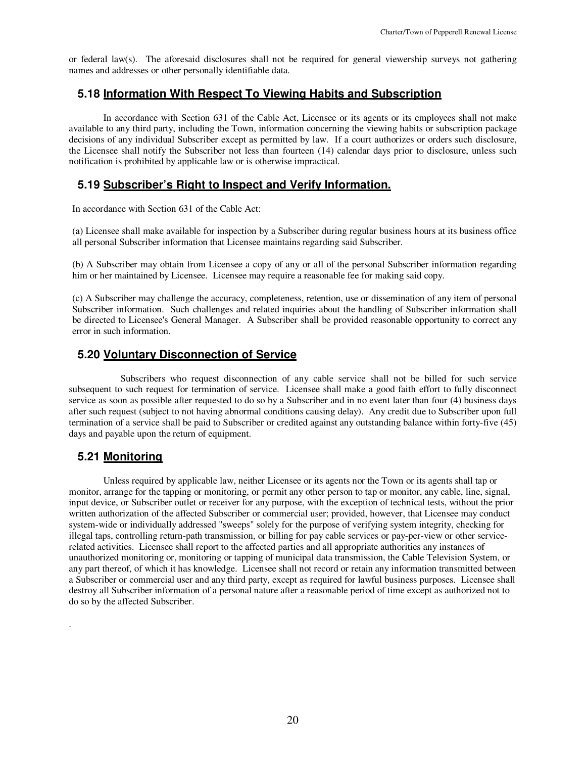or federal law(s). The aforesaid disclosures shall not be required for general viewership surveys not gathering names and addresses or other personally identifiable data.

## 5.18 Information With Respect To Viewing Habits and Subscription

In accordance with Section 631 of the Cable Act, Licensee or its agents or its employees shall not make available to any third party, including the Town, information concerning the viewing habits or subscription package decisions of any individual Subscriber except as permitted by law. If a court authorizes or orders such disclosure, the Licensee shall notify the Subscriber not less than fourteen (14) calendar days prior to disclosure, unless such notification is prohibited by applicable law or is otherwise impractical.

## 5.19 Subscriber's Right to Inspect and Verify Information.

In accordance with Section 631 of the Cable Act:

(a) Licensee shall make available for inspection by a Subscriber during regular business hours at its business office all personal Subscriber information that Licensee maintains regarding said Subscriber.

(b) A Subscriber may obtain from Licensee a copy of any or all of the personal Subscriber information regarding him or her maintained by Licensee. Licensee may require a reasonable fee for making said copy.

(c) A Subscriber may challenge the accuracy, completeness, retention, use or dissemination of any item of personal Subscriber information. Such challenges and related inquiries about the handling of Subscriber information shall be directed to Licensee's General Manager. A Subscriber shall be provided reasonable opportunity to correct any error in such information.

## 5.20 Voluntary Disconnection of Service

Subscribers who request disconnection of any cable service shall not be billed for such service subsequent to such request for termination of service. Licensee shall make a good faith effort to fully disconnect service as soon as possible after requested to do so by a Subscriber and in no event later than four (4) business days after such request (subject to not having abnormal conditions causing delay). Any credit due to Subscriber upon full termination of a service shall be paid to Subscriber or credited against any outstanding balance within forty-five (45) days and payable upon the return of equipment.

## 5.21 Monitoring

Unless required by applicable law, neither Licensee or its agents nor the Town or its agents shall tap or monitor, arrange for the tapping or monitoring, or permit any other person to tap or monitor, any cable, line, signal, input device, or Subscriber outlet or receiver for any purpose, with the exception of technical tests, without the prior written authorization of the affected Subscriber or commercial user; provided, however, that Licensee may conduct system-wide or individually addressed "sweeps" solely for the purpose of verifying system integrity, checking for illegal taps, controlling return-path transmission, or billing for pay cable services or pay-per-view or other service-related activities. Licensee shall report to the affected parties and all appropriate authorities any instances of unauthorized monitoring or, monitoring or tapping of municipal data transmission, the Cable Television System, or any part thereof, of which it has knowledge. Licensee shall not record or retain any information transmitted between a Subscriber or commercial user and any third party, except as required for lawful business purposes. Licensee shall destroy all Subscriber information of a personal nature after a reasonable period of time except as authorized not to do so by the affected Subscriber.

.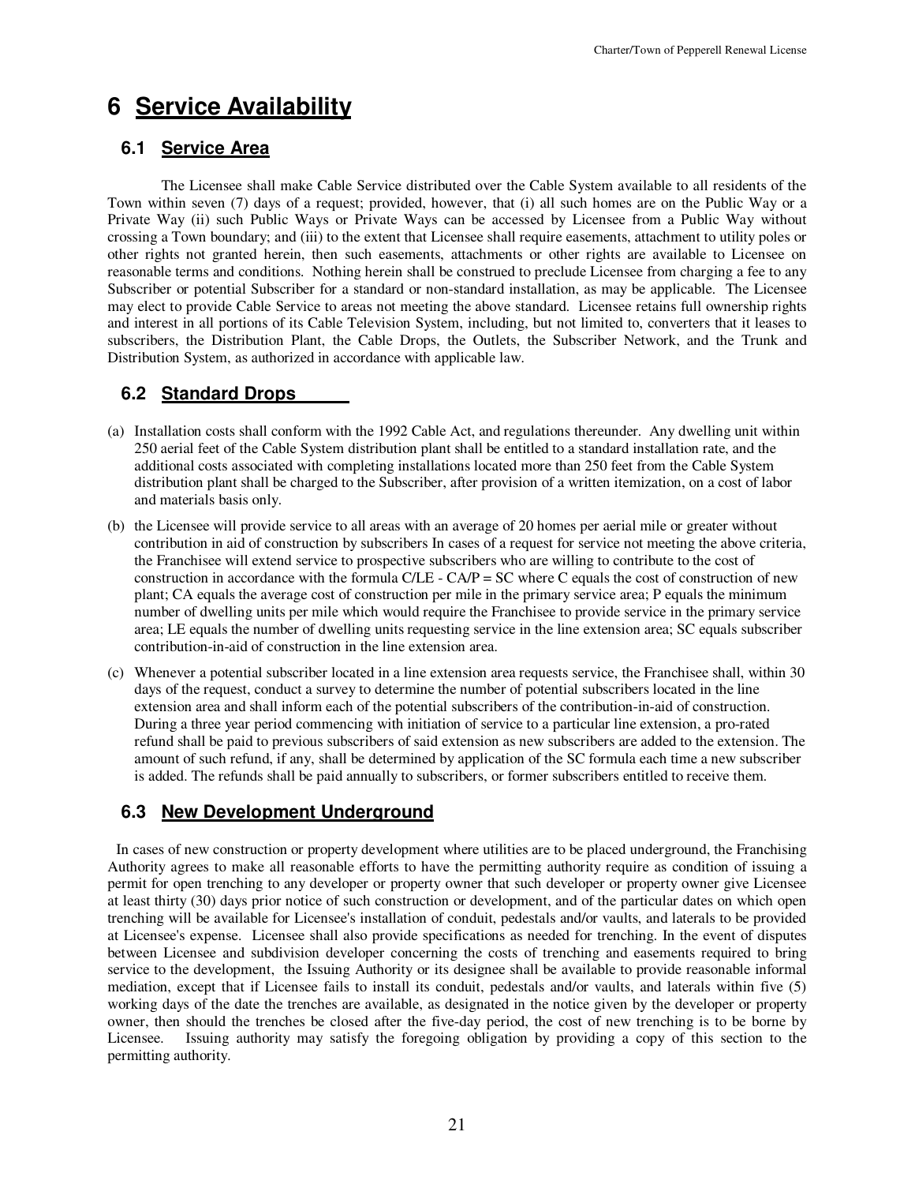# 6 Service Availability

## 6.1 Service Area

The Licensee shall make Cable Service distributed over the Cable System available to all residents of the Town within seven (7) days of a request; provided, however, that (i) all such homes are on the Public Way or a Private Way (ii) such Public Ways or Private Ways can be accessed by Licensee from a Public Way without crossing a Town boundary; and (iii) to the extent that Licensee shall require easements, attachment to utility poles or other rights not granted herein, then such easements, attachments or other rights are available to Licensee on reasonable terms and conditions. Nothing herein shall be construed to preclude Licensee from charging a fee to any Subscriber or potential Subscriber for a standard or non-standard installation, as may be applicable. The Licensee may elect to provide Cable Service to areas not meeting the above standard. Licensee retains full ownership rights and interest in all portions of its Cable Television System, including, but not limited to, converters that it leases to subscribers, the Distribution Plant, the Cable Drops, the Outlets, the Subscriber Network, and the Trunk and Distribution System, as authorized in accordance with applicable law.

## 6.2 Standard Drops

(a) Installation costs shall conform with the 1992 Cable Act, and regulations thereunder. Any dwelling unit within 250 aerial feet of the Cable System distribution plant shall be entitled to a standard installation rate, and the additional costs associated with completing installations located more than 250 feet from the Cable System distribution plant shall be charged to the Subscriber, after provision of a written itemization, on a cost of labor and materials basis only.

(b) the Licensee will provide service to all areas with an average of 20 homes per aerial mile or greater without contribution in aid of construction by subscribers In cases of a request for service not meeting the above criteria, the Franchisee will extend service to prospective subscribers who are willing to contribute to the cost of construction in accordance with the formula $C/LE - CA/P = SC$ where C equals the cost of construction of new plant; CA equals the average cost of construction per mile in the primary service area; P equals the minimum number of dwelling units per mile which would require the Franchisee to provide service in the primary service area; LE equals the number of dwelling units requesting service in the line extension area; SC equals subscriber contribution-in-aid of construction in the line extension area.

(c) Whenever a potential subscriber located in a line extension area requests service, the Franchisee shall, within 30 days of the request, conduct a survey to determine the number of potential subscribers located in the line extension area and shall inform each of the potential subscribers of the contribution-in-aid of construction. During a three year period commencing with initiation of service to a particular line extension, a pro-rated refund shall be paid to previous subscribers of said extension as new subscribers are added to the extension. The amount of such refund, if any, shall be determined by application of the SC formula each time a new subscriber is added. The refunds shall be paid annually to subscribers, or former subscribers entitled to receive them.

## 6.3 New Development Underground

In cases of new construction or property development where utilities are to be placed underground, the Franchising Authority agrees to make all reasonable efforts to have the permitting authority require as condition of issuing a permit for open trenching to any developer or property owner that such developer or property owner give Licensee at least thirty (30) days prior notice of such construction or development, and of the particular dates on which open trenching will be available for Licensee's installation of conduit, pedestals and/or vaults, and laterals to be provided at Licensee's expense. Licensee shall also provide specifications as needed for trenching. In the event of disputes between Licensee and subdivision developer concerning the costs of trenching and easements required to bring service to the development, the Issuing Authority or its designee shall be available to provide reasonable informal mediation, except that if Licensee fails to install its conduit, pedestals and/or vaults, and laterals within five (5) working days of the date the trenches are available, as designated in the notice given by the developer or property owner, then should the trenches be closed after the five-day period, the cost of new trenching is to be borne by Licensee. Issuing authority may satisfy the foregoing obligation by providing a copy of this section to the permitting authority.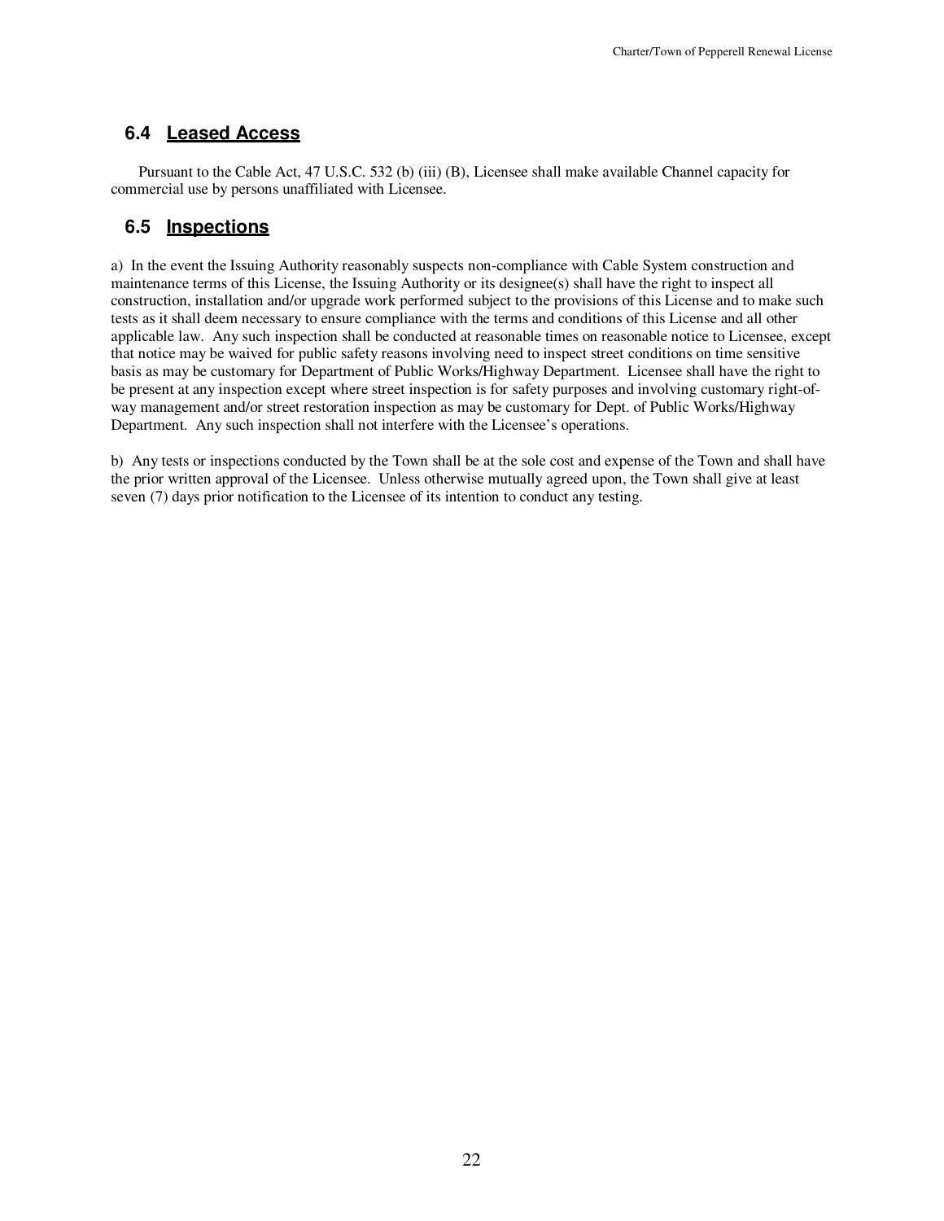## 6.4 Leased Access

Pursuant to the Cable Act, 47 U.S.C. 532 (b) (iii) (B), Licensee shall make available Channel capacity for commercial use by persons unaffiliated with Licensee.

## 6.5 Inspections

a) In the event the Issuing Authority reasonably suspects non-compliance with Cable System construction and maintenance terms of this License, the Issuing Authority or its designee(s) shall have the right to inspect all construction, installation and/or upgrade work performed subject to the provisions of this License and to make such tests as it shall deem necessary to ensure compliance with the terms and conditions of this License and all other applicable law. Any such inspection shall be conducted at reasonable times on reasonable notice to Licensee, except that notice may be waived for public safety reasons involving need to inspect street conditions on time sensitive basis as may be customary for Department of Public Works/Highway Department. Licensee shall have the right to be present at any inspection except where street inspection is for safety purposes and involving customary right-of-way management and/or street restoration inspection as may be customary for Dept. of Public Works/Highway Department. Any such inspection shall not interfere with the Licensee's operations.

b) Any tests or inspections conducted by the Town shall be at the sole cost and expense of the Town and shall have the prior written approval of the Licensee. Unless otherwise mutually agreed upon, the Town shall give at least seven (7) days prior notification to the Licensee of its intention to conduct any testing.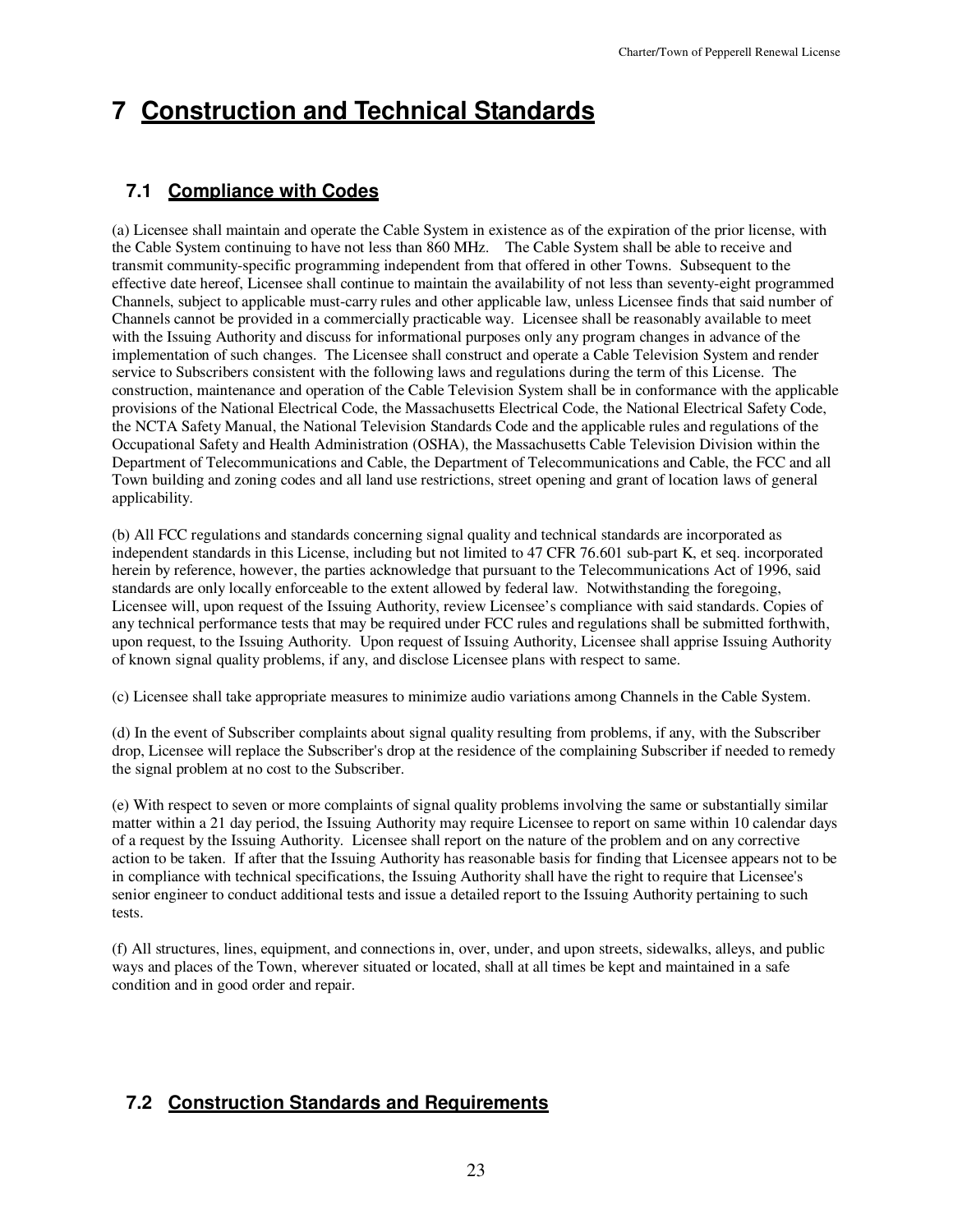# 7 Construction and Technical Standards

## 7.1 Compliance with Codes

(a) Licensee shall maintain and operate the Cable System in existence as of the expiration of the prior license, with the Cable System continuing to have not less than 860 MHz. The Cable System shall be able to receive and transmit community-specific programming independent from that offered in other Towns. Subsequent to the effective date hereof, Licensee shall continue to maintain the availability of not less than seventy-eight programmed Channels, subject to applicable must-carry rules and other applicable law, unless Licensee finds that said number of Channels cannot be provided in a commercially practicable way. Licensee shall be reasonably available to meet with the Issuing Authority and discuss for informational purposes only any program changes in advance of the implementation of such changes. The Licensee shall construct and operate a Cable Television System and render service to Subscribers consistent with the following laws and regulations during the term of this License. The construction, maintenance and operation of the Cable Television System shall be in conformance with the applicable provisions of the National Electrical Code, the Massachusetts Electrical Code, the National Electrical Safety Code, the NCTA Safety Manual, the National Television Standards Code and the applicable rules and regulations of the Occupational Safety and Health Administration (OSHA), the Massachusetts Cable Television Division within the Department of Telecommunications and Cable, the Department of Telecommunications and Cable, the FCC and all Town building and zoning codes and all land use restrictions, street opening and grant of location laws of general applicability.

(b) All FCC regulations and standards concerning signal quality and technical standards are incorporated as independent standards in this License, including but not limited to 47 CFR 76.601 sub-part K, et seq. incorporated herein by reference, however, the parties acknowledge that pursuant to the Telecommunications Act of 1996, said standards are only locally enforceable to the extent allowed by federal law. Notwithstanding the foregoing, Licensee will, upon request of the Issuing Authority, review Licensee's compliance with said standards. Copies of any technical performance tests that may be required under FCC rules and regulations shall be submitted forthwith, upon request, to the Issuing Authority. Upon request of Issuing Authority, Licensee shall apprise Issuing Authority of known signal quality problems, if any, and disclose Licensee plans with respect to same.

(c) Licensee shall take appropriate measures to minimize audio variations among Channels in the Cable System.

(d) In the event of Subscriber complaints about signal quality resulting from problems, if any, with the Subscriber drop, Licensee will replace the Subscriber's drop at the residence of the complaining Subscriber if needed to remedy the signal problem at no cost to the Subscriber.

(e) With respect to seven or more complaints of signal quality problems involving the same or substantially similar matter within a 21 day period, the Issuing Authority may require Licensee to report on same within 10 calendar days of a request by the Issuing Authority. Licensee shall report on the nature of the problem and on any corrective action to be taken. If after that the Issuing Authority has reasonable basis for finding that Licensee appears not to be in compliance with technical specifications, the Issuing Authority shall have the right to require that Licensee's senior engineer to conduct additional tests and issue a detailed report to the Issuing Authority pertaining to such tests.

(f) All structures, lines, equipment, and connections in, over, under, and upon streets, sidewalks, alleys, and public ways and places of the Town, wherever situated or located, shall at all times be kept and maintained in a safe condition and in good order and repair.

## 7.2 Construction Standards and Requirements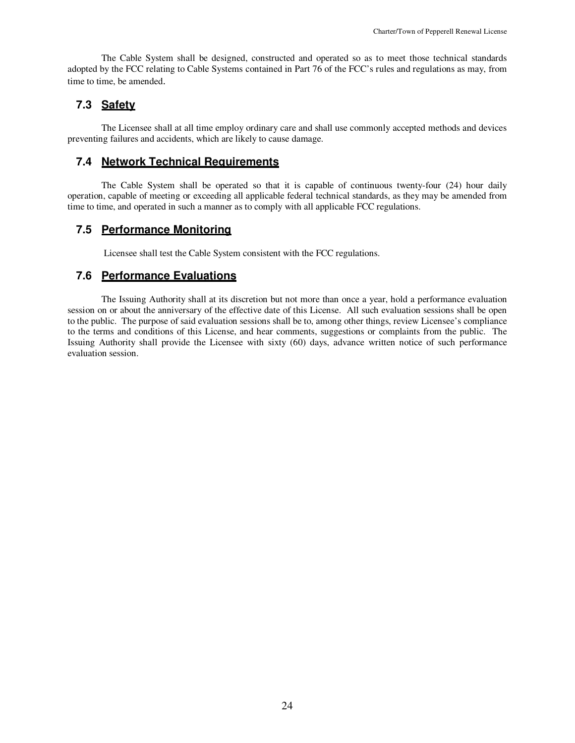The Cable System shall be designed, constructed and operated so as to meet those technical standards adopted by the FCC relating to Cable Systems contained in Part 76 of the FCC's rules and regulations as may, from time to time, be amended.

## 7.3 Safety

The Licensee shall at all time employ ordinary care and shall use commonly accepted methods and devices preventing failures and accidents, which are likely to cause damage.

## 7.4 Network Technical Requirements

The Cable System shall be operated so that it is capable of continuous twenty-four (24) hour daily operation, capable of meeting or exceeding all applicable federal technical standards, as they may be amended from time to time, and operated in such a manner as to comply with all applicable FCC regulations.

## 7.5 Performance Monitoring

Licensee shall test the Cable System consistent with the FCC regulations.

## 7.6 Performance Evaluations

The Issuing Authority shall at its discretion but not more than once a year, hold a performance evaluation session on or about the anniversary of the effective date of this License. All such evaluation sessions shall be open to the public. The purpose of said evaluation sessions shall be to, among other things, review Licensee's compliance to the terms and conditions of this License, and hear comments, suggestions or complaints from the public. The Issuing Authority shall provide the Licensee with sixty (60) days, advance written notice of such performance evaluation session.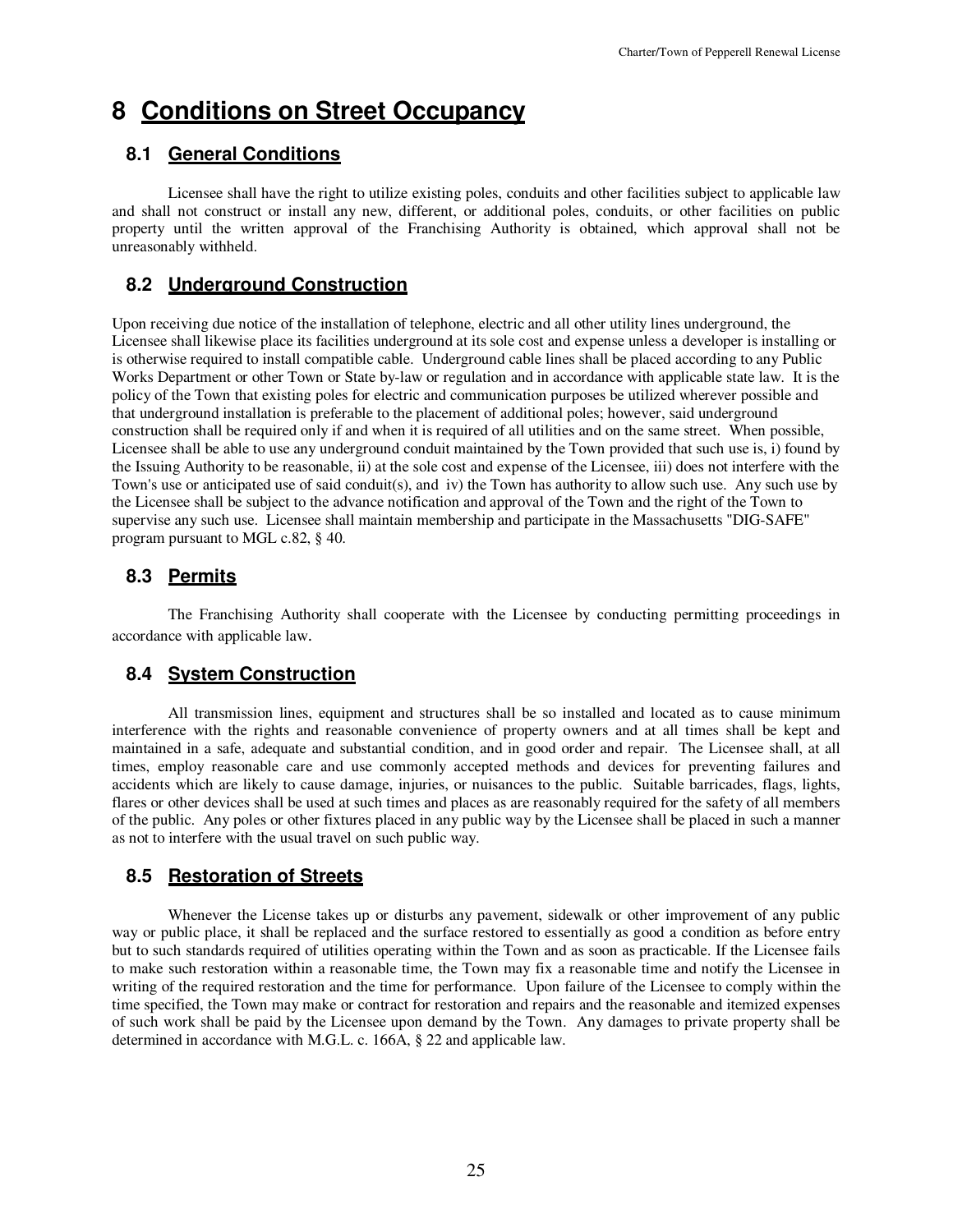# 8 Conditions on Street Occupancy

## 8.1 General Conditions

Licensee shall have the right to utilize existing poles, conduits and other facilities subject to applicable law and shall not construct or install any new, different, or additional poles, conduits, or other facilities on public property until the written approval of the Franchising Authority is obtained, which approval shall not be unreasonably withheld.

## 8.2 Underground Construction

Upon receiving due notice of the installation of telephone, electric and all other utility lines underground, the Licensee shall likewise place its facilities underground at its sole cost and expense unless a developer is installing or is otherwise required to install compatible cable. Underground cable lines shall be placed according to any Public Works Department or other Town or State by-law or regulation and in accordance with applicable state law. It is the policy of the Town that existing poles for electric and communication purposes be utilized wherever possible and that underground installation is preferable to the placement of additional poles; however, said underground construction shall be required only if and when it is required of all utilities and on the same street. When possible, Licensee shall be able to use any underground conduit maintained by the Town provided that such use is, i) found by the Issuing Authority to be reasonable, ii) at the sole cost and expense of the Licensee, iii) does not interfere with the Town's use or anticipated use of said conduit(s), and iv) the Town has authority to allow such use. Any such use by the Licensee shall be subject to the advance notification and approval of the Town and the right of the Town to supervise any such use. Licensee shall maintain membership and participate in the Massachusetts "DIG-SAFE" program pursuant to MGL c.82, § 40.

## 8.3 Permits

The Franchising Authority shall cooperate with the Licensee by conducting permitting proceedings in accordance with applicable law.

## 8.4 System Construction

All transmission lines, equipment and structures shall be so installed and located as to cause minimum interference with the rights and reasonable convenience of property owners and at all times shall be kept and maintained in a safe, adequate and substantial condition, and in good order and repair. The Licensee shall, at all times, employ reasonable care and use commonly accepted methods and devices for preventing failures and accidents which are likely to cause damage, injuries, or nuisances to the public. Suitable barricades, flags, lights, flares or other devices shall be used at such times and places as are reasonably required for the safety of all members of the public. Any poles or other fixtures placed in any public way by the Licensee shall be placed in such a manner as not to interfere with the usual travel on such public way.

## 8.5 Restoration of Streets

Whenever the License takes up or disturbs any pavement, sidewalk or other improvement of any public way or public place, it shall be replaced and the surface restored to essentially as good a condition as before entry but to such standards required of utilities operating within the Town and as soon as practicable. If the Licensee fails to make such restoration within a reasonable time, the Town may fix a reasonable time and notify the Licensee in writing of the required restoration and the time for performance. Upon failure of the Licensee to comply within the time specified, the Town may make or contract for restoration and repairs and the reasonable and itemized expenses of such work shall be paid by the Licensee upon demand by the Town. Any damages to private property shall be determined in accordance with M.G.L. c. 166A, § 22 and applicable law.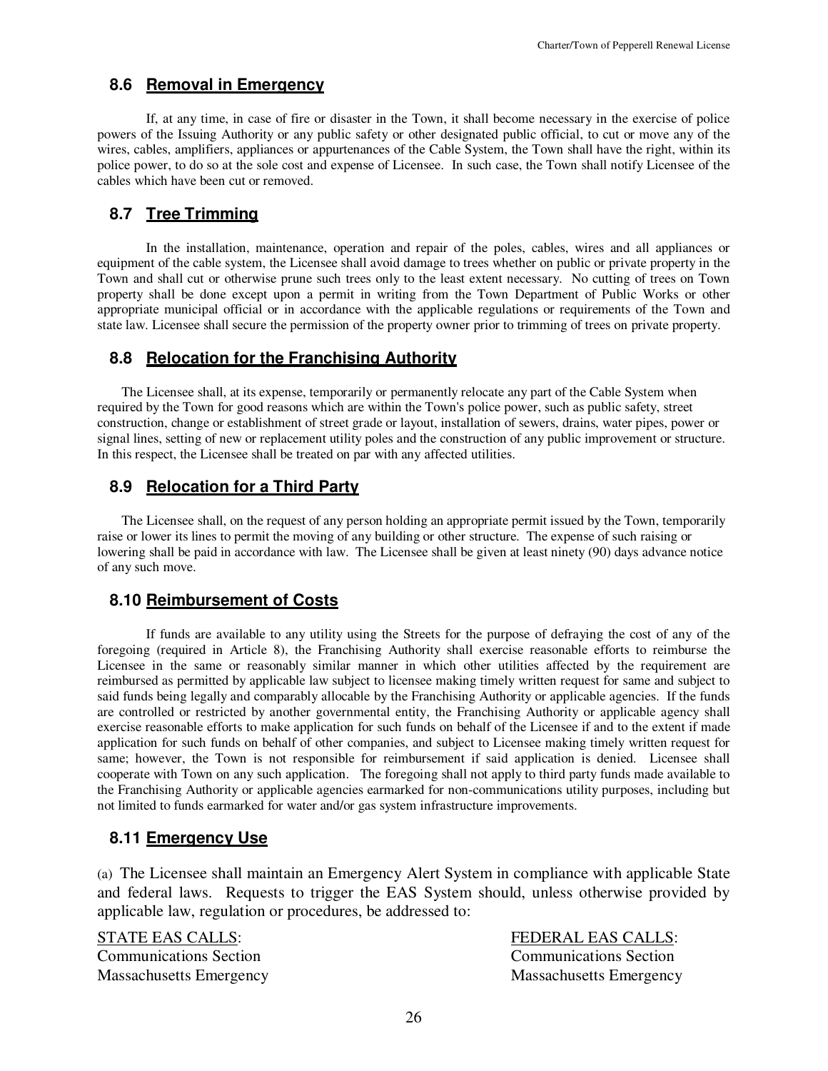## 8.6 Removal in Emergency

If, at any time, in case of fire or disaster in the Town, it shall become necessary in the exercise of police powers of the Issuing Authority or any public safety or other designated public official, to cut or move any of the wires, cables, amplifiers, appliances or appurtenances of the Cable System, the Town shall have the right, within its police power, to do so at the sole cost and expense of Licensee. In such case, the Town shall notify Licensee of the cables which have been cut or removed.

## 8.7 Tree Trimming

In the installation, maintenance, operation and repair of the poles, cables, wires and all appliances or equipment of the cable system, the Licensee shall avoid damage to trees whether on public or private property in the Town and shall cut or otherwise prune such trees only to the least extent necessary. No cutting of trees on Town property shall be done except upon a permit in writing from the Town Department of Public Works or other appropriate municipal official or in accordance with the applicable regulations or requirements of the Town and state law. Licensee shall secure the permission of the property owner prior to trimming of trees on private property.

## 8.8 Relocation for the Franchising Authority

The Licensee shall, at its expense, temporarily or permanently relocate any part of the Cable System when required by the Town for good reasons which are within the Town's police power, such as public safety, street construction, change or establishment of street grade or layout, installation of sewers, drains, water pipes, power or signal lines, setting of new or replacement utility poles and the construction of any public improvement or structure. In this respect, the Licensee shall be treated on par with any affected utilities.

## 8.9 Relocation for a Third Party

The Licensee shall, on the request of any person holding an appropriate permit issued by the Town, temporarily raise or lower its lines to permit the moving of any building or other structure. The expense of such raising or lowering shall be paid in accordance with law. The Licensee shall be given at least ninety (90) days advance notice of any such move.

## 8.10 Reimbursement of Costs

If funds are available to any utility using the Streets for the purpose of defraying the cost of any of the foregoing (required in Article 8), the Franchising Authority shall exercise reasonable efforts to reimburse the Licensee in the same or reasonably similar manner in which other utilities affected by the requirement are reimbursed as permitted by applicable law subject to licensee making timely written request for same and subject to said funds being legally and comparably allocable by the Franchising Authority or applicable agencies. If the funds are controlled or restricted by another governmental entity, the Franchising Authority or applicable agency shall exercise reasonable efforts to make application for such funds on behalf of the Licensee if and to the extent if made application for such funds on behalf of other companies, and subject to Licensee making timely written request for same; however, the Town is not responsible for reimbursement if said application is denied. Licensee shall cooperate with Town on any such application. The foregoing shall not apply to third party funds made available to the Franchising Authority or applicable agencies earmarked for non-communications utility purposes, including but not limited to funds earmarked for water and/or gas system infrastructure improvements.

## 8.11 Emergency Use

(a) The Licensee shall maintain an Emergency Alert System in compliance with applicable State and federal laws. Requests to trigger the EAS System should, unless otherwise provided by applicable law, regulation or procedures, be addressed to:

STATE EAS CALLS:
Communications Section
Massachusetts Emergency

FEDERAL EAS CALLS:
Communications Section
Massachusetts Emergency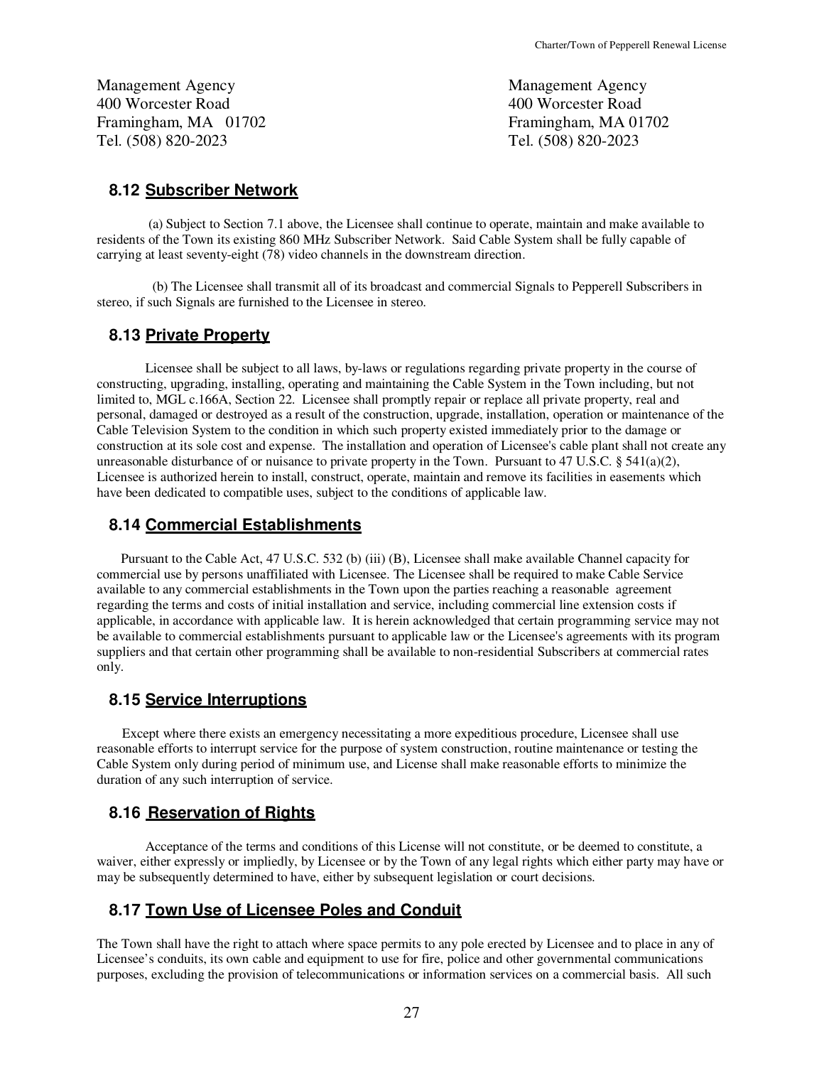Management Agency
400 Worcester Road
Framingham, MA 01702
Tel. (508) 820-2023

Management Agency
400 Worcester Road
Framingham, MA 01702
Tel. (508) 820-2023

## 8.12 Subscriber Network

(a) Subject to Section 7.1 above, the Licensee shall continue to operate, maintain and make available to residents of the Town its existing 860 MHz Subscriber Network. Said Cable System shall be fully capable of carrying at least seventy-eight (78) video channels in the downstream direction.

(b) The Licensee shall transmit all of its broadcast and commercial Signals to Pepperell Subscribers in stereo, if such Signals are furnished to the Licensee in stereo.

## 8.13 Private Property

Licensee shall be subject to all laws, by-laws or regulations regarding private property in the course of constructing, upgrading, installing, operating and maintaining the Cable System in the Town including, but not limited to, MGL c.166A, Section 22. Licensee shall promptly repair or replace all private property, real and personal, damaged or destroyed as a result of the construction, upgrade, installation, operation or maintenance of the Cable Television System to the condition in which such property existed immediately prior to the damage or construction at its sole cost and expense. The installation and operation of Licensee's cable plant shall not create any unreasonable disturbance of or nuisance to private property in the Town. Pursuant to 47 U.S.C. § 541(a)(2), Licensee is authorized herein to install, construct, operate, maintain and remove its facilities in easements which have been dedicated to compatible uses, subject to the conditions of applicable law.

## 8.14 Commercial Establishments

Pursuant to the Cable Act, 47 U.S.C. 532 (b) (iii) (B), Licensee shall make available Channel capacity for commercial use by persons unaffiliated with Licensee. The Licensee shall be required to make Cable Service available to any commercial establishments in the Town upon the parties reaching a reasonable agreement regarding the terms and costs of initial installation and service, including commercial line extension costs if applicable, in accordance with applicable law. It is herein acknowledged that certain programming service may not be available to commercial establishments pursuant to applicable law or the Licensee's agreements with its program suppliers and that certain other programming shall be available to non-residential Subscribers at commercial rates only.

## 8.15 Service Interruptions

Except where there exists an emergency necessitating a more expeditious procedure, Licensee shall use reasonable efforts to interrupt service for the purpose of system construction, routine maintenance or testing the Cable System only during period of minimum use, and License shall make reasonable efforts to minimize the duration of any such interruption of service.

## 8.16 Reservation of Rights

Acceptance of the terms and conditions of this License will not constitute, or be deemed to constitute, a waiver, either expressly or impliedly, by Licensee or by the Town of any legal rights which either party may have or may be subsequently determined to have, either by subsequent legislation or court decisions.

## 8.17 Town Use of Licensee Poles and Conduit

The Town shall have the right to attach where space permits to any pole erected by Licensee and to place in any of Licensee's conduits, its own cable and equipment to use for fire, police and other governmental communications purposes, excluding the provision of telecommunications or information services on a commercial basis. All such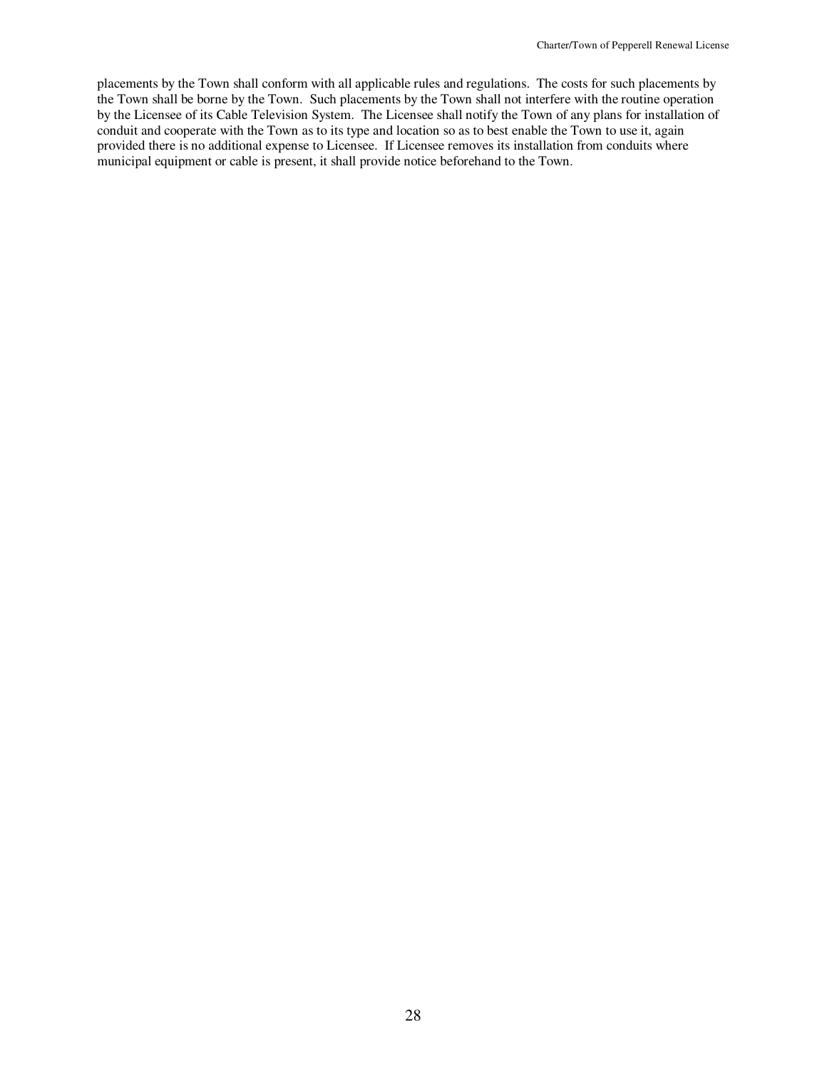placements by the Town shall conform with all applicable rules and regulations. The costs for such placements by the Town shall be borne by the Town. Such placements by the Town shall not interfere with the routine operation by the Licensee of its Cable Television System. The Licensee shall notify the Town of any plans for installation of conduit and cooperate with the Town as to its type and location so as to best enable the Town to use it, again provided there is no additional expense to Licensee. If Licensee removes its installation from conduits where municipal equipment or cable is present, it shall provide notice beforehand to the Town.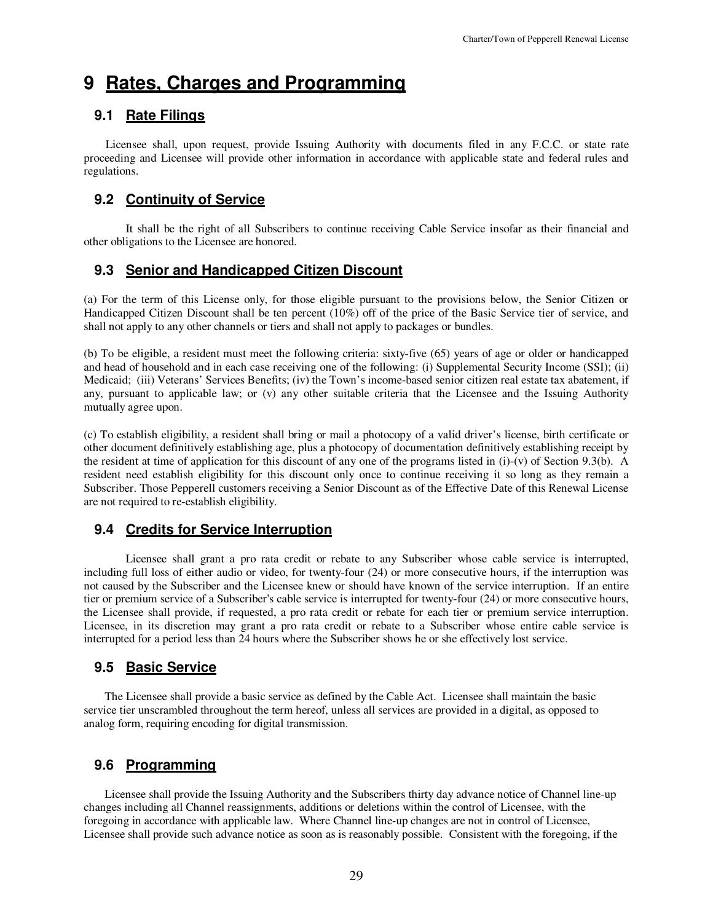# 9 Rates, Charges and Programming

## 9.1 Rate Filings

Licensee shall, upon request, provide Issuing Authority with documents filed in any F.C.C. or state rate proceeding and Licensee will provide other information in accordance with applicable state and federal rules and regulations.

## 9.2 Continuity of Service

It shall be the right of all Subscribers to continue receiving Cable Service insofar as their financial and other obligations to the Licensee are honored.

## 9.3 Senior and Handicapped Citizen Discount

(a) For the term of this License only, for those eligible pursuant to the provisions below, the Senior Citizen or Handicapped Citizen Discount shall be ten percent (10%) off of the price of the Basic Service tier of service, and shall not apply to any other channels or tiers and shall not apply to packages or bundles.

(b) To be eligible, a resident must meet the following criteria: sixty-five (65) years of age or older or handicapped and head of household and in each case receiving one of the following: (i) Supplemental Security Income (SSI); (ii) Medicaid; (iii) Veterans' Services Benefits; (iv) the Town's income-based senior citizen real estate tax abatement, if any, pursuant to applicable law; or (v) any other suitable criteria that the Licensee and the Issuing Authority mutually agree upon.

(c) To establish eligibility, a resident shall bring or mail a photocopy of a valid driver's license, birth certificate or other document definitively establishing age, plus a photocopy of documentation definitively establishing receipt by the resident at time of application for this discount of any one of the programs listed in (i)-(v) of Section 9.3(b). A resident need establish eligibility for this discount only once to continue receiving it so long as they remain a Subscriber. Those Pepperell customers receiving a Senior Discount as of the Effective Date of this Renewal License are not required to re-establish eligibility.

## 9.4 Credits for Service Interruption

Licensee shall grant a pro rata credit or rebate to any Subscriber whose cable service is interrupted, including full loss of either audio or video, for twenty-four (24) or more consecutive hours, if the interruption was not caused by the Subscriber and the Licensee knew or should have known of the service interruption. If an entire tier or premium service of a Subscriber's cable service is interrupted for twenty-four (24) or more consecutive hours, the Licensee shall provide, if requested, a pro rata credit or rebate for each tier or premium service interruption. Licensee, in its discretion may grant a pro rata credit or rebate to a Subscriber whose entire cable service is interrupted for a period less than 24 hours where the Subscriber shows he or she effectively lost service.

## 9.5 Basic Service

The Licensee shall provide a basic service as defined by the Cable Act. Licensee shall maintain the basic service tier unscrambled throughout the term hereof, unless all services are provided in a digital, as opposed to analog form, requiring encoding for digital transmission.

## 9.6 Programming

Licensee shall provide the Issuing Authority and the Subscribers thirty day advance notice of Channel line-up changes including all Channel reassignments, additions or deletions within the control of Licensee, with the foregoing in accordance with applicable law. Where Channel line-up changes are not in control of Licensee, Licensee shall provide such advance notice as soon as is reasonably possible. Consistent with the foregoing, if the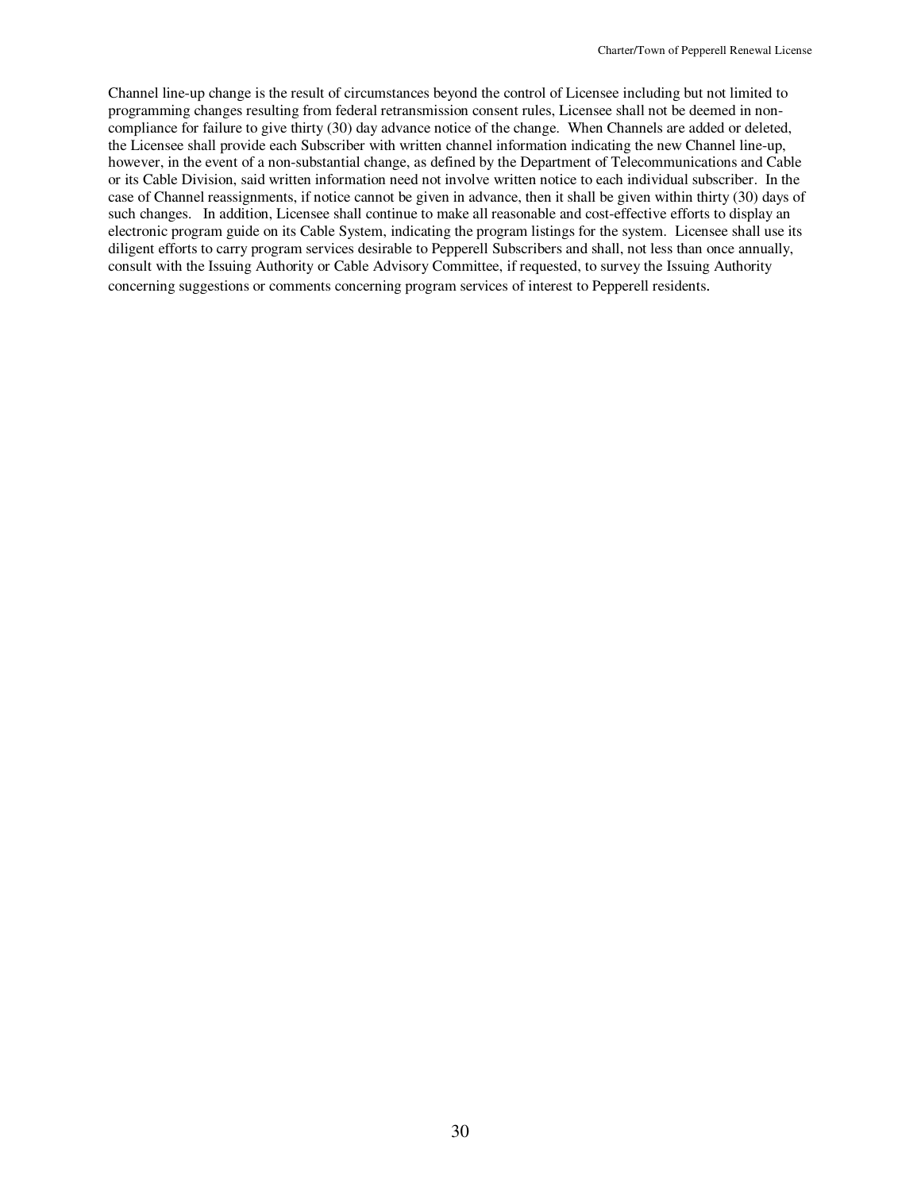Channel line-up change is the result of circumstances beyond the control of Licensee including but not limited to programming changes resulting from federal retransmission consent rules, Licensee shall not be deemed in non-compliance for failure to give thirty (30) day advance notice of the change. When Channels are added or deleted, the Licensee shall provide each Subscriber with written channel information indicating the new Channel line-up, however, in the event of a non-substantial change, as defined by the Department of Telecommunications and Cable or its Cable Division, said written information need not involve written notice to each individual subscriber. In the case of Channel reassignments, if notice cannot be given in advance, then it shall be given within thirty (30) days of such changes. In addition, Licensee shall continue to make all reasonable and cost-effective efforts to display an electronic program guide on its Cable System, indicating the program listings for the system. Licensee shall use its diligent efforts to carry program services desirable to Pepperell Subscribers and shall, not less than once annually, consult with the Issuing Authority or Cable Advisory Committee, if requested, to survey the Issuing Authority concerning suggestions or comments concerning program services of interest to Pepperell residents.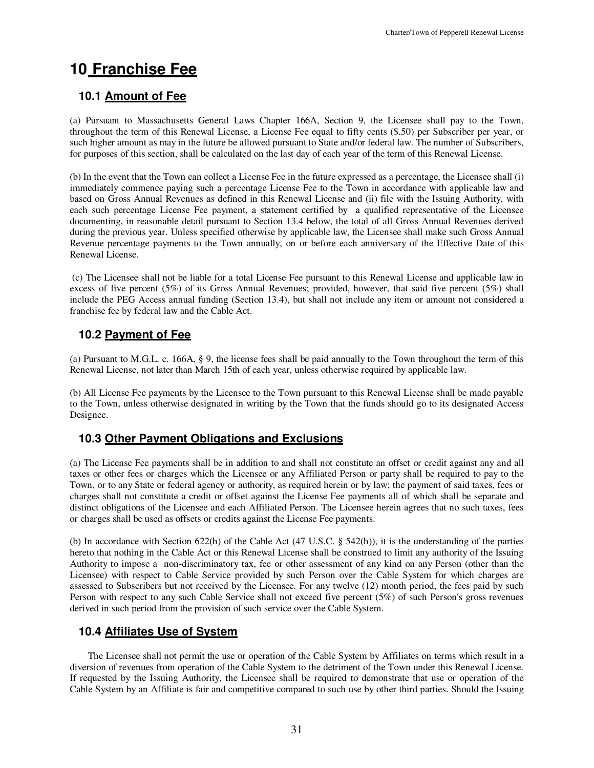# 10 Franchise Fee

## 10.1 Amount of Fee

(a) Pursuant to Massachusetts General Laws Chapter 166A, Section 9, the Licensee shall pay to the Town, throughout the term of this Renewal License, a License Fee equal to fifty cents ($.50) per Subscriber per year, or such higher amount as may in the future be allowed pursuant to State and/or federal law. The number of Subscribers, for purposes of this section, shall be calculated on the last day of each year of the term of this Renewal License.

(b) In the event that the Town can collect a License Fee in the future expressed as a percentage, the Licensee shall (i) immediately commence paying such a percentage License Fee to the Town in accordance with applicable law and based on Gross Annual Revenues as defined in this Renewal License and (ii) file with the Issuing Authority, with each such percentage License Fee payment, a statement certified by a qualified representative of the Licensee documenting, in reasonable detail pursuant to Section 13.4 below, the total of all Gross Annual Revenues derived during the previous year. Unless specified otherwise by applicable law, the Licensee shall make such Gross Annual Revenue percentage payments to the Town annually, on or before each anniversary of the Effective Date of this Renewal License.

(c) The Licensee shall not be liable for a total License Fee pursuant to this Renewal License and applicable law in excess of five percent (5%) of its Gross Annual Revenues; provided, however, that said five percent (5%) shall include the PEG Access annual funding (Section 13.4), but shall not include any item or amount not considered a franchise fee by federal law and the Cable Act.

## 10.2 Payment of Fee

(a) Pursuant to M.G.L. c. 166A, § 9, the license fees shall be paid annually to the Town throughout the term of this Renewal License, not later than March 15th of each year, unless otherwise required by applicable law.

(b) All License Fee payments by the Licensee to the Town pursuant to this Renewal License shall be made payable to the Town, unless otherwise designated in writing by the Town that the funds should go to its designated Access Designee.

## 10.3 Other Payment Obligations and Exclusions

(a) The License Fee payments shall be in addition to and shall not constitute an offset or credit against any and all taxes or other fees or charges which the Licensee or any Affiliated Person or party shall be required to pay to the Town, or to any State or federal agency or authority, as required herein or by law; the payment of said taxes, fees or charges shall not constitute a credit or offset against the License Fee payments all of which shall be separate and distinct obligations of the Licensee and each Affiliated Person. The Licensee herein agrees that no such taxes, fees or charges shall be used as offsets or credits against the License Fee payments.

(b) In accordance with Section 622(h) of the Cable Act (47 U.S.C. § 542(h)), it is the understanding of the parties hereto that nothing in the Cable Act or this Renewal License shall be construed to limit any authority of the Issuing Authority to impose a non-discriminatory tax, fee or other assessment of any kind on any Person (other than the Licensee) with respect to Cable Service provided by such Person over the Cable System for which charges are assessed to Subscribers but not received by the Licensee. For any twelve (12) month period, the fees paid by such Person with respect to any such Cable Service shall not exceed five percent (5%) of such Person's gross revenues derived in such period from the provision of such service over the Cable System.

## 10.4 Affiliates Use of System

The Licensee shall not permit the use or operation of the Cable System by Affiliates on terms which result in a diversion of revenues from operation of the Cable System to the detriment of the Town under this Renewal License. If requested by the Issuing Authority, the Licensee shall be required to demonstrate that use or operation of the Cable System by an Affiliate is fair and competitive compared to such use by other third parties. Should the Issuing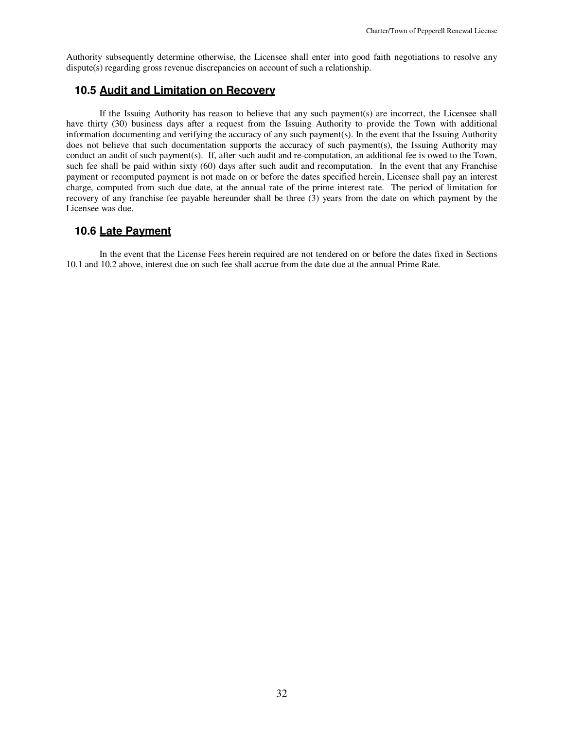Authority subsequently determine otherwise, the Licensee shall enter into good faith negotiations to resolve any dispute(s) regarding gross revenue discrepancies on account of such a relationship.

## 10.5 Audit and Limitation on Recovery

If the Issuing Authority has reason to believe that any such payment(s) are incorrect, the Licensee shall have thirty (30) business days after a request from the Issuing Authority to provide the Town with additional information documenting and verifying the accuracy of any such payment(s). In the event that the Issuing Authority does not believe that such documentation supports the accuracy of such payment(s), the Issuing Authority may conduct an audit of such payment(s). If, after such audit and re-computation, an additional fee is owed to the Town, such fee shall be paid within sixty (60) days after such audit and recomputation. In the event that any Franchise payment or recomputed payment is not made on or before the dates specified herein, Licensee shall pay an interest charge, computed from such due date, at the annual rate of the prime interest rate. The period of limitation for recovery of any franchise fee payable hereunder shall be three (3) years from the date on which payment by the Licensee was due.

## 10.6 Late Payment

In the event that the License Fees herein required are not tendered on or before the dates fixed in Sections 10.1 and 10.2 above, interest due on such fee shall accrue from the date due at the annual Prime Rate.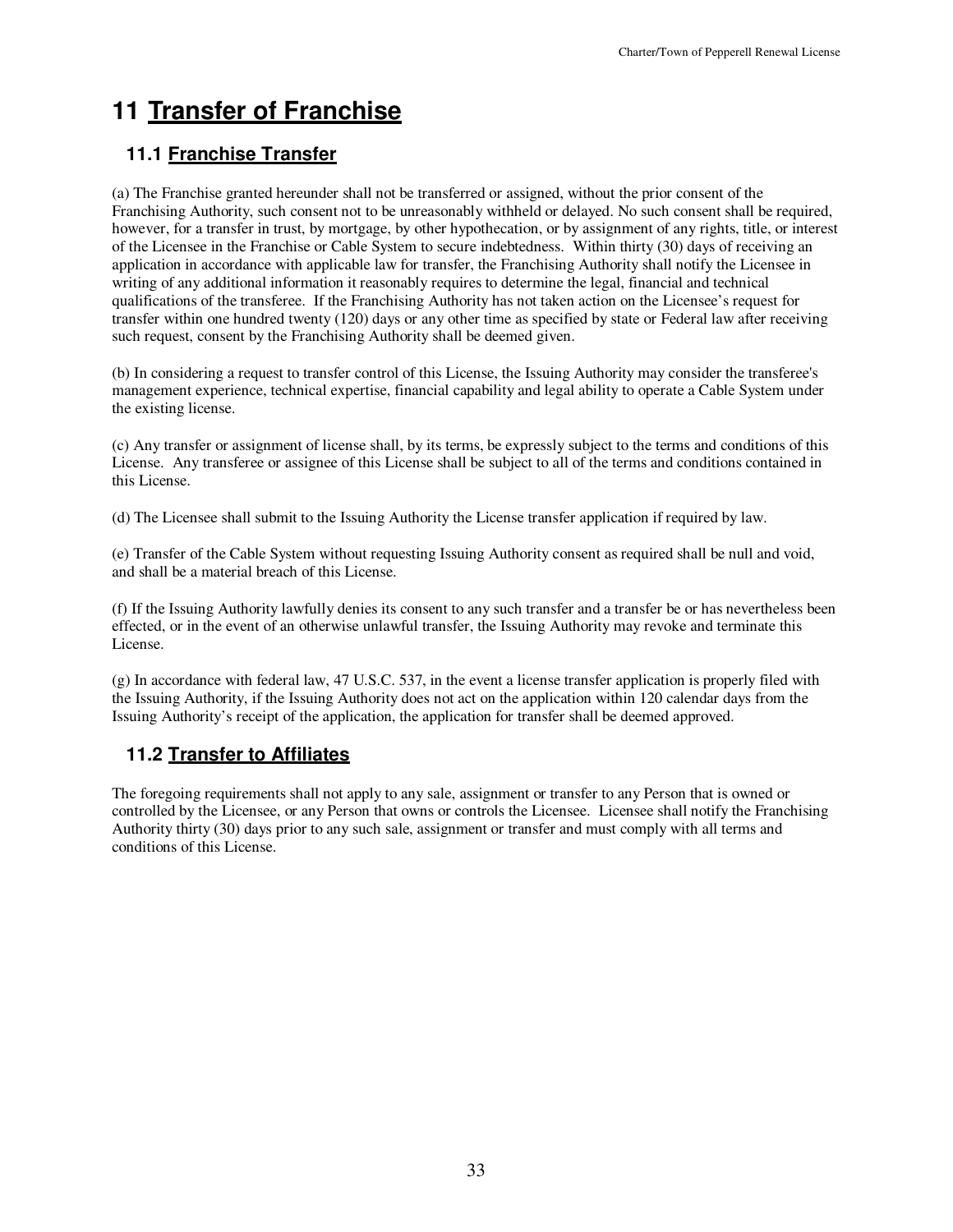# 11 Transfer of Franchise

## 11.1 Franchise Transfer

(a) The Franchise granted hereunder shall not be transferred or assigned, without the prior consent of the Franchising Authority, such consent not to be unreasonably withheld or delayed. No such consent shall be required, however, for a transfer in trust, by mortgage, by other hypothecation, or by assignment of any rights, title, or interest of the Licensee in the Franchise or Cable System to secure indebtedness. Within thirty (30) days of receiving an application in accordance with applicable law for transfer, the Franchising Authority shall notify the Licensee in writing of any additional information it reasonably requires to determine the legal, financial and technical qualifications of the transferee. If the Franchising Authority has not taken action on the Licensee's request for transfer within one hundred twenty (120) days or any other time as specified by state or Federal law after receiving such request, consent by the Franchising Authority shall be deemed given.

(b) In considering a request to transfer control of this License, the Issuing Authority may consider the transferee's management experience, technical expertise, financial capability and legal ability to operate a Cable System under the existing license.

(c) Any transfer or assignment of license shall, by its terms, be expressly subject to the terms and conditions of this License. Any transferee or assignee of this License shall be subject to all of the terms and conditions contained in this License.

(d) The Licensee shall submit to the Issuing Authority the License transfer application if required by law.

(e) Transfer of the Cable System without requesting Issuing Authority consent as required shall be null and void, and shall be a material breach of this License.

(f) If the Issuing Authority lawfully denies its consent to any such transfer and a transfer be or has nevertheless been effected, or in the event of an otherwise unlawful transfer, the Issuing Authority may revoke and terminate this License.

(g) In accordance with federal law, 47 U.S.C. 537, in the event a license transfer application is properly filed with the Issuing Authority, if the Issuing Authority does not act on the application within 120 calendar days from the Issuing Authority's receipt of the application, the application for transfer shall be deemed approved.

## 11.2 Transfer to Affiliates

The foregoing requirements shall not apply to any sale, assignment or transfer to any Person that is owned or controlled by the Licensee, or any Person that owns or controls the Licensee. Licensee shall notify the Franchising Authority thirty (30) days prior to any such sale, assignment or transfer and must comply with all terms and conditions of this License.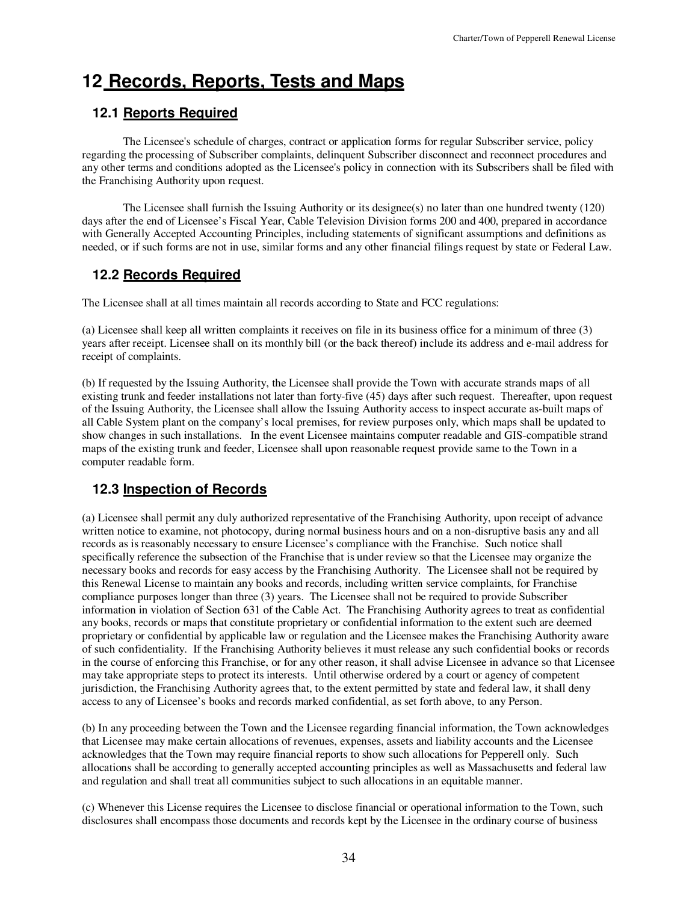# 12 Records, Reports, Tests and Maps

## 12.1 Reports Required

The Licensee's schedule of charges, contract or application forms for regular Subscriber service, policy regarding the processing of Subscriber complaints, delinquent Subscriber disconnect and reconnect procedures and any other terms and conditions adopted as the Licensee's policy in connection with its Subscribers shall be filed with the Franchising Authority upon request.

The Licensee shall furnish the Issuing Authority or its designee(s) no later than one hundred twenty (120) days after the end of Licensee's Fiscal Year, Cable Television Division forms 200 and 400, prepared in accordance with Generally Accepted Accounting Principles, including statements of significant assumptions and definitions as needed, or if such forms are not in use, similar forms and any other financial filings request by state or Federal Law.

## 12.2 Records Required

The Licensee shall at all times maintain all records according to State and FCC regulations:

(a) Licensee shall keep all written complaints it receives on file in its business office for a minimum of three (3) years after receipt. Licensee shall on its monthly bill (or the back thereof) include its address and e-mail address for receipt of complaints.

(b) If requested by the Issuing Authority, the Licensee shall provide the Town with accurate strands maps of all existing trunk and feeder installations not later than forty-five (45) days after such request. Thereafter, upon request of the Issuing Authority, the Licensee shall allow the Issuing Authority access to inspect accurate as-built maps of all Cable System plant on the company's local premises, for review purposes only, which maps shall be updated to show changes in such installations. In the event Licensee maintains computer readable and GIS-compatible strand maps of the existing trunk and feeder, Licensee shall upon reasonable request provide same to the Town in a computer readable form.

## 12.3 Inspection of Records

(a) Licensee shall permit any duly authorized representative of the Franchising Authority, upon receipt of advance written notice to examine, not photocopy, during normal business hours and on a non-disruptive basis any and all records as is reasonably necessary to ensure Licensee's compliance with the Franchise. Such notice shall specifically reference the subsection of the Franchise that is under review so that the Licensee may organize the necessary books and records for easy access by the Franchising Authority. The Licensee shall not be required by this Renewal License to maintain any books and records, including written service complaints, for Franchise compliance purposes longer than three (3) years. The Licensee shall not be required to provide Subscriber information in violation of Section 631 of the Cable Act. The Franchising Authority agrees to treat as confidential any books, records or maps that constitute proprietary or confidential information to the extent such are deemed proprietary or confidential by applicable law or regulation and the Licensee makes the Franchising Authority aware of such confidentiality. If the Franchising Authority believes it must release any such confidential books or records in the course of enforcing this Franchise, or for any other reason, it shall advise Licensee in advance so that Licensee may take appropriate steps to protect its interests. Until otherwise ordered by a court or agency of competent jurisdiction, the Franchising Authority agrees that, to the extent permitted by state and federal law, it shall deny access to any of Licensee's books and records marked confidential, as set forth above, to any Person.

(b) In any proceeding between the Town and the Licensee regarding financial information, the Town acknowledges that Licensee may make certain allocations of revenues, expenses, assets and liability accounts and the Licensee acknowledges that the Town may require financial reports to show such allocations for Pepperell only. Such allocations shall be according to generally accepted accounting principles as well as Massachusetts and federal law and regulation and shall treat all communities subject to such allocations in an equitable manner.

(c) Whenever this License requires the Licensee to disclose financial or operational information to the Town, such disclosures shall encompass those documents and records kept by the Licensee in the ordinary course of business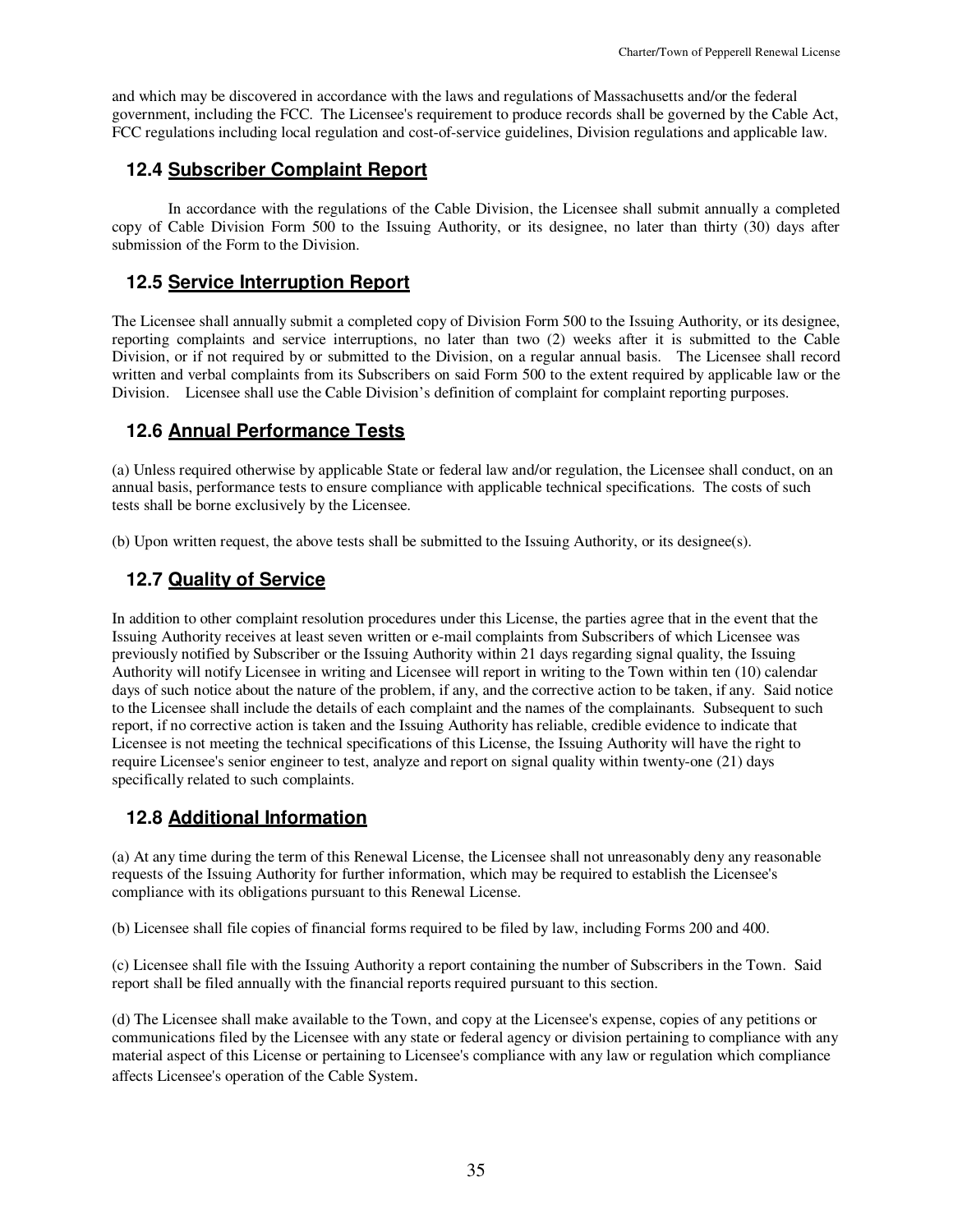and which may be discovered in accordance with the laws and regulations of Massachusetts and/or the federal government, including the FCC. The Licensee's requirement to produce records shall be governed by the Cable Act, FCC regulations including local regulation and cost-of-service guidelines, Division regulations and applicable law.

## 12.4 Subscriber Complaint Report

In accordance with the regulations of the Cable Division, the Licensee shall submit annually a completed copy of Cable Division Form 500 to the Issuing Authority, or its designee, no later than thirty (30) days after submission of the Form to the Division.

## 12.5 Service Interruption Report

The Licensee shall annually submit a completed copy of Division Form 500 to the Issuing Authority, or its designee, reporting complaints and service interruptions, no later than two (2) weeks after it is submitted to the Cable Division, or if not required by or submitted to the Division, on a regular annual basis. The Licensee shall record written and verbal complaints from its Subscribers on said Form 500 to the extent required by applicable law or the Division. Licensee shall use the Cable Division's definition of complaint for complaint reporting purposes.

## 12.6 Annual Performance Tests

(a) Unless required otherwise by applicable State or federal law and/or regulation, the Licensee shall conduct, on an annual basis, performance tests to ensure compliance with applicable technical specifications. The costs of such tests shall be borne exclusively by the Licensee.

(b) Upon written request, the above tests shall be submitted to the Issuing Authority, or its designee(s).

## 12.7 Quality of Service

In addition to other complaint resolution procedures under this License, the parties agree that in the event that the Issuing Authority receives at least seven written or e-mail complaints from Subscribers of which Licensee was previously notified by Subscriber or the Issuing Authority within 21 days regarding signal quality, the Issuing Authority will notify Licensee in writing and Licensee will report in writing to the Town within ten (10) calendar days of such notice about the nature of the problem, if any, and the corrective action to be taken, if any. Said notice to the Licensee shall include the details of each complaint and the names of the complainants. Subsequent to such report, if no corrective action is taken and the Issuing Authority has reliable, credible evidence to indicate that Licensee is not meeting the technical specifications of this License, the Issuing Authority will have the right to require Licensee's senior engineer to test, analyze and report on signal quality within twenty-one (21) days specifically related to such complaints.

## 12.8 Additional Information

(a) At any time during the term of this Renewal License, the Licensee shall not unreasonably deny any reasonable requests of the Issuing Authority for further information, which may be required to establish the Licensee's compliance with its obligations pursuant to this Renewal License.

(b) Licensee shall file copies of financial forms required to be filed by law, including Forms 200 and 400.

(c) Licensee shall file with the Issuing Authority a report containing the number of Subscribers in the Town. Said report shall be filed annually with the financial reports required pursuant to this section.

(d) The Licensee shall make available to the Town, and copy at the Licensee's expense, copies of any petitions or communications filed by the Licensee with any state or federal agency or division pertaining to compliance with any material aspect of this License or pertaining to Licensee's compliance with any law or regulation which compliance affects Licensee's operation of the Cable System.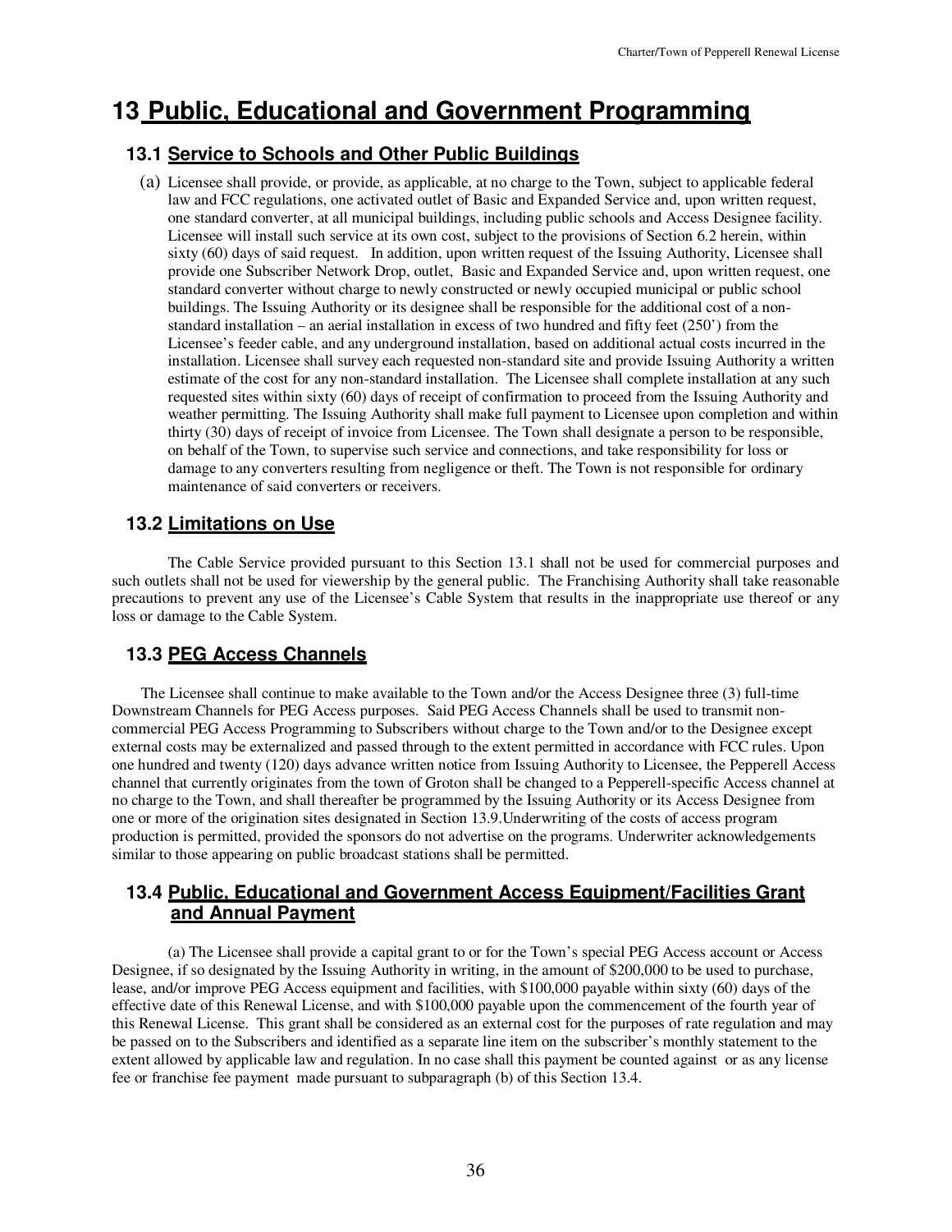# 13 Public, Educational and Government Programming

## 13.1 Service to Schools and Other Public Buildings

(a) Licensee shall provide, or provide, as applicable, at no charge to the Town, subject to applicable federal law and FCC regulations, one activated outlet of Basic and Expanded Service and, upon written request, one standard converter, at all municipal buildings, including public schools and Access Designee facility. Licensee will install such service at its own cost, subject to the provisions of Section 6.2 herein, within sixty (60) days of said request. In addition, upon written request of the Issuing Authority, Licensee shall provide one Subscriber Network Drop, outlet, Basic and Expanded Service and, upon written request, one standard converter without charge to newly constructed or newly occupied municipal or public school buildings. The Issuing Authority or its designee shall be responsible for the additional cost of a non-standard installation – an aerial installation in excess of two hundred and fifty feet (250') from the Licensee's feeder cable, and any underground installation, based on additional actual costs incurred in the installation. Licensee shall survey each requested non-standard site and provide Issuing Authority a written estimate of the cost for any non-standard installation. The Licensee shall complete installation at any such requested sites within sixty (60) days of receipt of confirmation to proceed from the Issuing Authority and weather permitting. The Issuing Authority shall make full payment to Licensee upon completion and within thirty (30) days of receipt of invoice from Licensee. The Town shall designate a person to be responsible, on behalf of the Town, to supervise such service and connections, and take responsibility for loss or damage to any converters resulting from negligence or theft. The Town is not responsible for ordinary maintenance of said converters or receivers.

## 13.2 Limitations on Use

The Cable Service provided pursuant to this Section 13.1 shall not be used for commercial purposes and such outlets shall not be used for viewership by the general public. The Franchising Authority shall take reasonable precautions to prevent any use of the Licensee's Cable System that results in the inappropriate use thereof or any loss or damage to the Cable System.

## 13.3 PEG Access Channels

The Licensee shall continue to make available to the Town and/or the Access Designee three (3) full-time Downstream Channels for PEG Access purposes. Said PEG Access Channels shall be used to transmit non-commercial PEG Access Programming to Subscribers without charge to the Town and/or to the Designee except external costs may be externalized and passed through to the extent permitted in accordance with FCC rules. Upon one hundred and twenty (120) days advance written notice from Issuing Authority to Licensee, the Pepperell Access channel that currently originates from the town of Groton shall be changed to a Pepperell-specific Access channel at no charge to the Town, and shall thereafter be programmed by the Issuing Authority or its Access Designee from one or more of the origination sites designated in Section 13.9.Underwriting of the costs of access program production is permitted, provided the sponsors do not advertise on the programs. Underwriter acknowledgements similar to those appearing on public broadcast stations shall be permitted.

## 13.4 Public, Educational and Government Access Equipment/Facilities Grant and Annual Payment

(a) The Licensee shall provide a capital grant to or for the Town's special PEG Access account or Access Designee, if so designated by the Issuing Authority in writing, in the amount of $200,000 to be used to purchase, lease, and/or improve PEG Access equipment and facilities, with $100,000 payable within sixty (60) days of the effective date of this Renewal License, and with $100,000 payable upon the commencement of the fourth year of this Renewal License. This grant shall be considered as an external cost for the purposes of rate regulation and may be passed on to the Subscribers and identified as a separate line item on the subscriber's monthly statement to the extent allowed by applicable law and regulation. In no case shall this payment be counted against or as any license fee or franchise fee payment made pursuant to subparagraph (b) of this Section 13.4.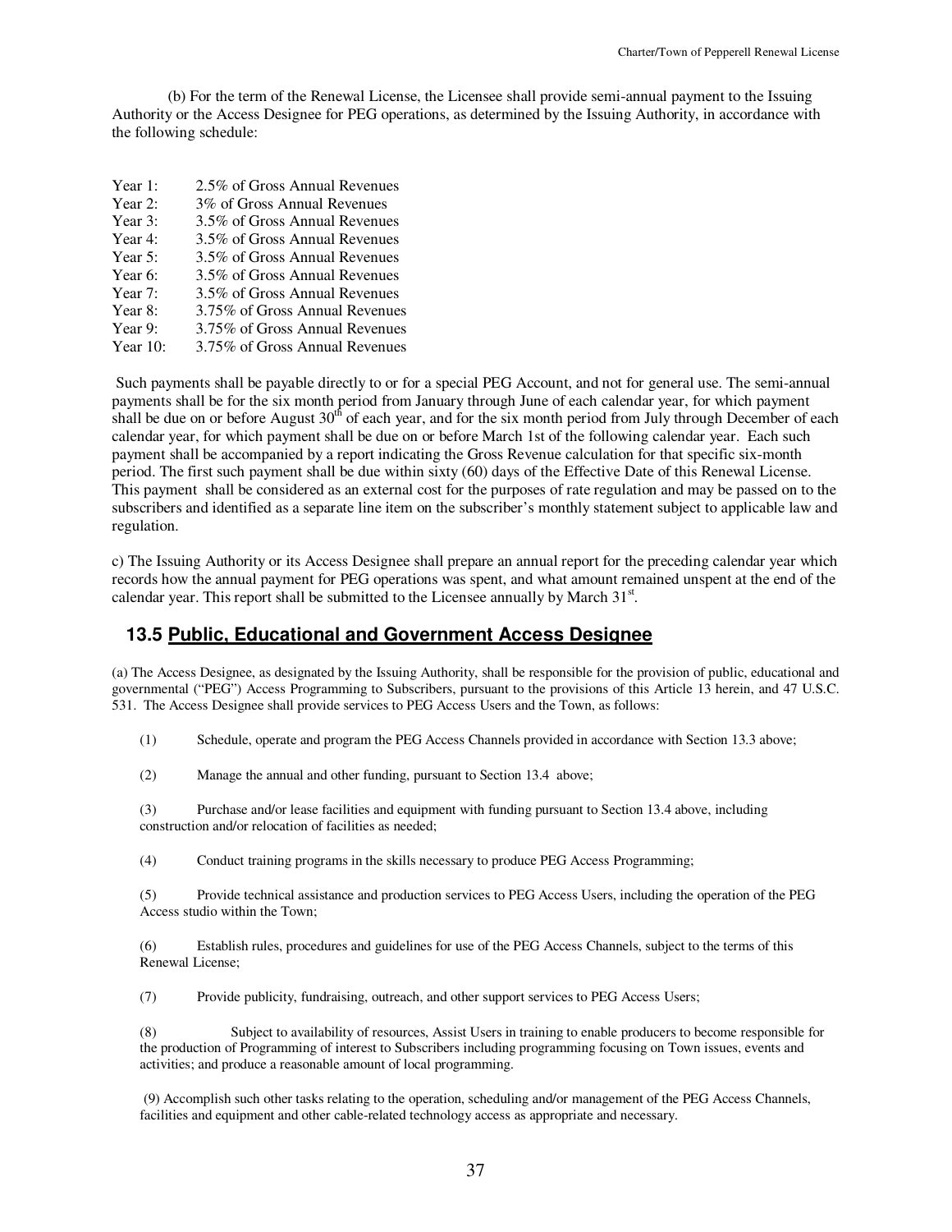(b) For the term of the Renewal License, the Licensee shall provide semi-annual payment to the Issuing Authority or the Access Designee for PEG operations, as determined by the Issuing Authority, in accordance with the following schedule:

| | |
|---|---|
| Year 1: | 2.5% of Gross Annual Revenues |
| Year 2: | 3% of Gross Annual Revenues |
| Year 3: | 3.5% of Gross Annual Revenues |
| Year 4: | 3.5% of Gross Annual Revenues |
| Year 5: | 3.5% of Gross Annual Revenues |
| Year 6: | 3.5% of Gross Annual Revenues |
| Year 7: | 3.5% of Gross Annual Revenues |
| Year 8: | 3.75% of Gross Annual Revenues |
| Year 9: | 3.75% of Gross Annual Revenues |
| Year 10: | 3.75% of Gross Annual Revenues |

Such payments shall be payable directly to or for a special PEG Account, and not for general use. The semi-annual payments shall be for the six month period from January through June of each calendar year, for which payment shall be due on or before August 30th of each year, and for the six month period from July through December of each calendar year, for which payment shall be due on or before March 1st of the following calendar year. Each such payment shall be accompanied by a report indicating the Gross Revenue calculation for that specific six-month period. The first such payment shall be due within sixty (60) days of the Effective Date of this Renewal License. This payment shall be considered as an external cost for the purposes of rate regulation and may be passed on to the subscribers and identified as a separate line item on the subscriber's monthly statement subject to applicable law and regulation.

c) The Issuing Authority or its Access Designee shall prepare an annual report for the preceding calendar year which records how the annual payment for PEG operations was spent, and what amount remained unspent at the end of the calendar year. This report shall be submitted to the Licensee annually by March 31st.

## 13.5 Public, Educational and Government Access Designee

(a) The Access Designee, as designated by the Issuing Authority, shall be responsible for the provision of public, educational and governmental ("PEG") Access Programming to Subscribers, pursuant to the provisions of this Article 13 herein, and 47 U.S.C. 531. The Access Designee shall provide services to PEG Access Users and the Town, as follows:

(1) Schedule, operate and program the PEG Access Channels provided in accordance with Section 13.3 above;

(2) Manage the annual and other funding, pursuant to Section 13.4 above;

(3) Purchase and/or lease facilities and equipment with funding pursuant to Section 13.4 above, including construction and/or relocation of facilities as needed;

(4) Conduct training programs in the skills necessary to produce PEG Access Programming;

(5) Provide technical assistance and production services to PEG Access Users, including the operation of the PEG Access studio within the Town;

(6) Establish rules, procedures and guidelines for use of the PEG Access Channels, subject to the terms of this Renewal License;

(7) Provide publicity, fundraising, outreach, and other support services to PEG Access Users;

(8) Subject to availability of resources, Assist Users in training to enable producers to become responsible for the production of Programming of interest to Subscribers including programming focusing on Town issues, events and activities; and produce a reasonable amount of local programming.

(9) Accomplish such other tasks relating to the operation, scheduling and/or management of the PEG Access Channels, facilities and equipment and other cable-related technology access as appropriate and necessary.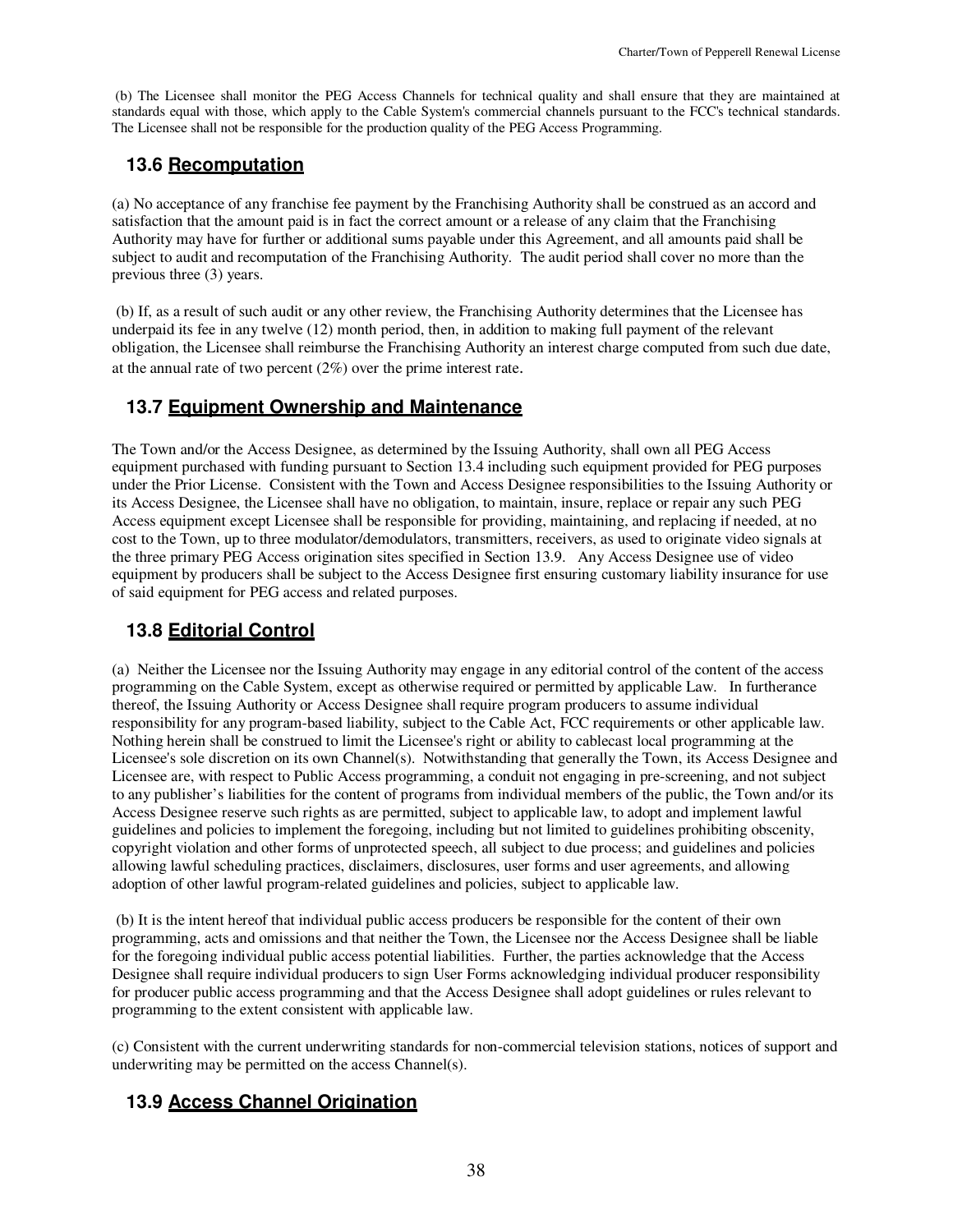(b) The Licensee shall monitor the PEG Access Channels for technical quality and shall ensure that they are maintained at standards equal with those, which apply to the Cable System's commercial channels pursuant to the FCC's technical standards. The Licensee shall not be responsible for the production quality of the PEG Access Programming.

## 13.6 Recomputation

(a) No acceptance of any franchise fee payment by the Franchising Authority shall be construed as an accord and satisfaction that the amount paid is in fact the correct amount or a release of any claim that the Franchising Authority may have for further or additional sums payable under this Agreement, and all amounts paid shall be subject to audit and recomputation of the Franchising Authority. The audit period shall cover no more than the previous three (3) years.

(b) If, as a result of such audit or any other review, the Franchising Authority determines that the Licensee has underpaid its fee in any twelve (12) month period, then, in addition to making full payment of the relevant obligation, the Licensee shall reimburse the Franchising Authority an interest charge computed from such due date, at the annual rate of two percent (2%) over the prime interest rate.

## 13.7 Equipment Ownership and Maintenance

The Town and/or the Access Designee, as determined by the Issuing Authority, shall own all PEG Access equipment purchased with funding pursuant to Section 13.4 including such equipment provided for PEG purposes under the Prior License. Consistent with the Town and Access Designee responsibilities to the Issuing Authority or its Access Designee, the Licensee shall have no obligation, to maintain, insure, replace or repair any such PEG Access equipment except Licensee shall be responsible for providing, maintaining, and replacing if needed, at no cost to the Town, up to three modulator/demodulators, transmitters, receivers, as used to originate video signals at the three primary PEG Access origination sites specified in Section 13.9. Any Access Designee use of video equipment by producers shall be subject to the Access Designee first ensuring customary liability insurance for use of said equipment for PEG access and related purposes.

## 13.8 Editorial Control

(a) Neither the Licensee nor the Issuing Authority may engage in any editorial control of the content of the access programming on the Cable System, except as otherwise required or permitted by applicable Law. In furtherance thereof, the Issuing Authority or Access Designee shall require program producers to assume individual responsibility for any program-based liability, subject to the Cable Act, FCC requirements or other applicable law. Nothing herein shall be construed to limit the Licensee's right or ability to cablecast local programming at the Licensee's sole discretion on its own Channel(s). Notwithstanding that generally the Town, its Access Designee and Licensee are, with respect to Public Access programming, a conduit not engaging in pre-screening, and not subject to any publisher's liabilities for the content of programs from individual members of the public, the Town and/or its Access Designee reserve such rights as are permitted, subject to applicable law, to adopt and implement lawful guidelines and policies to implement the foregoing, including but not limited to guidelines prohibiting obscenity, copyright violation and other forms of unprotected speech, all subject to due process; and guidelines and policies allowing lawful scheduling practices, disclaimers, disclosures, user forms and user agreements, and allowing adoption of other lawful program-related guidelines and policies, subject to applicable law.

(b) It is the intent hereof that individual public access producers be responsible for the content of their own programming, acts and omissions and that neither the Town, the Licensee nor the Access Designee shall be liable for the foregoing individual public access potential liabilities. Further, the parties acknowledge that the Access Designee shall require individual producers to sign User Forms acknowledging individual producer responsibility for producer public access programming and that the Access Designee shall adopt guidelines or rules relevant to programming to the extent consistent with applicable law.

(c) Consistent with the current underwriting standards for non-commercial television stations, notices of support and underwriting may be permitted on the access Channel(s).

## 13.9 Access Channel Origination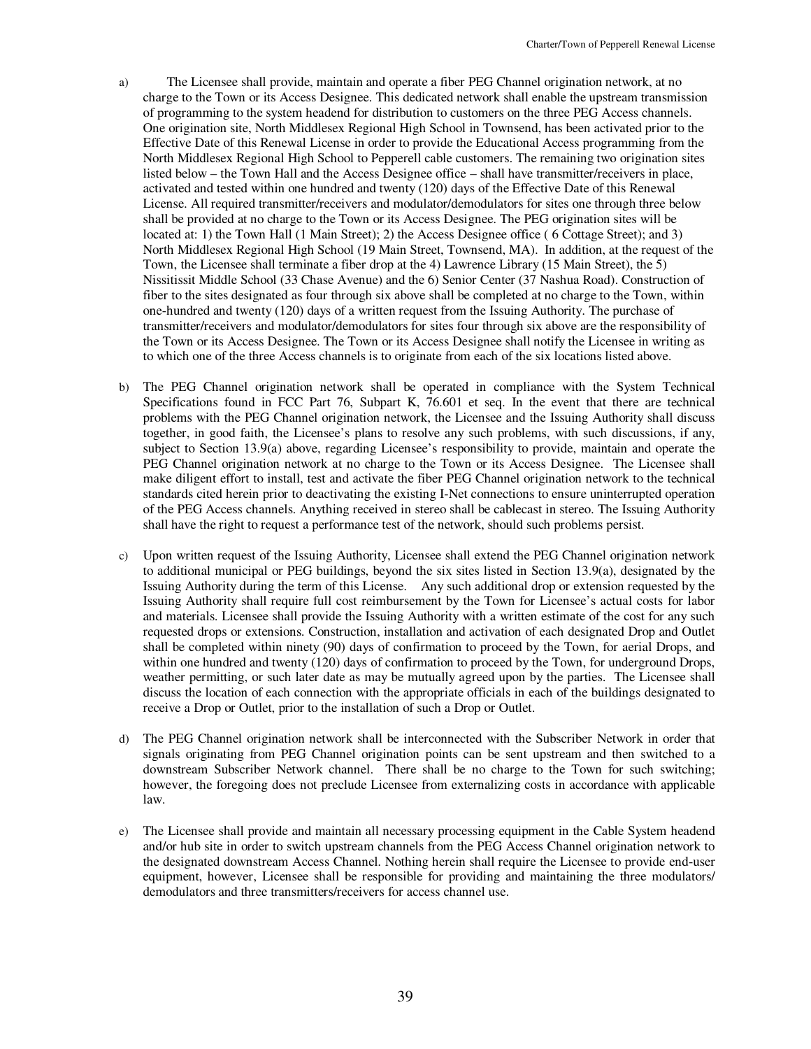a) The Licensee shall provide, maintain and operate a fiber PEG Channel origination network, at no charge to the Town or its Access Designee. This dedicated network shall enable the upstream transmission of programming to the system headend for distribution to customers on the three PEG Access channels. One origination site, North Middlesex Regional High School in Townsend, has been activated prior to the Effective Date of this Renewal License in order to provide the Educational Access programming from the North Middlesex Regional High School to Pepperell cable customers. The remaining two origination sites listed below – the Town Hall and the Access Designee office – shall have transmitter/receivers in place, activated and tested within one hundred and twenty (120) days of the Effective Date of this Renewal License. All required transmitter/receivers and modulator/demodulators for sites one through three below shall be provided at no charge to the Town or its Access Designee. The PEG origination sites will be located at: 1) the Town Hall (1 Main Street); 2) the Access Designee office ( 6 Cottage Street); and 3) North Middlesex Regional High School (19 Main Street, Townsend, MA). In addition, at the request of the Town, the Licensee shall terminate a fiber drop at the 4) Lawrence Library (15 Main Street), the 5) Nissitissit Middle School (33 Chase Avenue) and the 6) Senior Center (37 Nashua Road). Construction of fiber to the sites designated as four through six above shall be completed at no charge to the Town, within one-hundred and twenty (120) days of a written request from the Issuing Authority. The purchase of transmitter/receivers and modulator/demodulators for sites four through six above are the responsibility of the Town or its Access Designee. The Town or its Access Designee shall notify the Licensee in writing as to which one of the three Access channels is to originate from each of the six locations listed above.

b) The PEG Channel origination network shall be operated in compliance with the System Technical Specifications found in FCC Part 76, Subpart K, 76.601 et seq. In the event that there are technical problems with the PEG Channel origination network, the Licensee and the Issuing Authority shall discuss together, in good faith, the Licensee's plans to resolve any such problems, with such discussions, if any, subject to Section 13.9(a) above, regarding Licensee's responsibility to provide, maintain and operate the PEG Channel origination network at no charge to the Town or its Access Designee. The Licensee shall make diligent effort to install, test and activate the fiber PEG Channel origination network to the technical standards cited herein prior to deactivating the existing I-Net connections to ensure uninterrupted operation of the PEG Access channels. Anything received in stereo shall be cablecast in stereo. The Issuing Authority shall have the right to request a performance test of the network, should such problems persist.

c) Upon written request of the Issuing Authority, Licensee shall extend the PEG Channel origination network to additional municipal or PEG buildings, beyond the six sites listed in Section 13.9(a), designated by the Issuing Authority during the term of this License. Any such additional drop or extension requested by the Issuing Authority shall require full cost reimbursement by the Town for Licensee's actual costs for labor and materials. Licensee shall provide the Issuing Authority with a written estimate of the cost for any such requested drops or extensions. Construction, installation and activation of each designated Drop and Outlet shall be completed within ninety (90) days of confirmation to proceed by the Town, for aerial Drops, and within one hundred and twenty (120) days of confirmation to proceed by the Town, for underground Drops, weather permitting, or such later date as may be mutually agreed upon by the parties. The Licensee shall discuss the location of each connection with the appropriate officials in each of the buildings designated to receive a Drop or Outlet, prior to the installation of such a Drop or Outlet.

d) The PEG Channel origination network shall be interconnected with the Subscriber Network in order that signals originating from PEG Channel origination points can be sent upstream and then switched to a downstream Subscriber Network channel. There shall be no charge to the Town for such switching; however, the foregoing does not preclude Licensee from externalizing costs in accordance with applicable law.

e) The Licensee shall provide and maintain all necessary processing equipment in the Cable System headend and/or hub site in order to switch upstream channels from the PEG Access Channel origination network to the designated downstream Access Channel. Nothing herein shall require the Licensee to provide end-user equipment, however, Licensee shall be responsible for providing and maintaining the three modulators/ demodulators and three transmitters/receivers for access channel use.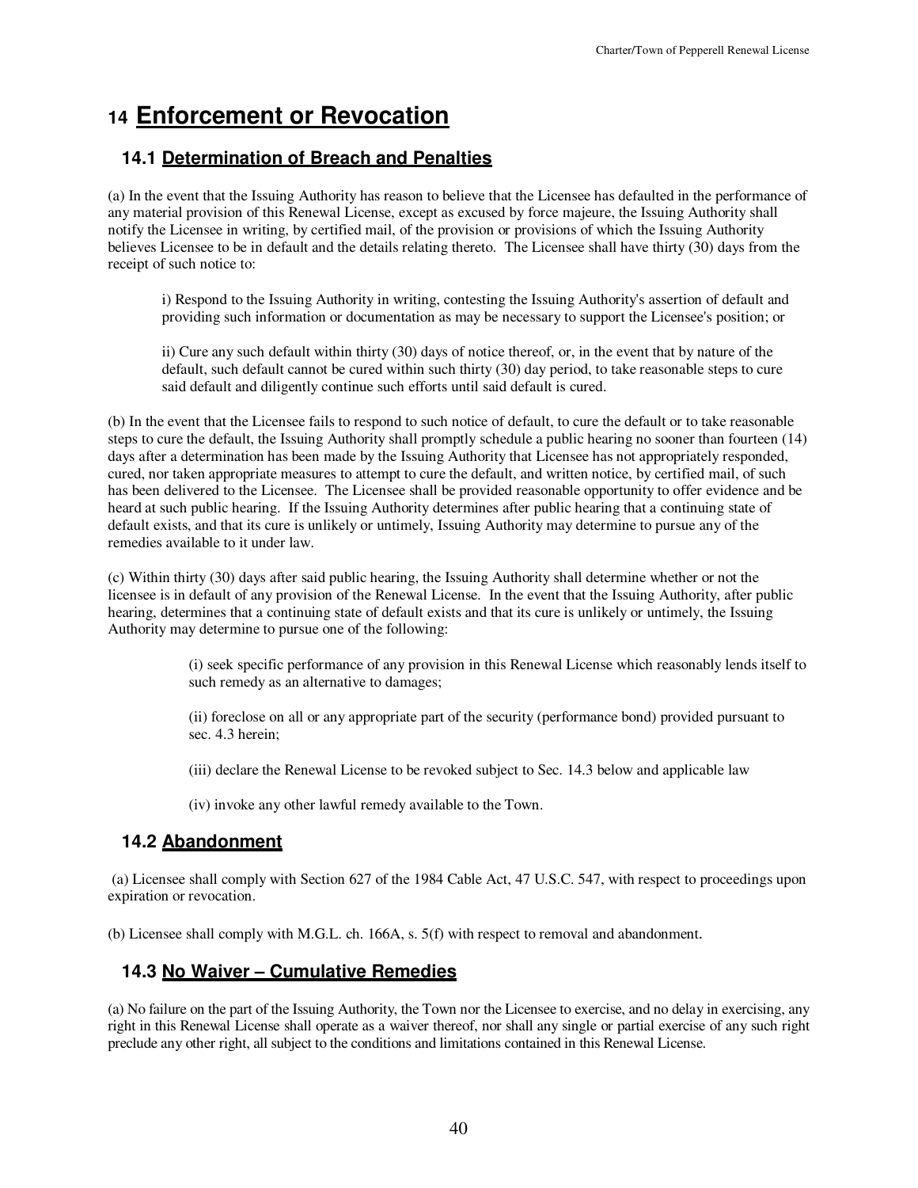# 14 Enforcement or Revocation

## 14.1 Determination of Breach and Penalties

(a) In the event that the Issuing Authority has reason to believe that the Licensee has defaulted in the performance of any material provision of this Renewal License, except as excused by force majeure, the Issuing Authority shall notify the Licensee in writing, by certified mail, of the provision or provisions of which the Issuing Authority believes Licensee to be in default and the details relating thereto. The Licensee shall have thirty (30) days from the receipt of such notice to:

> i) Respond to the Issuing Authority in writing, contesting the Issuing Authority's assertion of default and providing such information or documentation as may be necessary to support the Licensee's position; or
>
> ii) Cure any such default within thirty (30) days of notice thereof, or, in the event that by nature of the default, such default cannot be cured within such thirty (30) day period, to take reasonable steps to cure said default and diligently continue such efforts until said default is cured.

(b) In the event that the Licensee fails to respond to such notice of default, to cure the default or to take reasonable steps to cure the default, the Issuing Authority shall promptly schedule a public hearing no sooner than fourteen (14) days after a determination has been made by the Issuing Authority that Licensee has not appropriately responded, cured, nor taken appropriate measures to attempt to cure the default, and written notice, by certified mail, of such has been delivered to the Licensee. The Licensee shall be provided reasonable opportunity to offer evidence and be heard at such public hearing. If the Issuing Authority determines after public hearing that a continuing state of default exists, and that its cure is unlikely or untimely, Issuing Authority may determine to pursue any of the remedies available to it under law.

(c) Within thirty (30) days after said public hearing, the Issuing Authority shall determine whether or not the licensee is in default of any provision of the Renewal License. In the event that the Issuing Authority, after public hearing, determines that a continuing state of default exists and that its cure is unlikely or untimely, the Issuing Authority may determine to pursue one of the following:

> (i) seek specific performance of any provision in this Renewal License which reasonably lends itself to such remedy as an alternative to damages;
>
> (ii) foreclose on all or any appropriate part of the security (performance bond) provided pursuant to sec. 4.3 herein;
>
> (iii) declare the Renewal License to be revoked subject to Sec. 14.3 below and applicable law
>
> (iv) invoke any other lawful remedy available to the Town.

## 14.2 Abandonment

(a) Licensee shall comply with Section 627 of the 1984 Cable Act, 47 U.S.C. 547, with respect to proceedings upon expiration or revocation.

(b) Licensee shall comply with M.G.L. ch. 166A, s. 5(f) with respect to removal and abandonment.

## 14.3 No Waiver – Cumulative Remedies

(a) No failure on the part of the Issuing Authority, the Town nor the Licensee to exercise, and no delay in exercising, any right in this Renewal License shall operate as a waiver thereof, nor shall any single or partial exercise of any such right preclude any other right, all subject to the conditions and limitations contained in this Renewal License.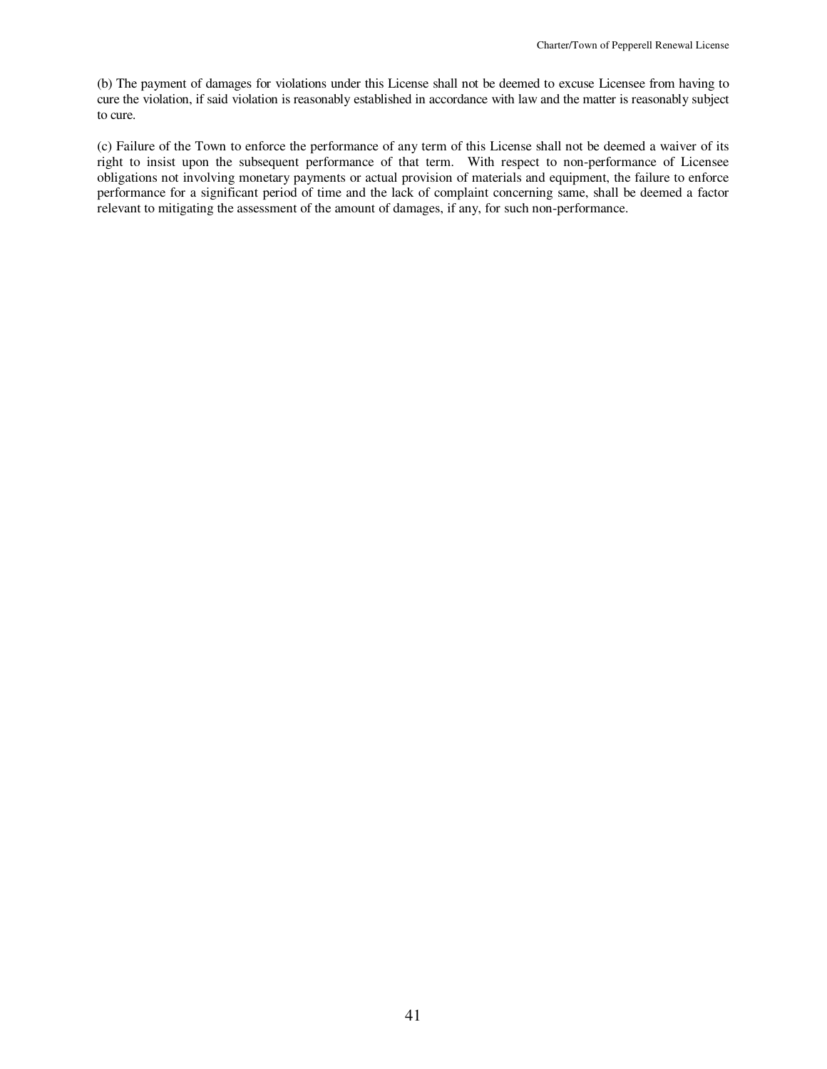(b) The payment of damages for violations under this License shall not be deemed to excuse Licensee from having to cure the violation, if said violation is reasonably established in accordance with law and the matter is reasonably subject to cure.

(c) Failure of the Town to enforce the performance of any term of this License shall not be deemed a waiver of its right to insist upon the subsequent performance of that term. With respect to non-performance of Licensee obligations not involving monetary payments or actual provision of materials and equipment, the failure to enforce performance for a significant period of time and the lack of complaint concerning same, shall be deemed a factor relevant to mitigating the assessment of the amount of damages, if any, for such non-performance.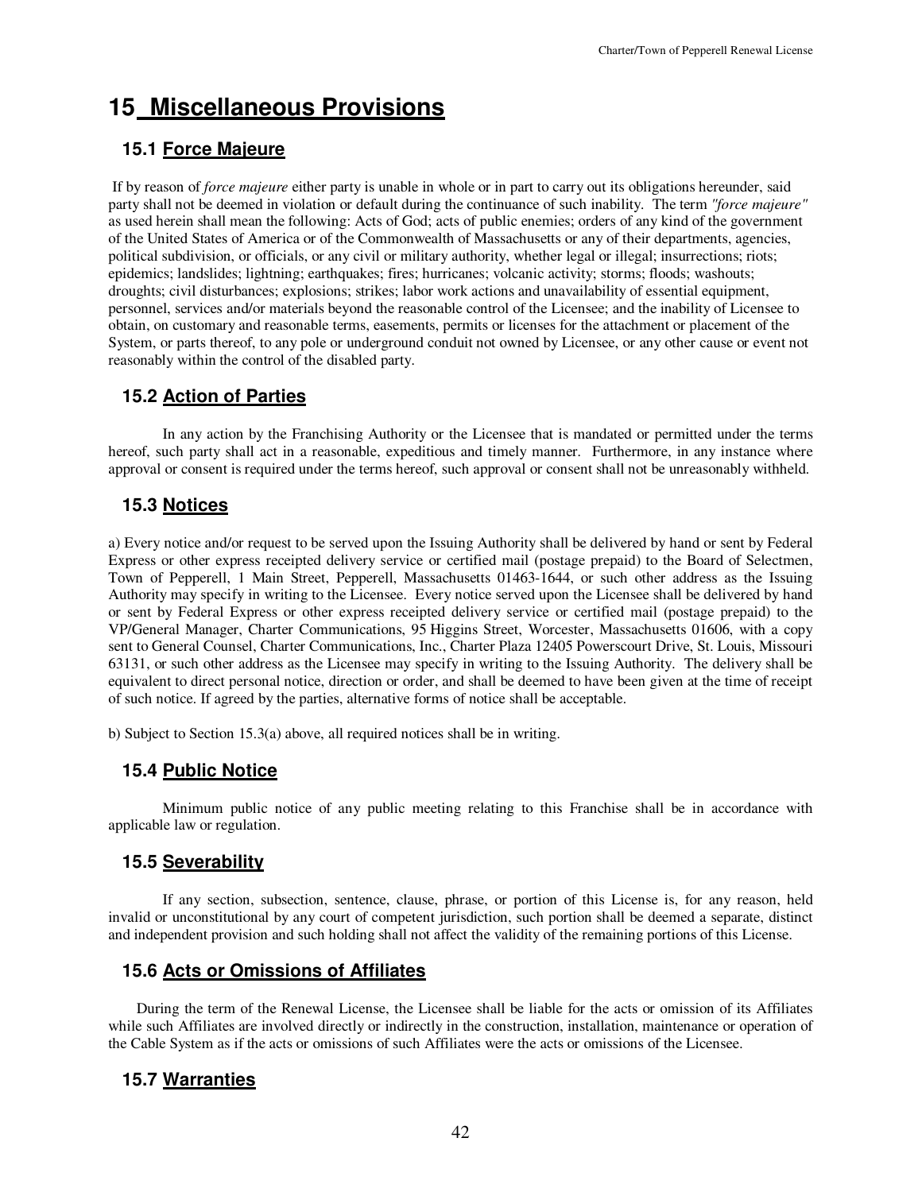# 15 Miscellaneous Provisions

## 15.1 Force Majeure

If by reason of *force majeure* either party is unable in whole or in part to carry out its obligations hereunder, said party shall not be deemed in violation or default during the continuance of such inability. The term *"force majeure"* as used herein shall mean the following: Acts of God; acts of public enemies; orders of any kind of the government of the United States of America or of the Commonwealth of Massachusetts or any of their departments, agencies, political subdivision, or officials, or any civil or military authority, whether legal or illegal; insurrections; riots; epidemics; landslides; lightning; earthquakes; fires; hurricanes; volcanic activity; storms; floods; washouts; droughts; civil disturbances; explosions; strikes; labor work actions and unavailability of essential equipment, personnel, services and/or materials beyond the reasonable control of the Licensee; and the inability of Licensee to obtain, on customary and reasonable terms, easements, permits or licenses for the attachment or placement of the System, or parts thereof, to any pole or underground conduit not owned by Licensee, or any other cause or event not reasonably within the control of the disabled party.

## 15.2 Action of Parties

In any action by the Franchising Authority or the Licensee that is mandated or permitted under the terms hereof, such party shall act in a reasonable, expeditious and timely manner. Furthermore, in any instance where approval or consent is required under the terms hereof, such approval or consent shall not be unreasonably withheld.

## 15.3 Notices

a) Every notice and/or request to be served upon the Issuing Authority shall be delivered by hand or sent by Federal Express or other express receipted delivery service or certified mail (postage prepaid) to the Board of Selectmen, Town of Pepperell, 1 Main Street, Pepperell, Massachusetts 01463-1644, or such other address as the Issuing Authority may specify in writing to the Licensee. Every notice served upon the Licensee shall be delivered by hand or sent by Federal Express or other express receipted delivery service or certified mail (postage prepaid) to the VP/General Manager, Charter Communications, 95 Higgins Street, Worcester, Massachusetts 01606, with a copy sent to General Counsel, Charter Communications, Inc., Charter Plaza 12405 Powerscourt Drive, St. Louis, Missouri 63131, or such other address as the Licensee may specify in writing to the Issuing Authority. The delivery shall be equivalent to direct personal notice, direction or order, and shall be deemed to have been given at the time of receipt of such notice. If agreed by the parties, alternative forms of notice shall be acceptable.

b) Subject to Section 15.3(a) above, all required notices shall be in writing.

## 15.4 Public Notice

Minimum public notice of any public meeting relating to this Franchise shall be in accordance with applicable law or regulation.

## 15.5 Severability

If any section, subsection, sentence, clause, phrase, or portion of this License is, for any reason, held invalid or unconstitutional by any court of competent jurisdiction, such portion shall be deemed a separate, distinct and independent provision and such holding shall not affect the validity of the remaining portions of this License.

## 15.6 Acts or Omissions of Affiliates

During the term of the Renewal License, the Licensee shall be liable for the acts or omission of its Affiliates while such Affiliates are involved directly or indirectly in the construction, installation, maintenance or operation of the Cable System as if the acts or omissions of such Affiliates were the acts or omissions of the Licensee.

## 15.7 Warranties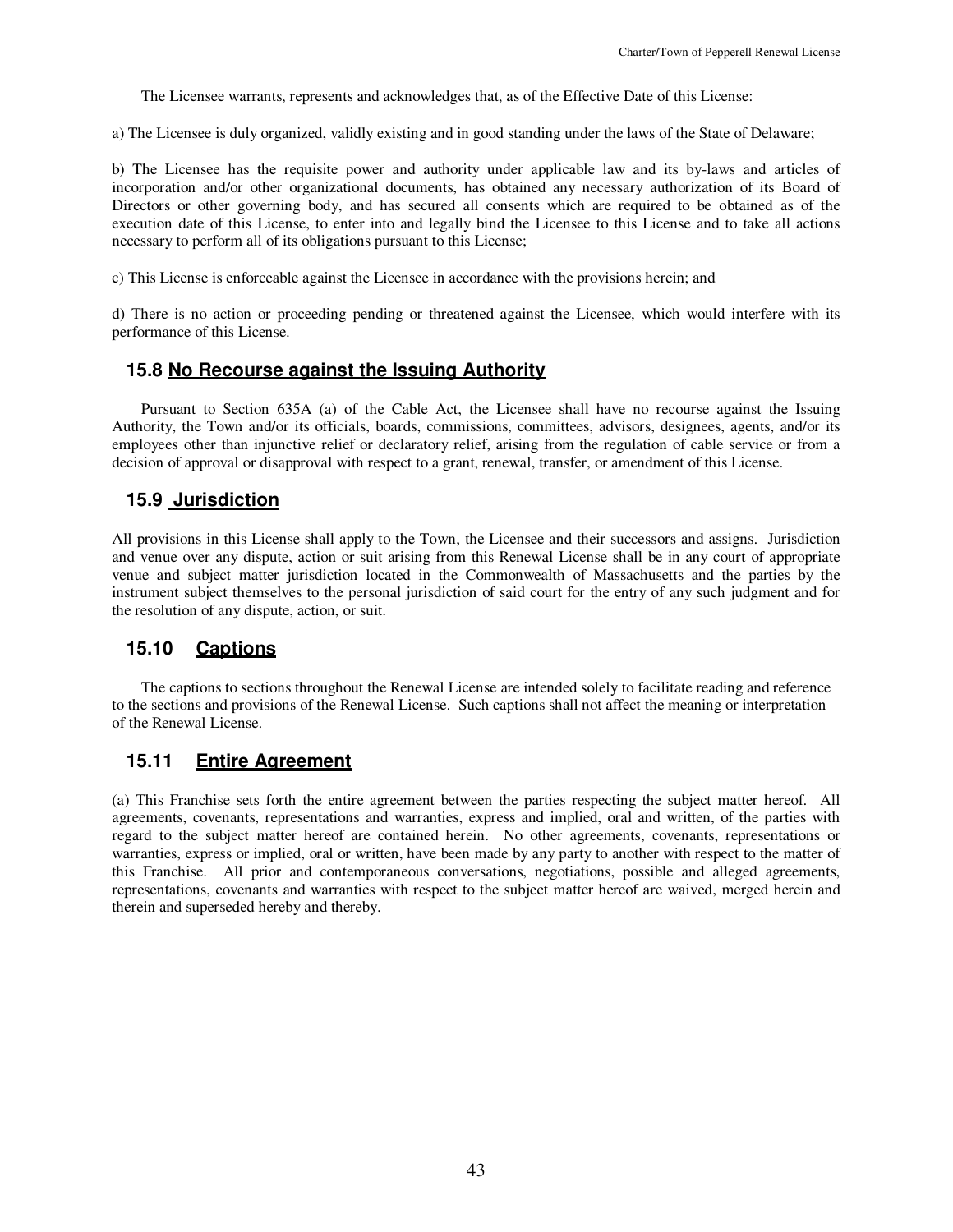The Licensee warrants, represents and acknowledges that, as of the Effective Date of this License:

a) The Licensee is duly organized, validly existing and in good standing under the laws of the State of Delaware;

b) The Licensee has the requisite power and authority under applicable law and its by-laws and articles of incorporation and/or other organizational documents, has obtained any necessary authorization of its Board of Directors or other governing body, and has secured all consents which are required to be obtained as of the execution date of this License, to enter into and legally bind the Licensee to this License and to take all actions necessary to perform all of its obligations pursuant to this License;

c) This License is enforceable against the Licensee in accordance with the provisions herein; and

d) There is no action or proceeding pending or threatened against the Licensee, which would interfere with its performance of this License.

## 15.8 No Recourse against the Issuing Authority

Pursuant to Section 635A (a) of the Cable Act, the Licensee shall have no recourse against the Issuing Authority, the Town and/or its officials, boards, commissions, committees, advisors, designees, agents, and/or its employees other than injunctive relief or declaratory relief, arising from the regulation of cable service or from a decision of approval or disapproval with respect to a grant, renewal, transfer, or amendment of this License.

## 15.9 Jurisdiction

All provisions in this License shall apply to the Town, the Licensee and their successors and assigns. Jurisdiction and venue over any dispute, action or suit arising from this Renewal License shall be in any court of appropriate venue and subject matter jurisdiction located in the Commonwealth of Massachusetts and the parties by the instrument subject themselves to the personal jurisdiction of said court for the entry of any such judgment and for the resolution of any dispute, action, or suit.

## 15.10 Captions

The captions to sections throughout the Renewal License are intended solely to facilitate reading and reference to the sections and provisions of the Renewal License. Such captions shall not affect the meaning or interpretation of the Renewal License.

## 15.11 Entire Agreement

(a) This Franchise sets forth the entire agreement between the parties respecting the subject matter hereof. All agreements, covenants, representations and warranties, express and implied, oral and written, of the parties with regard to the subject matter hereof are contained herein. No other agreements, covenants, representations or warranties, express or implied, oral or written, have been made by any party to another with respect to the matter of this Franchise. All prior and contemporaneous conversations, negotiations, possible and alleged agreements, representations, covenants and warranties with respect to the subject matter hereof are waived, merged herein and therein and superseded hereby and thereby.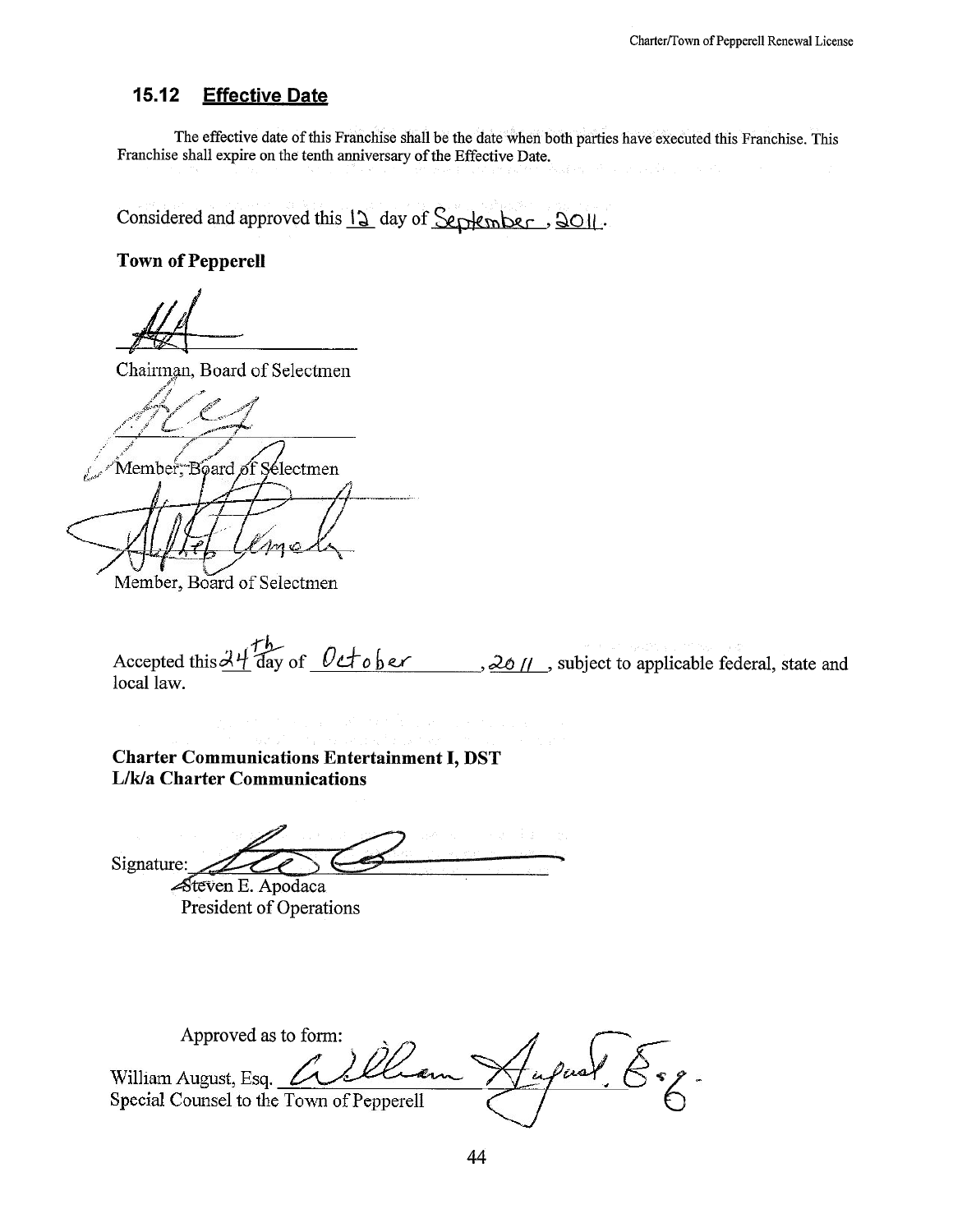### 15.12 Effective Date

The effective date of this Franchise shall be the date when both parties have executed this Franchise. This Franchise shall expire on the tenth anniversary of the Effective Date.

Considered and approved this 12 day of September, 2011.

**Town of Pepperell**

Chairman, Board of Selectmen

Member, Board of Selectmen

Member, Board of Selectmen

Accepted this 24th day of October, 2011, subject to applicable federal, state and local law.

**Charter Communications Entertainment I, DST**
**L/k/a Charter Communications**

Signature:
Steven E. Apodaca
President of Operations

Approved as to form:
William August, Esq.
Special Counsel to the Town of Pepperell